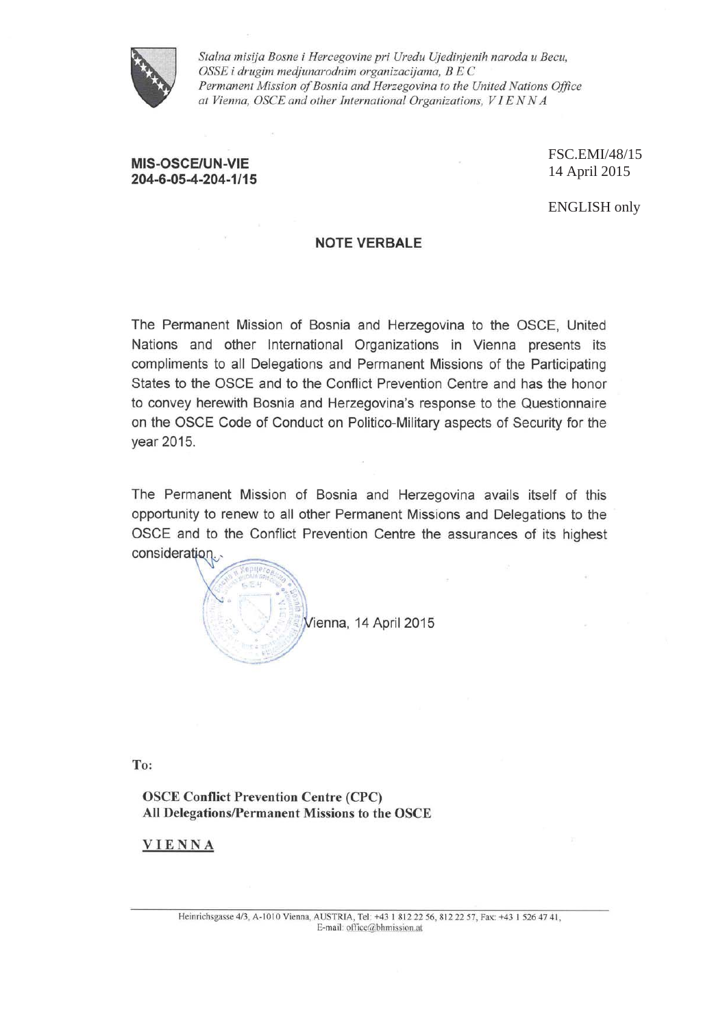*Stalna misija Bosne i Hercegovine pri Uredu Ujedinjenih naroda u Becu, OSSE i drugim medjunarodnim organizacijama, B E C*
*Permanent Mission of Bosnia and Herzegovina to the United Nations Office at Vienna, OSCE and other International Organizations, V I E N N A*

**MIS-OSCE/UN-VIE**
**204-6-05-4-204-1/15**

FSC.EMI/48/15
14 April 2015

ENGLISH only

**NOTE VERBALE**

The Permanent Mission of Bosnia and Herzegovina to the OSCE, United Nations and other International Organizations in Vienna presents its compliments to all Delegations and Permanent Missions of the Participating States to the OSCE and to the Conflict Prevention Centre and has the honor to convey herewith Bosnia and Herzegovina's response to the Questionnaire on the OSCE Code of Conduct on Politico-Military aspects of Security for the year 2015.

The Permanent Mission of Bosnia and Herzegovina avails itself of this opportunity to renew to all other Permanent Missions and Delegations to the OSCE and to the Conflict Prevention Centre the assurances of its highest consideration.

Vienna, 14 April 2015

**To:**

**OSCE Conflict Prevention Centre (CPC)**
**All Delegations/Permanent Missions to the OSCE**

**V I E N N A**

Heinrichsgasse 4/3, A-1010 Vienna, AUSTRIA, Tel: +43 1 812 22 56, 812 22 57, Fax: +43 1 526 47 41,
E-mail: office@bhmission.at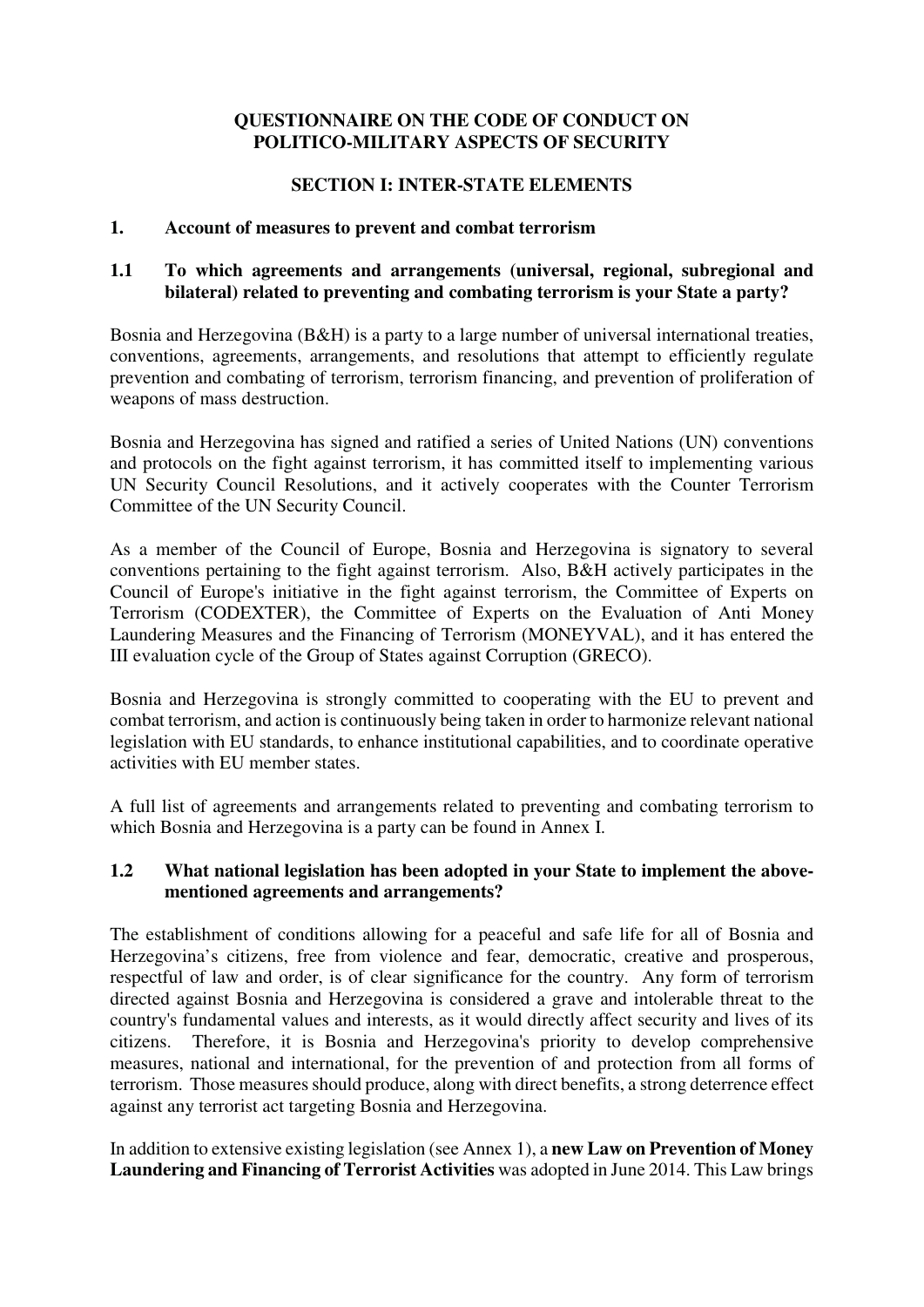**QUESTIONNAIRE ON THE CODE OF CONDUCT ON POLITICO-MILITARY ASPECTS OF SECURITY**

**SECTION I: INTER-STATE ELEMENTS**

## 1. Account of measures to prevent and combat terrorism

### 1.1 To which agreements and arrangements (universal, regional, subregional and bilateral) related to preventing and combating terrorism is your State a party?

Bosnia and Herzegovina (B&H) is a party to a large number of universal international treaties, conventions, agreements, arrangements, and resolutions that attempt to efficiently regulate prevention and combating of terrorism, terrorism financing, and prevention of proliferation of weapons of mass destruction.

Bosnia and Herzegovina has signed and ratified a series of United Nations (UN) conventions and protocols on the fight against terrorism, it has committed itself to implementing various UN Security Council Resolutions, and it actively cooperates with the Counter Terrorism Committee of the UN Security Council.

As a member of the Council of Europe, Bosnia and Herzegovina is signatory to several conventions pertaining to the fight against terrorism. Also, B&H actively participates in the Council of Europe's initiative in the fight against terrorism, the Committee of Experts on Terrorism (CODEXTER), the Committee of Experts on the Evaluation of Anti Money Laundering Measures and the Financing of Terrorism (MONEYVAL), and it has entered the III evaluation cycle of the Group of States against Corruption (GRECO).

Bosnia and Herzegovina is strongly committed to cooperating with the EU to prevent and combat terrorism, and action is continuously being taken in order to harmonize relevant national legislation with EU standards, to enhance institutional capabilities, and to coordinate operative activities with EU member states.

A full list of agreements and arrangements related to preventing and combating terrorism to which Bosnia and Herzegovina is a party can be found in Annex I.

### 1.2 What national legislation has been adopted in your State to implement the above-mentioned agreements and arrangements?

The establishment of conditions allowing for a peaceful and safe life for all of Bosnia and Herzegovina's citizens, free from violence and fear, democratic, creative and prosperous, respectful of law and order, is of clear significance for the country. Any form of terrorism directed against Bosnia and Herzegovina is considered a grave and intolerable threat to the country's fundamental values and interests, as it would directly affect security and lives of its citizens. Therefore, it is Bosnia and Herzegovina's priority to develop comprehensive measures, national and international, for the prevention of and protection from all forms of terrorism. Those measures should produce, along with direct benefits, a strong deterrence effect against any terrorist act targeting Bosnia and Herzegovina.

In addition to extensive existing legislation (see Annex 1), a **new Law on Prevention of Money Laundering and Financing of Terrorist Activities** was adopted in June 2014. This Law brings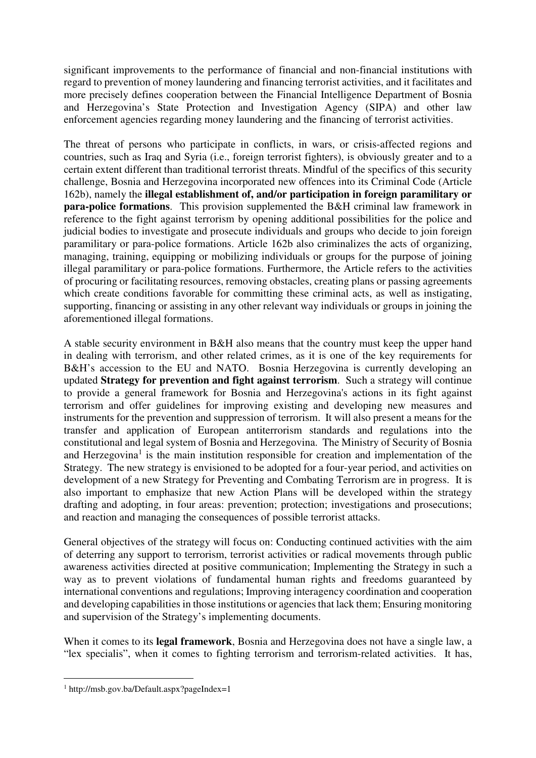significant improvements to the performance of financial and non-financial institutions with regard to prevention of money laundering and financing terrorist activities, and it facilitates and more precisely defines cooperation between the Financial Intelligence Department of Bosnia and Herzegovina's State Protection and Investigation Agency (SIPA) and other law enforcement agencies regarding money laundering and the financing of terrorist activities.

The threat of persons who participate in conflicts, in wars, or crisis-affected regions and countries, such as Iraq and Syria (i.e., foreign terrorist fighters), is obviously greater and to a certain extent different than traditional terrorist threats. Mindful of the specifics of this security challenge, Bosnia and Herzegovina incorporated new offences into its Criminal Code (Article 162b), namely the **illegal establishment of, and/or participation in foreign paramilitary or para-police formations**. This provision supplemented the B&H criminal law framework in reference to the fight against terrorism by opening additional possibilities for the police and judicial bodies to investigate and prosecute individuals and groups who decide to join foreign paramilitary or para-police formations. Article 162b also criminalizes the acts of organizing, managing, training, equipping or mobilizing individuals or groups for the purpose of joining illegal paramilitary or para-police formations. Furthermore, the Article refers to the activities of procuring or facilitating resources, removing obstacles, creating plans or passing agreements which create conditions favorable for committing these criminal acts, as well as instigating, supporting, financing or assisting in any other relevant way individuals or groups in joining the aforementioned illegal formations.

A stable security environment in B&H also means that the country must keep the upper hand in dealing with terrorism, and other related crimes, as it is one of the key requirements for B&H's accession to the EU and NATO. Bosnia Herzegovina is currently developing an updated **Strategy for prevention and fight against terrorism**. Such a strategy will continue to provide a general framework for Bosnia and Herzegovina's actions in its fight against terrorism and offer guidelines for improving existing and developing new measures and instruments for the prevention and suppression of terrorism. It will also present a means for the transfer and application of European antiterrorism standards and regulations into the constitutional and legal system of Bosnia and Herzegovina. The Ministry of Security of Bosnia and Herzegovina[1] is the main institution responsible for creation and implementation of the Strategy. The new strategy is envisioned to be adopted for a four-year period, and activities on development of a new Strategy for Preventing and Combating Terrorism are in progress. It is also important to emphasize that new Action Plans will be developed within the strategy drafting and adopting, in four areas: prevention; protection; investigations and prosecutions; and reaction and managing the consequences of possible terrorist attacks.

General objectives of the strategy will focus on: Conducting continued activities with the aim of deterring any support to terrorism, terrorist activities or radical movements through public awareness activities directed at positive communication; Implementing the Strategy in such a way as to prevent violations of fundamental human rights and freedoms guaranteed by international conventions and regulations; Improving interagency coordination and cooperation and developing capabilities in those institutions or agencies that lack them; Ensuring monitoring and supervision of the Strategy's implementing documents.

When it comes to its **legal framework**, Bosnia and Herzegovina does not have a single law, a "lex specialis", when it comes to fighting terrorism and terrorism-related activities. It has,

[1] http://msb.gov.ba/Default.aspx?pageIndex=1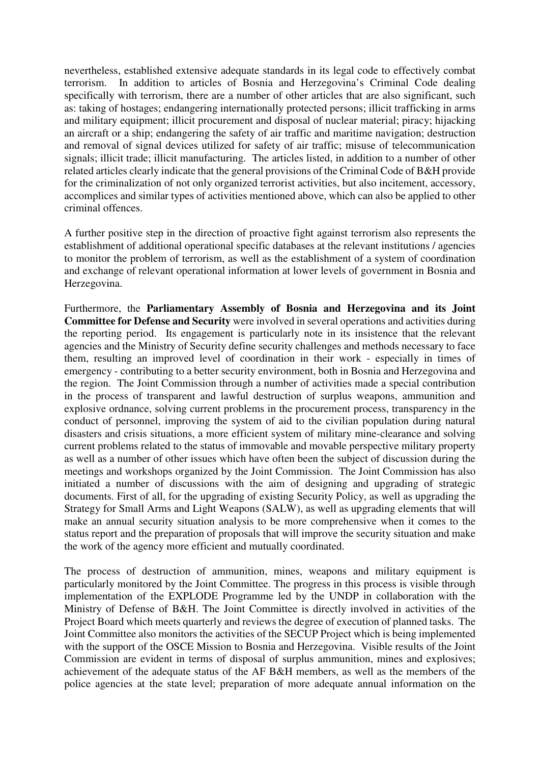nevertheless, established extensive adequate standards in its legal code to effectively combat terrorism. In addition to articles of Bosnia and Herzegovina's Criminal Code dealing specifically with terrorism, there are a number of other articles that are also significant, such as: taking of hostages; endangering internationally protected persons; illicit trafficking in arms and military equipment; illicit procurement and disposal of nuclear material; piracy; hijacking an aircraft or a ship; endangering the safety of air traffic and maritime navigation; destruction and removal of signal devices utilized for safety of air traffic; misuse of telecommunication signals; illicit trade; illicit manufacturing. The articles listed, in addition to a number of other related articles clearly indicate that the general provisions of the Criminal Code of B&H provide for the criminalization of not only organized terrorist activities, but also incitement, accessory, accomplices and similar types of activities mentioned above, which can also be applied to other criminal offences.

A further positive step in the direction of proactive fight against terrorism also represents the establishment of additional operational specific databases at the relevant institutions / agencies to monitor the problem of terrorism, as well as the establishment of a system of coordination and exchange of relevant operational information at lower levels of government in Bosnia and Herzegovina.

Furthermore, the **Parliamentary Assembly of Bosnia and Herzegovina and its Joint Committee for Defense and Security** were involved in several operations and activities during the reporting period. Its engagement is particularly note in its insistence that the relevant agencies and the Ministry of Security define security challenges and methods necessary to face them, resulting an improved level of coordination in their work - especially in times of emergency - contributing to a better security environment, both in Bosnia and Herzegovina and the region. The Joint Commission through a number of activities made a special contribution in the process of transparent and lawful destruction of surplus weapons, ammunition and explosive ordnance, solving current problems in the procurement process, transparency in the conduct of personnel, improving the system of aid to the civilian population during natural disasters and crisis situations, a more efficient system of military mine-clearance and solving current problems related to the status of immovable and movable perspective military property as well as a number of other issues which have often been the subject of discussion during the meetings and workshops organized by the Joint Commission. The Joint Commission has also initiated a number of discussions with the aim of designing and upgrading of strategic documents. First of all, for the upgrading of existing Security Policy, as well as upgrading the Strategy for Small Arms and Light Weapons (SALW), as well as upgrading elements that will make an annual security situation analysis to be more comprehensive when it comes to the status report and the preparation of proposals that will improve the security situation and make the work of the agency more efficient and mutually coordinated.

The process of destruction of ammunition, mines, weapons and military equipment is particularly monitored by the Joint Committee. The progress in this process is visible through implementation of the EXPLODE Programme led by the UNDP in collaboration with the Ministry of Defense of B&H. The Joint Committee is directly involved in activities of the Project Board which meets quarterly and reviews the degree of execution of planned tasks. The Joint Committee also monitors the activities of the SECUP Project which is being implemented with the support of the OSCE Mission to Bosnia and Herzegovina. Visible results of the Joint Commission are evident in terms of disposal of surplus ammunition, mines and explosives; achievement of the adequate status of the AF B&H members, as well as the members of the police agencies at the state level; preparation of more adequate annual information on the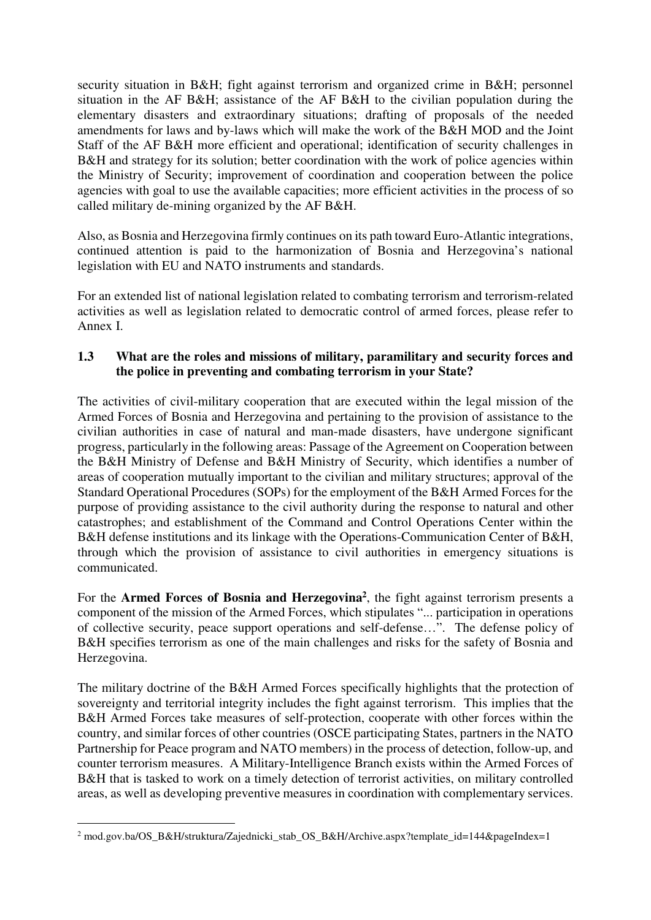security situation in B&H; fight against terrorism and organized crime in B&H; personnel situation in the AF B&H; assistance of the AF B&H to the civilian population during the elementary disasters and extraordinary situations; drafting of proposals of the needed amendments for laws and by-laws which will make the work of the B&H MOD and the Joint Staff of the AF B&H more efficient and operational; identification of security challenges in B&H and strategy for its solution; better coordination with the work of police agencies within the Ministry of Security; improvement of coordination and cooperation between the police agencies with goal to use the available capacities; more efficient activities in the process of so called military de-mining organized by the AF B&H.

Also, as Bosnia and Herzegovina firmly continues on its path toward Euro-Atlantic integrations, continued attention is paid to the harmonization of Bosnia and Herzegovina's national legislation with EU and NATO instruments and standards.

For an extended list of national legislation related to combating terrorism and terrorism-related activities as well as legislation related to democratic control of armed forces, please refer to Annex I.

### 1.3 What are the roles and missions of military, paramilitary and security forces and the police in preventing and combating terrorism in your State?

The activities of civil-military cooperation that are executed within the legal mission of the Armed Forces of Bosnia and Herzegovina and pertaining to the provision of assistance to the civilian authorities in case of natural and man-made disasters, have undergone significant progress, particularly in the following areas: Passage of the Agreement on Cooperation between the B&H Ministry of Defense and B&H Ministry of Security, which identifies a number of areas of cooperation mutually important to the civilian and military structures; approval of the Standard Operational Procedures (SOPs) for the employment of the B&H Armed Forces for the purpose of providing assistance to the civil authority during the response to natural and other catastrophes; and establishment of the Command and Control Operations Center within the B&H defense institutions and its linkage with the Operations-Communication Center of B&H, through which the provision of assistance to civil authorities in emergency situations is communicated.

For the **Armed Forces of Bosnia and Herzegovina**[2], the fight against terrorism presents a component of the mission of the Armed Forces, which stipulates "... participation in operations of collective security, peace support operations and self-defense…". The defense policy of B&H specifies terrorism as one of the main challenges and risks for the safety of Bosnia and Herzegovina.

The military doctrine of the B&H Armed Forces specifically highlights that the protection of sovereignty and territorial integrity includes the fight against terrorism. This implies that the B&H Armed Forces take measures of self-protection, cooperate with other forces within the country, and similar forces of other countries (OSCE participating States, partners in the NATO Partnership for Peace program and NATO members) in the process of detection, follow-up, and counter terrorism measures. A Military-Intelligence Branch exists within the Armed Forces of B&H that is tasked to work on a timely detection of terrorist activities, on military controlled areas, as well as developing preventive measures in coordination with complementary services.

[2] mod.gov.ba/OS_B&H/struktura/Zajednicki_stab_OS_B&H/Archive.aspx?template_id=144&pageIndex=1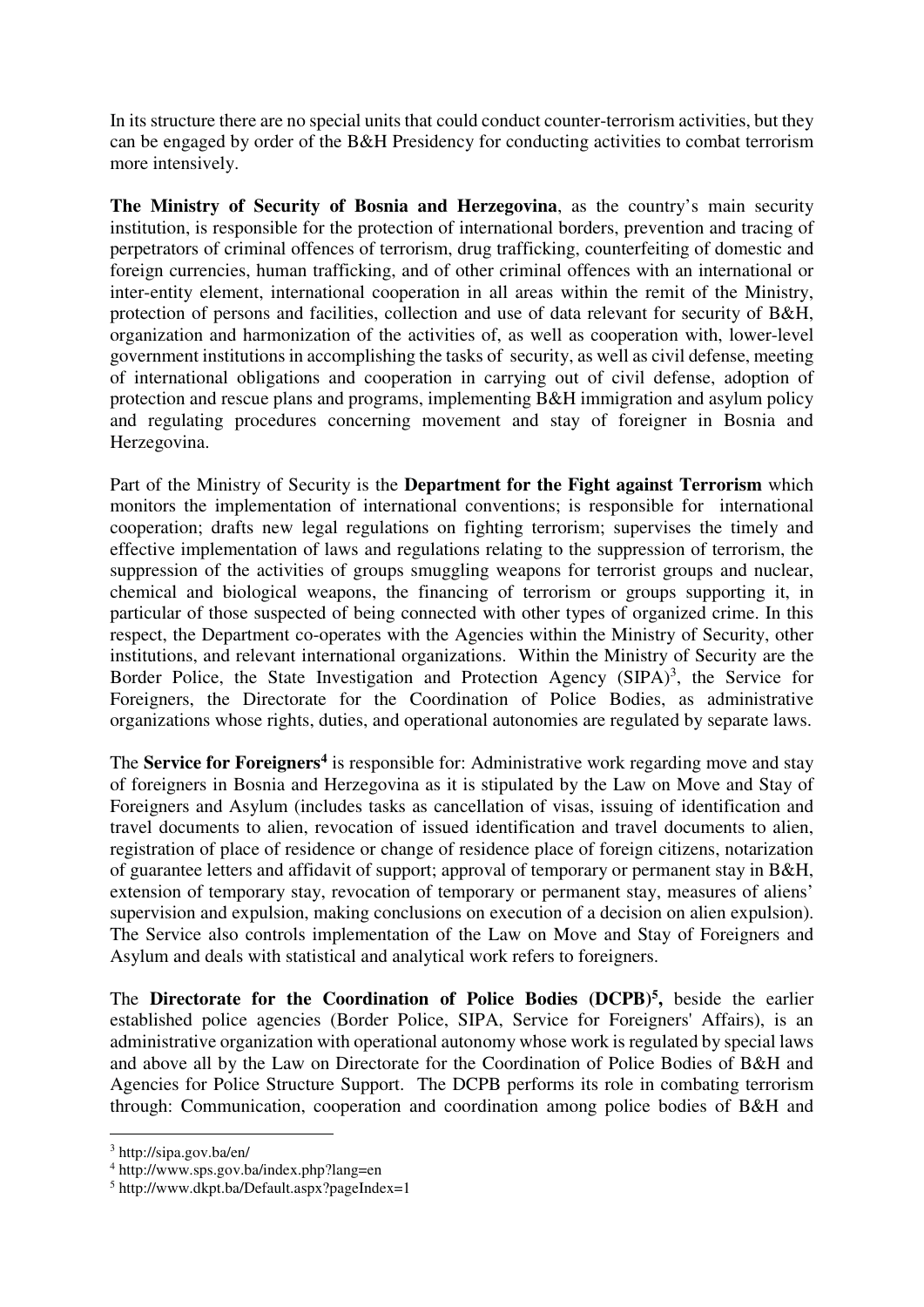In its structure there are no special units that could conduct counter-terrorism activities, but they can be engaged by order of the B&H Presidency for conducting activities to combat terrorism more intensively.

**The Ministry of Security of Bosnia and Herzegovina**, as the country's main security institution, is responsible for the protection of international borders, prevention and tracing of perpetrators of criminal offences of terrorism, drug trafficking, counterfeiting of domestic and foreign currencies, human trafficking, and of other criminal offences with an international or inter-entity element, international cooperation in all areas within the remit of the Ministry, protection of persons and facilities, collection and use of data relevant for security of B&H, organization and harmonization of the activities of, as well as cooperation with, lower-level government institutions in accomplishing the tasks of security, as well as civil defense, meeting of international obligations and cooperation in carrying out of civil defense, adoption of protection and rescue plans and programs, implementing B&H immigration and asylum policy and regulating procedures concerning movement and stay of foreigner in Bosnia and Herzegovina.

Part of the Ministry of Security is the **Department for the Fight against Terrorism** which monitors the implementation of international conventions; is responsible for international cooperation; drafts new legal regulations on fighting terrorism; supervises the timely and effective implementation of laws and regulations relating to the suppression of terrorism, the suppression of the activities of groups smuggling weapons for terrorist groups and nuclear, chemical and biological weapons, the financing of terrorism or groups supporting it, in particular of those suspected of being connected with other types of organized crime. In this respect, the Department co-operates with the Agencies within the Ministry of Security, other institutions, and relevant international organizations. Within the Ministry of Security are the Border Police, the State Investigation and Protection Agency (SIPA)[3], the Service for Foreigners, the Directorate for the Coordination of Police Bodies, as administrative organizations whose rights, duties, and operational autonomies are regulated by separate laws.

The **Service for Foreigners**[4] is responsible for: Administrative work regarding move and stay of foreigners in Bosnia and Herzegovina as it is stipulated by the Law on Move and Stay of Foreigners and Asylum (includes tasks as cancellation of visas, issuing of identification and travel documents to alien, revocation of issued identification and travel documents to alien, registration of place of residence or change of residence place of foreign citizens, notarization of guarantee letters and affidavit of support; approval of temporary or permanent stay in B&H, extension of temporary stay, revocation of temporary or permanent stay, measures of aliens' supervision and expulsion, making conclusions on execution of a decision on alien expulsion). The Service also controls implementation of the Law on Move and Stay of Foreigners and Asylum and deals with statistical and analytical work refers to foreigners.

The **Directorate for the Coordination of Police Bodies (DCPB)**[5]**,** beside the earlier established police agencies (Border Police, SIPA, Service for Foreigners' Affairs), is an administrative organization with operational autonomy whose work is regulated by special laws and above all by the Law on Directorate for the Coordination of Police Bodies of B&H and Agencies for Police Structure Support. The DCPB performs its role in combating terrorism through: Communication, cooperation and coordination among police bodies of B&H and

[3] http://sipa.gov.ba/en/

[4] http://www.sps.gov.ba/index.php?lang=en

[5] http://www.dkpt.ba/Default.aspx?pageIndex=1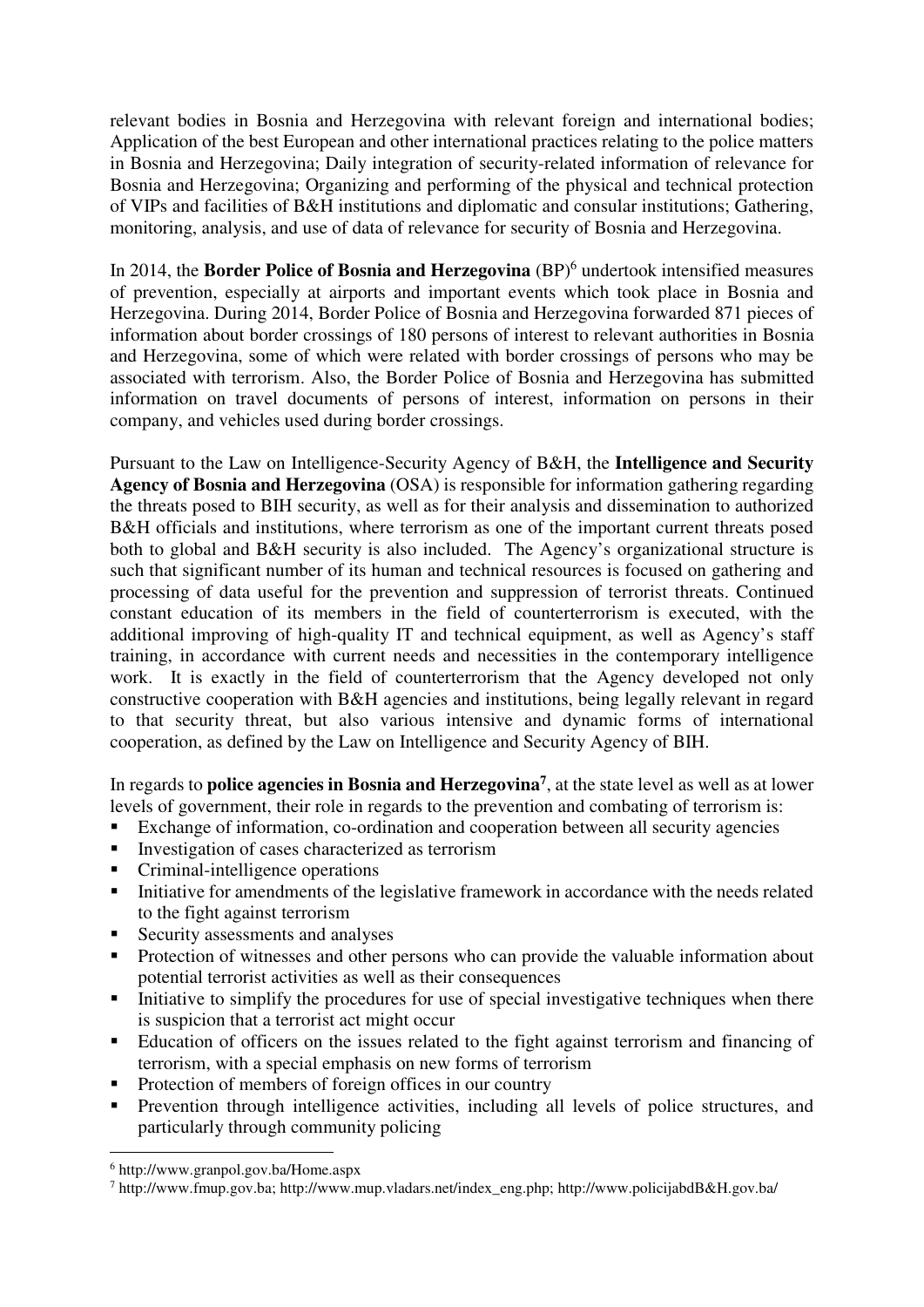relevant bodies in Bosnia and Herzegovina with relevant foreign and international bodies; Application of the best European and other international practices relating to the police matters in Bosnia and Herzegovina; Daily integration of security-related information of relevance for Bosnia and Herzegovina; Organizing and performing of the physical and technical protection of VIPs and facilities of B&H institutions and diplomatic and consular institutions; Gathering, monitoring, analysis, and use of data of relevance for security of Bosnia and Herzegovina.

In 2014, the **Border Police of Bosnia and Herzegovina** (BP)[6] undertook intensified measures of prevention, especially at airports and important events which took place in Bosnia and Herzegovina. During 2014, Border Police of Bosnia and Herzegovina forwarded 871 pieces of information about border crossings of 180 persons of interest to relevant authorities in Bosnia and Herzegovina, some of which were related with border crossings of persons who may be associated with terrorism. Also, the Border Police of Bosnia and Herzegovina has submitted information on travel documents of persons of interest, information on persons in their company, and vehicles used during border crossings.

Pursuant to the Law on Intelligence-Security Agency of B&H, the **Intelligence and Security Agency of Bosnia and Herzegovina** (OSA) is responsible for information gathering regarding the threats posed to BIH security, as well as for their analysis and dissemination to authorized B&H officials and institutions, where terrorism as one of the important current threats posed both to global and B&H security is also included. The Agency's organizational structure is such that significant number of its human and technical resources is focused on gathering and processing of data useful for the prevention and suppression of terrorist threats. Continued constant education of its members in the field of counterterrorism is executed, with the additional improving of high-quality IT and technical equipment, as well as Agency's staff training, in accordance with current needs and necessities in the contemporary intelligence work. It is exactly in the field of counterterrorism that the Agency developed not only constructive cooperation with B&H agencies and institutions, being legally relevant in regard to that security threat, but also various intensive and dynamic forms of international cooperation, as defined by the Law on Intelligence and Security Agency of BIH.

In regards to **police agencies in Bosnia and Herzegovina**[7], at the state level as well as at lower levels of government, their role in regards to the prevention and combating of terrorism is:

- Exchange of information, co-ordination and cooperation between all security agencies
- Investigation of cases characterized as terrorism
- Criminal-intelligence operations
- Initiative for amendments of the legislative framework in accordance with the needs related to the fight against terrorism
- Security assessments and analyses
- Protection of witnesses and other persons who can provide the valuable information about potential terrorist activities as well as their consequences
- Initiative to simplify the procedures for use of special investigative techniques when there is suspicion that a terrorist act might occur
- Education of officers on the issues related to the fight against terrorism and financing of terrorism, with a special emphasis on new forms of terrorism
- Protection of members of foreign offices in our country
- Prevention through intelligence activities, including all levels of police structures, and particularly through community policing

---

[6] http://www.granpol.gov.ba/Home.aspx

[7] http://www.fmup.gov.ba; http://www.mup.vladars.net/index_eng.php; http://www.policijabdB&H.gov.ba/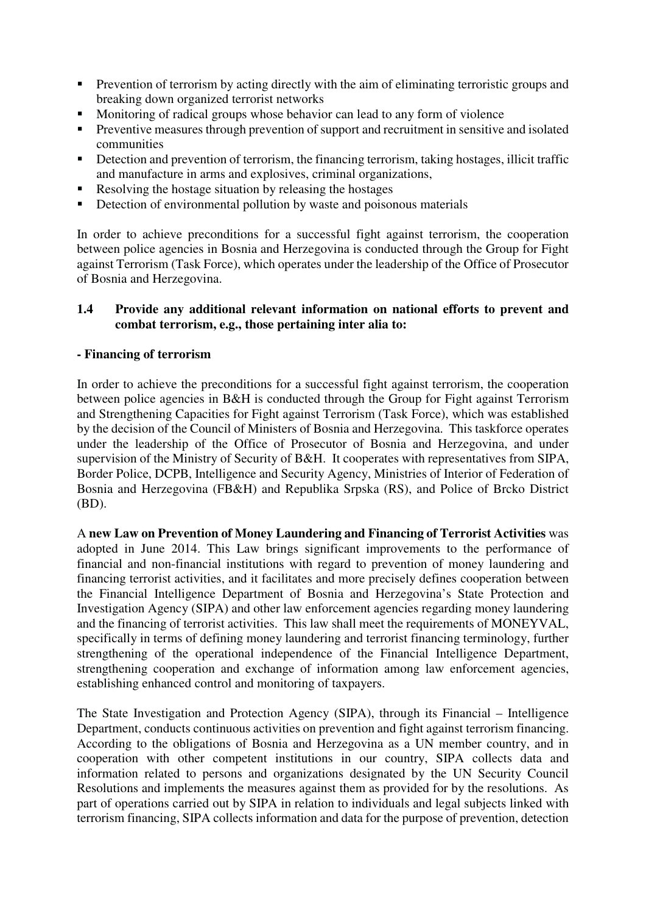- Prevention of terrorism by acting directly with the aim of eliminating terroristic groups and breaking down organized terrorist networks
- Monitoring of radical groups whose behavior can lead to any form of violence
- Preventive measures through prevention of support and recruitment in sensitive and isolated communities
- Detection and prevention of terrorism, the financing terrorism, taking hostages, illicit traffic and manufacture in arms and explosives, criminal organizations,
- Resolving the hostage situation by releasing the hostages
- Detection of environmental pollution by waste and poisonous materials

In order to achieve preconditions for a successful fight against terrorism, the cooperation between police agencies in Bosnia and Herzegovina is conducted through the Group for Fight against Terrorism (Task Force), which operates under the leadership of the Office of Prosecutor of Bosnia and Herzegovina.

### 1.4 Provide any additional relevant information on national efforts to prevent and combat terrorism, e.g., those pertaining inter alia to:

**- Financing of terrorism**

In order to achieve the preconditions for a successful fight against terrorism, the cooperation between police agencies in B&H is conducted through the Group for Fight against Terrorism and Strengthening Capacities for Fight against Terrorism (Task Force), which was established by the decision of the Council of Ministers of Bosnia and Herzegovina. This taskforce operates under the leadership of the Office of Prosecutor of Bosnia and Herzegovina, and under supervision of the Ministry of Security of B&H. It cooperates with representatives from SIPA, Border Police, DCPB, Intelligence and Security Agency, Ministries of Interior of Federation of Bosnia and Herzegovina (FB&H) and Republika Srpska (RS), and Police of Brcko District (BD).

A **new Law on Prevention of Money Laundering and Financing of Terrorist Activities** was adopted in June 2014. This Law brings significant improvements to the performance of financial and non-financial institutions with regard to prevention of money laundering and financing terrorist activities, and it facilitates and more precisely defines cooperation between the Financial Intelligence Department of Bosnia and Herzegovina's State Protection and Investigation Agency (SIPA) and other law enforcement agencies regarding money laundering and the financing of terrorist activities. This law shall meet the requirements of MONEYVAL, specifically in terms of defining money laundering and terrorist financing terminology, further strengthening of the operational independence of the Financial Intelligence Department, strengthening cooperation and exchange of information among law enforcement agencies, establishing enhanced control and monitoring of taxpayers.

The State Investigation and Protection Agency (SIPA), through its Financial – Intelligence Department, conducts continuous activities on prevention and fight against terrorism financing. According to the obligations of Bosnia and Herzegovina as a UN member country, and in cooperation with other competent institutions in our country, SIPA collects data and information related to persons and organizations designated by the UN Security Council Resolutions and implements the measures against them as provided for by the resolutions. As part of operations carried out by SIPA in relation to individuals and legal subjects linked with terrorism financing, SIPA collects information and data for the purpose of prevention, detection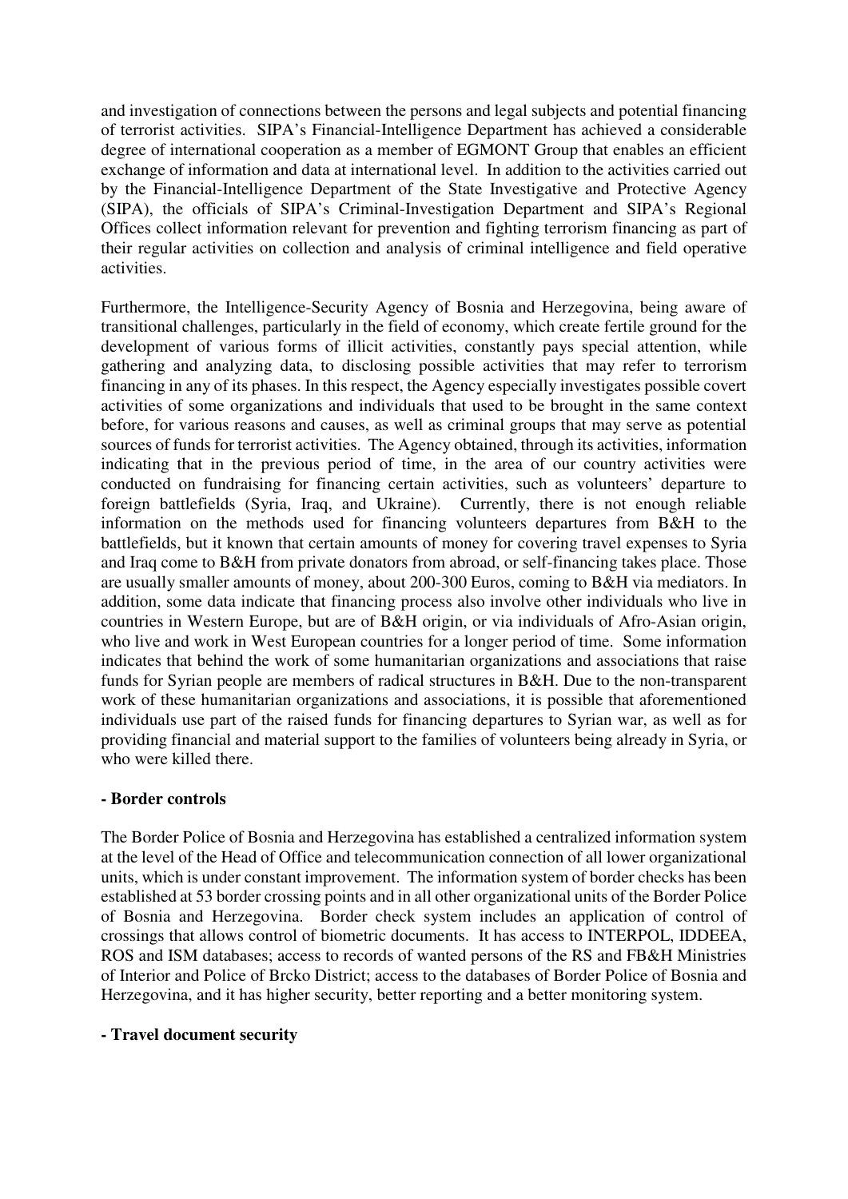and investigation of connections between the persons and legal subjects and potential financing of terrorist activities. SIPA's Financial-Intelligence Department has achieved a considerable degree of international cooperation as a member of EGMONT Group that enables an efficient exchange of information and data at international level. In addition to the activities carried out by the Financial-Intelligence Department of the State Investigative and Protective Agency (SIPA), the officials of SIPA's Criminal-Investigation Department and SIPA's Regional Offices collect information relevant for prevention and fighting terrorism financing as part of their regular activities on collection and analysis of criminal intelligence and field operative activities.

Furthermore, the Intelligence-Security Agency of Bosnia and Herzegovina, being aware of transitional challenges, particularly in the field of economy, which create fertile ground for the development of various forms of illicit activities, constantly pays special attention, while gathering and analyzing data, to disclosing possible activities that may refer to terrorism financing in any of its phases. In this respect, the Agency especially investigates possible covert activities of some organizations and individuals that used to be brought in the same context before, for various reasons and causes, as well as criminal groups that may serve as potential sources of funds for terrorist activities. The Agency obtained, through its activities, information indicating that in the previous period of time, in the area of our country activities were conducted on fundraising for financing certain activities, such as volunteers' departure to foreign battlefields (Syria, Iraq, and Ukraine). Currently, there is not enough reliable information on the methods used for financing volunteers departures from B&H to the battlefields, but it known that certain amounts of money for covering travel expenses to Syria and Iraq come to B&H from private donators from abroad, or self-financing takes place. Those are usually smaller amounts of money, about 200-300 Euros, coming to B&H via mediators. In addition, some data indicate that financing process also involve other individuals who live in countries in Western Europe, but are of B&H origin, or via individuals of Afro-Asian origin, who live and work in West European countries for a longer period of time. Some information indicates that behind the work of some humanitarian organizations and associations that raise funds for Syrian people are members of radical structures in B&H. Due to the non-transparent work of these humanitarian organizations and associations, it is possible that aforementioned individuals use part of the raised funds for financing departures to Syrian war, as well as for providing financial and material support to the families of volunteers being already in Syria, or who were killed there.

**- Border controls**

The Border Police of Bosnia and Herzegovina has established a centralized information system at the level of the Head of Office and telecommunication connection of all lower organizational units, which is under constant improvement. The information system of border checks has been established at 53 border crossing points and in all other organizational units of the Border Police of Bosnia and Herzegovina. Border check system includes an application of control of crossings that allows control of biometric documents. It has access to INTERPOL, IDDEEA, ROS and ISM databases; access to records of wanted persons of the RS and FB&H Ministries of Interior and Police of Brcko District; access to the databases of Border Police of Bosnia and Herzegovina, and it has higher security, better reporting and a better monitoring system.

**- Travel document security**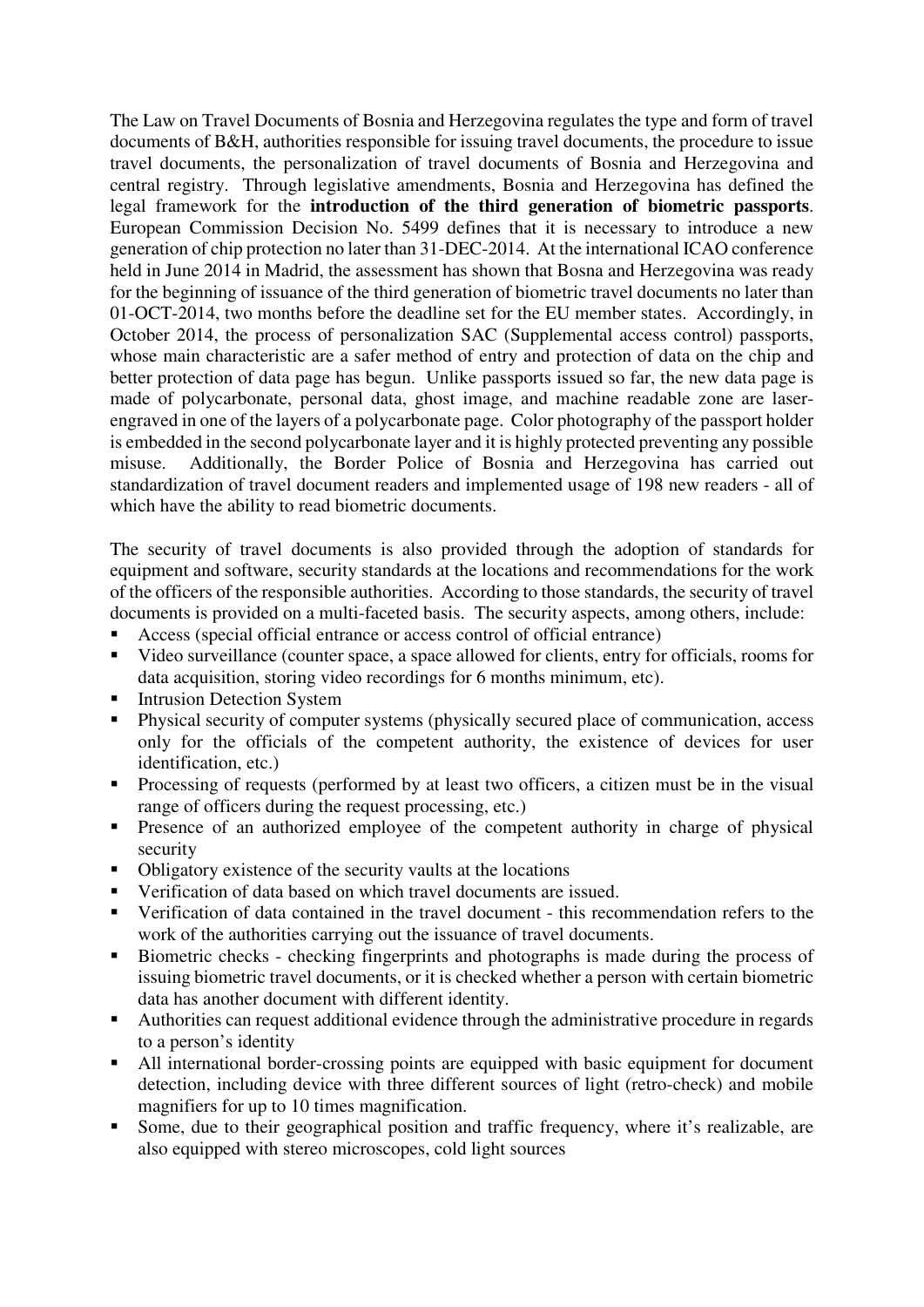The Law on Travel Documents of Bosnia and Herzegovina regulates the type and form of travel documents of B&H, authorities responsible for issuing travel documents, the procedure to issue travel documents, the personalization of travel documents of Bosnia and Herzegovina and central registry. Through legislative amendments, Bosnia and Herzegovina has defined the legal framework for the **introduction of the third generation of biometric passports**. European Commission Decision No. 5499 defines that it is necessary to introduce a new generation of chip protection no later than 31-DEC-2014. At the international ICAO conference held in June 2014 in Madrid, the assessment has shown that Bosna and Herzegovina was ready for the beginning of issuance of the third generation of biometric travel documents no later than 01-OCT-2014, two months before the deadline set for the EU member states. Accordingly, in October 2014, the process of personalization SAC (Supplemental access control) passports, whose main characteristic are a safer method of entry and protection of data on the chip and better protection of data page has begun. Unlike passports issued so far, the new data page is made of polycarbonate, personal data, ghost image, and machine readable zone are laser-engraved in one of the layers of a polycarbonate page. Color photography of the passport holder is embedded in the second polycarbonate layer and it is highly protected preventing any possible misuse. Additionally, the Border Police of Bosnia and Herzegovina has carried out standardization of travel document readers and implemented usage of 198 new readers - all of which have the ability to read biometric documents.

The security of travel documents is also provided through the adoption of standards for equipment and software, security standards at the locations and recommendations for the work of the officers of the responsible authorities. According to those standards, the security of travel documents is provided on a multi-faceted basis. The security aspects, among others, include:

- Access (special official entrance or access control of official entrance)
- Video surveillance (counter space, a space allowed for clients, entry for officials, rooms for data acquisition, storing video recordings for 6 months minimum, etc).
- Intrusion Detection System
- Physical security of computer systems (physically secured place of communication, access only for the officials of the competent authority, the existence of devices for user identification, etc.)
- Processing of requests (performed by at least two officers, a citizen must be in the visual range of officers during the request processing, etc.)
- Presence of an authorized employee of the competent authority in charge of physical security
- Obligatory existence of the security vaults at the locations
- Verification of data based on which travel documents are issued.
- Verification of data contained in the travel document - this recommendation refers to the work of the authorities carrying out the issuance of travel documents.
- Biometric checks - checking fingerprints and photographs is made during the process of issuing biometric travel documents, or it is checked whether a person with certain biometric data has another document with different identity.
- Authorities can request additional evidence through the administrative procedure in regards to a person's identity
- All international border-crossing points are equipped with basic equipment for document detection, including device with three different sources of light (retro-check) and mobile magnifiers for up to 10 times magnification.
- Some, due to their geographical position and traffic frequency, where it's realizable, are also equipped with stereo microscopes, cold light sources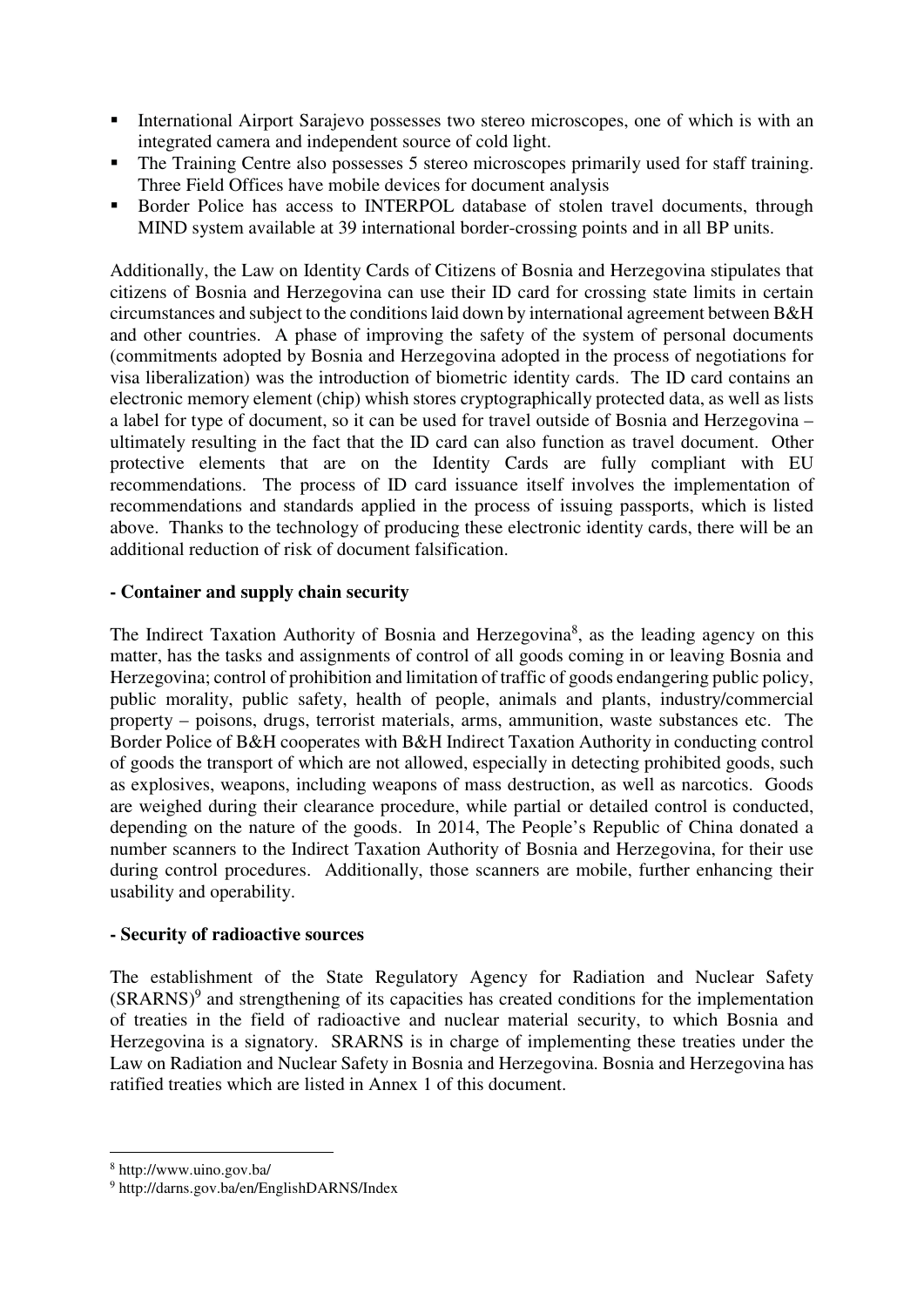- International Airport Sarajevo possesses two stereo microscopes, one of which is with an integrated camera and independent source of cold light.
- The Training Centre also possesses 5 stereo microscopes primarily used for staff training. Three Field Offices have mobile devices for document analysis
- Border Police has access to INTERPOL database of stolen travel documents, through MIND system available at 39 international border-crossing points and in all BP units.

Additionally, the Law on Identity Cards of Citizens of Bosnia and Herzegovina stipulates that citizens of Bosnia and Herzegovina can use their ID card for crossing state limits in certain circumstances and subject to the conditions laid down by international agreement between B&H and other countries. A phase of improving the safety of the system of personal documents (commitments adopted by Bosnia and Herzegovina adopted in the process of negotiations for visa liberalization) was the introduction of biometric identity cards. The ID card contains an electronic memory element (chip) whish stores cryptographically protected data, as well as lists a label for type of document, so it can be used for travel outside of Bosnia and Herzegovina – ultimately resulting in the fact that the ID card can also function as travel document. Other protective elements that are on the Identity Cards are fully compliant with EU recommendations. The process of ID card issuance itself involves the implementation of recommendations and standards applied in the process of issuing passports, which is listed above. Thanks to the technology of producing these electronic identity cards, there will be an additional reduction of risk of document falsification.

**- Container and supply chain security**

The Indirect Taxation Authority of Bosnia and Herzegovina[8], as the leading agency on this matter, has the tasks and assignments of control of all goods coming in or leaving Bosnia and Herzegovina; control of prohibition and limitation of traffic of goods endangering public policy, public morality, public safety, health of people, animals and plants, industry/commercial property – poisons, drugs, terrorist materials, arms, ammunition, waste substances etc. The Border Police of B&H cooperates with B&H Indirect Taxation Authority in conducting control of goods the transport of which are not allowed, especially in detecting prohibited goods, such as explosives, weapons, including weapons of mass destruction, as well as narcotics. Goods are weighed during their clearance procedure, while partial or detailed control is conducted, depending on the nature of the goods. In 2014, The People's Republic of China donated a number scanners to the Indirect Taxation Authority of Bosnia and Herzegovina, for their use during control procedures. Additionally, those scanners are mobile, further enhancing their usability and operability.

**- Security of radioactive sources**

The establishment of the State Regulatory Agency for Radiation and Nuclear Safety (SRARNS)[9] and strengthening of its capacities has created conditions for the implementation of treaties in the field of radioactive and nuclear material security, to which Bosnia and Herzegovina is a signatory. SRARNS is in charge of implementing these treaties under the Law on Radiation and Nuclear Safety in Bosnia and Herzegovina. Bosnia and Herzegovina has ratified treaties which are listed in Annex 1 of this document.

---

[8] http://www.uino.gov.ba/

[9] http://darns.gov.ba/en/EnglishDARNS/Index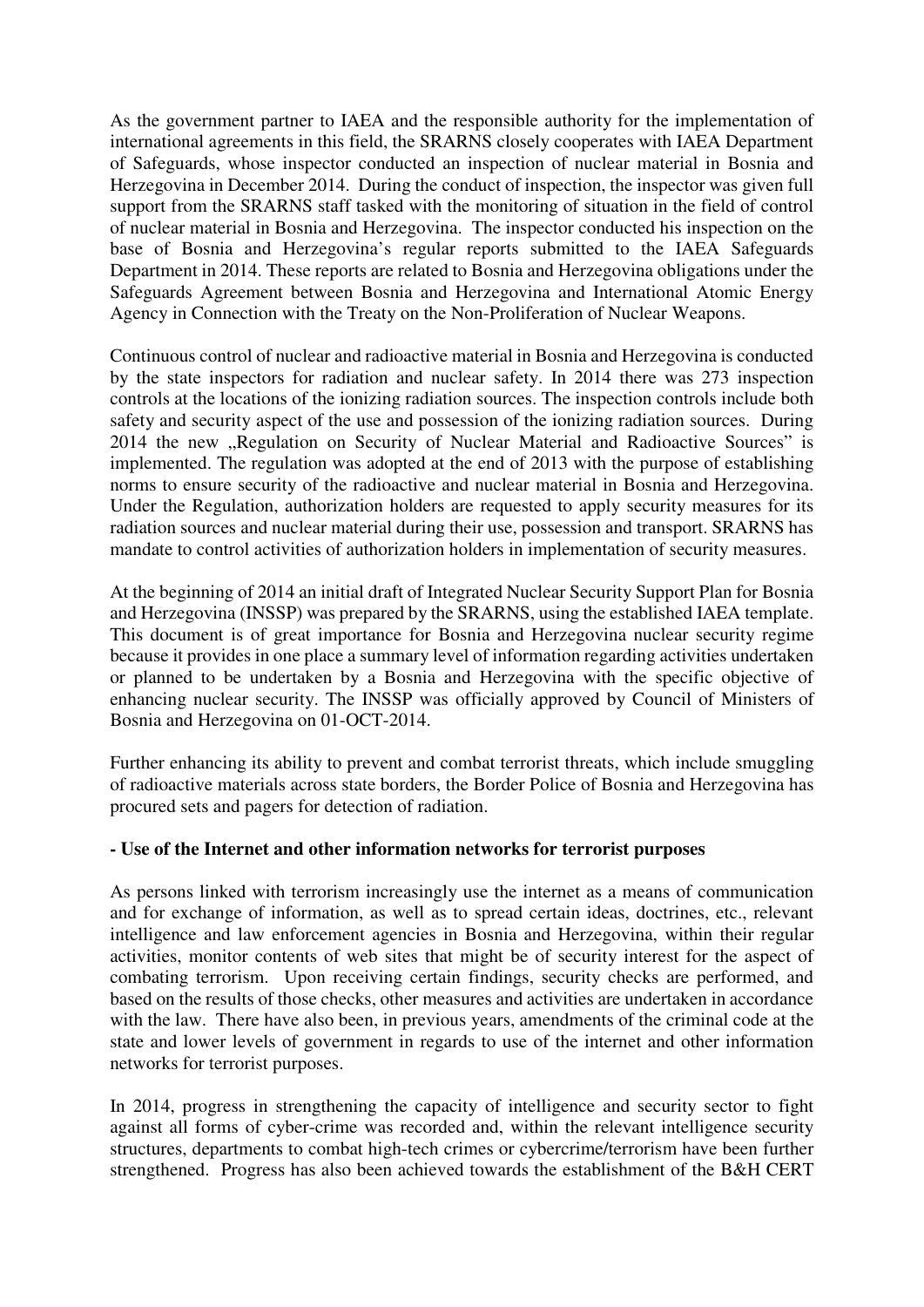As the government partner to IAEA and the responsible authority for the implementation of international agreements in this field, the SRARNS closely cooperates with IAEA Department of Safeguards, whose inspector conducted an inspection of nuclear material in Bosnia and Herzegovina in December 2014. During the conduct of inspection, the inspector was given full support from the SRARNS staff tasked with the monitoring of situation in the field of control of nuclear material in Bosnia and Herzegovina. The inspector conducted his inspection on the base of Bosnia and Herzegovina's regular reports submitted to the IAEA Safeguards Department in 2014. These reports are related to Bosnia and Herzegovina obligations under the Safeguards Agreement between Bosnia and Herzegovina and International Atomic Energy Agency in Connection with the Treaty on the Non-Proliferation of Nuclear Weapons.

Continuous control of nuclear and radioactive material in Bosnia and Herzegovina is conducted by the state inspectors for radiation and nuclear safety. In 2014 there was 273 inspection controls at the locations of the ionizing radiation sources. The inspection controls include both safety and security aspect of the use and possession of the ionizing radiation sources. During 2014 the new „Regulation on Security of Nuclear Material and Radioactive Sources" is implemented. The regulation was adopted at the end of 2013 with the purpose of establishing norms to ensure security of the radioactive and nuclear material in Bosnia and Herzegovina. Under the Regulation, authorization holders are requested to apply security measures for its radiation sources and nuclear material during their use, possession and transport. SRARNS has mandate to control activities of authorization holders in implementation of security measures.

At the beginning of 2014 an initial draft of Integrated Nuclear Security Support Plan for Bosnia and Herzegovina (INSSP) was prepared by the SRARNS, using the established IAEA template. This document is of great importance for Bosnia and Herzegovina nuclear security regime because it provides in one place a summary level of information regarding activities undertaken or planned to be undertaken by a Bosnia and Herzegovina with the specific objective of enhancing nuclear security. The INSSP was officially approved by Council of Ministers of Bosnia and Herzegovina on 01-OCT-2014.

Further enhancing its ability to prevent and combat terrorist threats, which include smuggling of radioactive materials across state borders, the Border Police of Bosnia and Herzegovina has procured sets and pagers for detection of radiation.

**- Use of the Internet and other information networks for terrorist purposes**

As persons linked with terrorism increasingly use the internet as a means of communication and for exchange of information, as well as to spread certain ideas, doctrines, etc., relevant intelligence and law enforcement agencies in Bosnia and Herzegovina, within their regular activities, monitor contents of web sites that might be of security interest for the aspect of combating terrorism. Upon receiving certain findings, security checks are performed, and based on the results of those checks, other measures and activities are undertaken in accordance with the law. There have also been, in previous years, amendments of the criminal code at the state and lower levels of government in regards to use of the internet and other information networks for terrorist purposes.

In 2014, progress in strengthening the capacity of intelligence and security sector to fight against all forms of cyber-crime was recorded and, within the relevant intelligence security structures, departments to combat high-tech crimes or cybercrime/terrorism have been further strengthened. Progress has also been achieved towards the establishment of the B&H CERT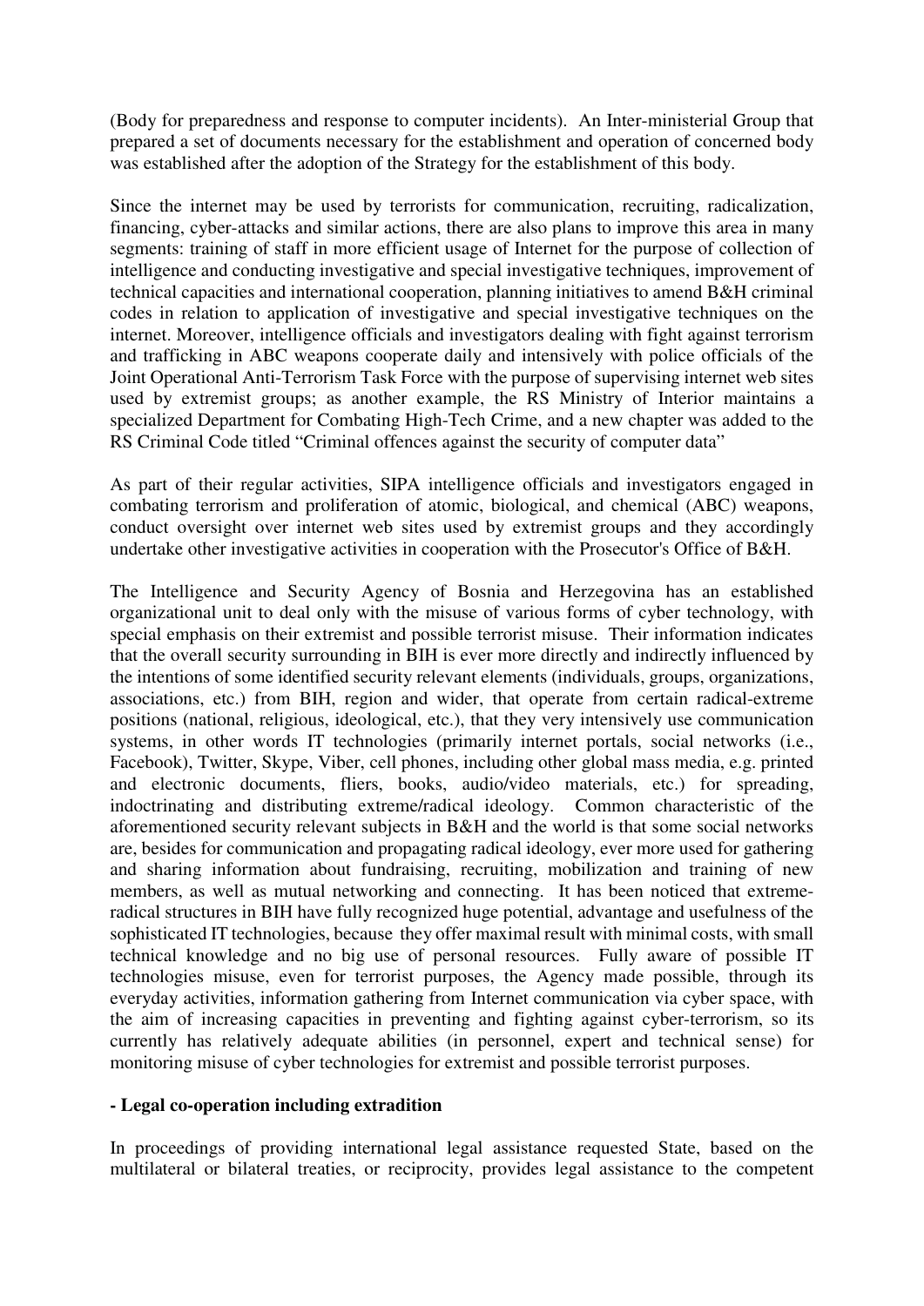(Body for preparedness and response to computer incidents). An Inter-ministerial Group that prepared a set of documents necessary for the establishment and operation of concerned body was established after the adoption of the Strategy for the establishment of this body.

Since the internet may be used by terrorists for communication, recruiting, radicalization, financing, cyber-attacks and similar actions, there are also plans to improve this area in many segments: training of staff in more efficient usage of Internet for the purpose of collection of intelligence and conducting investigative and special investigative techniques, improvement of technical capacities and international cooperation, planning initiatives to amend B&H criminal codes in relation to application of investigative and special investigative techniques on the internet. Moreover, intelligence officials and investigators dealing with fight against terrorism and trafficking in ABC weapons cooperate daily and intensively with police officials of the Joint Operational Anti-Terrorism Task Force with the purpose of supervising internet web sites used by extremist groups; as another example, the RS Ministry of Interior maintains a specialized Department for Combating High-Tech Crime, and a new chapter was added to the RS Criminal Code titled "Criminal offences against the security of computer data"

As part of their regular activities, SIPA intelligence officials and investigators engaged in combating terrorism and proliferation of atomic, biological, and chemical (ABC) weapons, conduct oversight over internet web sites used by extremist groups and they accordingly undertake other investigative activities in cooperation with the Prosecutor's Office of B&H.

The Intelligence and Security Agency of Bosnia and Herzegovina has an established organizational unit to deal only with the misuse of various forms of cyber technology, with special emphasis on their extremist and possible terrorist misuse. Their information indicates that the overall security surrounding in BIH is ever more directly and indirectly influenced by the intentions of some identified security relevant elements (individuals, groups, organizations, associations, etc.) from BIH, region and wider, that operate from certain radical-extreme positions (national, religious, ideological, etc.), that they very intensively use communication systems, in other words IT technologies (primarily internet portals, social networks (i.e., Facebook), Twitter, Skype, Viber, cell phones, including other global mass media, e.g. printed and electronic documents, fliers, books, audio/video materials, etc.) for spreading, indoctrinating and distributing extreme/radical ideology. Common characteristic of the aforementioned security relevant subjects in B&H and the world is that some social networks are, besides for communication and propagating radical ideology, ever more used for gathering and sharing information about fundraising, recruiting, mobilization and training of new members, as well as mutual networking and connecting. It has been noticed that extreme-radical structures in BIH have fully recognized huge potential, advantage and usefulness of the sophisticated IT technologies, because they offer maximal result with minimal costs, with small technical knowledge and no big use of personal resources. Fully aware of possible IT technologies misuse, even for terrorist purposes, the Agency made possible, through its everyday activities, information gathering from Internet communication via cyber space, with the aim of increasing capacities in preventing and fighting against cyber-terrorism, so its currently has relatively adequate abilities (in personnel, expert and technical sense) for monitoring misuse of cyber technologies for extremist and possible terrorist purposes.

**- Legal co-operation including extradition**

In proceedings of providing international legal assistance requested State, based on the multilateral or bilateral treaties, or reciprocity, provides legal assistance to the competent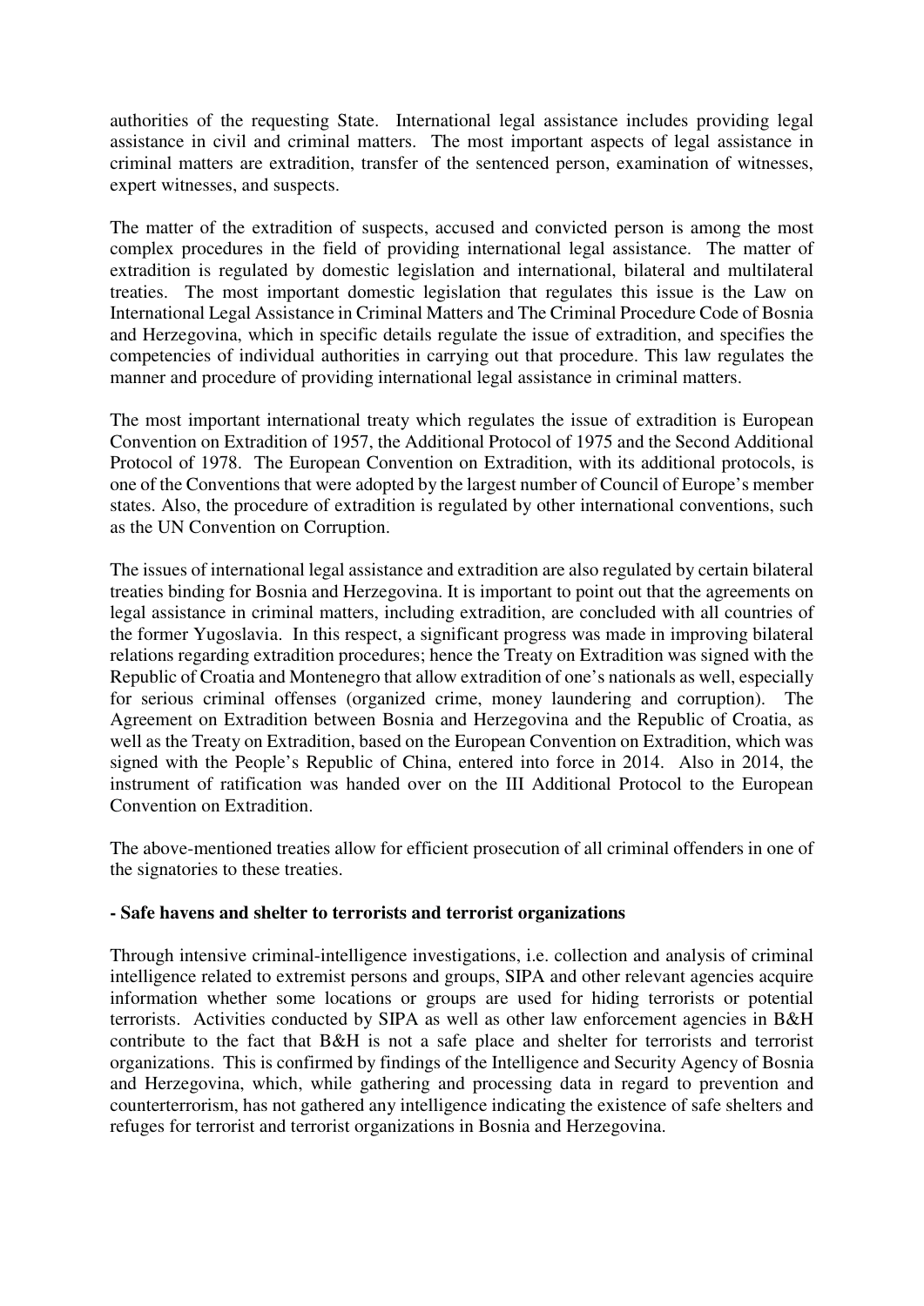authorities of the requesting State. International legal assistance includes providing legal assistance in civil and criminal matters. The most important aspects of legal assistance in criminal matters are extradition, transfer of the sentenced person, examination of witnesses, expert witnesses, and suspects.

The matter of the extradition of suspects, accused and convicted person is among the most complex procedures in the field of providing international legal assistance. The matter of extradition is regulated by domestic legislation and international, bilateral and multilateral treaties. The most important domestic legislation that regulates this issue is the Law on International Legal Assistance in Criminal Matters and The Criminal Procedure Code of Bosnia and Herzegovina, which in specific details regulate the issue of extradition, and specifies the competencies of individual authorities in carrying out that procedure. This law regulates the manner and procedure of providing international legal assistance in criminal matters.

The most important international treaty which regulates the issue of extradition is European Convention on Extradition of 1957, the Additional Protocol of 1975 and the Second Additional Protocol of 1978. The European Convention on Extradition, with its additional protocols, is one of the Conventions that were adopted by the largest number of Council of Europe's member states. Also, the procedure of extradition is regulated by other international conventions, such as the UN Convention on Corruption.

The issues of international legal assistance and extradition are also regulated by certain bilateral treaties binding for Bosnia and Herzegovina. It is important to point out that the agreements on legal assistance in criminal matters, including extradition, are concluded with all countries of the former Yugoslavia. In this respect, a significant progress was made in improving bilateral relations regarding extradition procedures; hence the Treaty on Extradition was signed with the Republic of Croatia and Montenegro that allow extradition of one's nationals as well, especially for serious criminal offenses (organized crime, money laundering and corruption). The Agreement on Extradition between Bosnia and Herzegovina and the Republic of Croatia, as well as the Treaty on Extradition, based on the European Convention on Extradition, which was signed with the People's Republic of China, entered into force in 2014. Also in 2014, the instrument of ratification was handed over on the III Additional Protocol to the European Convention on Extradition.

The above-mentioned treaties allow for efficient prosecution of all criminal offenders in one of the signatories to these treaties.

**- Safe havens and shelter to terrorists and terrorist organizations**

Through intensive criminal-intelligence investigations, i.e. collection and analysis of criminal intelligence related to extremist persons and groups, SIPA and other relevant agencies acquire information whether some locations or groups are used for hiding terrorists or potential terrorists. Activities conducted by SIPA as well as other law enforcement agencies in B&H contribute to the fact that B&H is not a safe place and shelter for terrorists and terrorist organizations. This is confirmed by findings of the Intelligence and Security Agency of Bosnia and Herzegovina, which, while gathering and processing data in regard to prevention and counterterrorism, has not gathered any intelligence indicating the existence of safe shelters and refuges for terrorist and terrorist organizations in Bosnia and Herzegovina.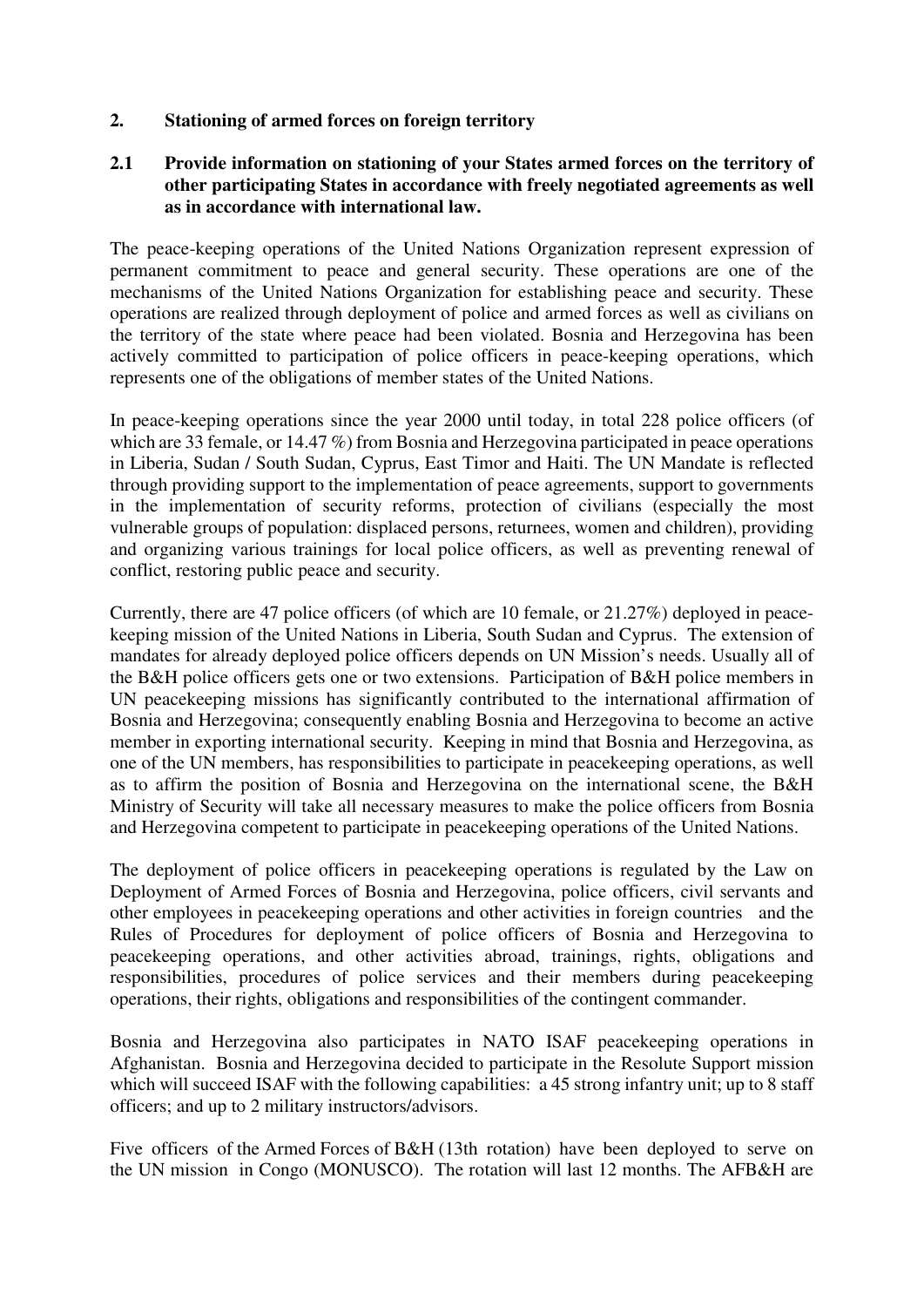## 2. Stationing of armed forces on foreign territory

### 2.1 Provide information on stationing of your States armed forces on the territory of other participating States in accordance with freely negotiated agreements as well as in accordance with international law.

The peace-keeping operations of the United Nations Organization represent expression of permanent commitment to peace and general security. These operations are one of the mechanisms of the United Nations Organization for establishing peace and security. These operations are realized through deployment of police and armed forces as well as civilians on the territory of the state where peace had been violated. Bosnia and Herzegovina has been actively committed to participation of police officers in peace-keeping operations, which represents one of the obligations of member states of the United Nations.

In peace-keeping operations since the year 2000 until today, in total 228 police officers (of which are 33 female, or 14.47 %) from Bosnia and Herzegovina participated in peace operations in Liberia, Sudan / South Sudan, Cyprus, East Timor and Haiti. The UN Mandate is reflected through providing support to the implementation of peace agreements, support to governments in the implementation of security reforms, protection of civilians (especially the most vulnerable groups of population: displaced persons, returnees, women and children), providing and organizing various trainings for local police officers, as well as preventing renewal of conflict, restoring public peace and security.

Currently, there are 47 police officers (of which are 10 female, or 21.27%) deployed in peace-keeping mission of the United Nations in Liberia, South Sudan and Cyprus. The extension of mandates for already deployed police officers depends on UN Mission's needs. Usually all of the B&H police officers gets one or two extensions. Participation of B&H police members in UN peacekeeping missions has significantly contributed to the international affirmation of Bosnia and Herzegovina; consequently enabling Bosnia and Herzegovina to become an active member in exporting international security. Keeping in mind that Bosnia and Herzegovina, as one of the UN members, has responsibilities to participate in peacekeeping operations, as well as to affirm the position of Bosnia and Herzegovina on the international scene, the B&H Ministry of Security will take all necessary measures to make the police officers from Bosnia and Herzegovina competent to participate in peacekeeping operations of the United Nations.

The deployment of police officers in peacekeeping operations is regulated by the Law on Deployment of Armed Forces of Bosnia and Herzegovina, police officers, civil servants and other employees in peacekeeping operations and other activities in foreign countries and the Rules of Procedures for deployment of police officers of Bosnia and Herzegovina to peacekeeping operations, and other activities abroad, trainings, rights, obligations and responsibilities, procedures of police services and their members during peacekeeping operations, their rights, obligations and responsibilities of the contingent commander.

Bosnia and Herzegovina also participates in NATO ISAF peacekeeping operations in Afghanistan. Bosnia and Herzegovina decided to participate in the Resolute Support mission which will succeed ISAF with the following capabilities: a 45 strong infantry unit; up to 8 staff officers; and up to 2 military instructors/advisors.

Five officers of the Armed Forces of B&H (13th rotation) have been deployed to serve on the UN mission in Congo (MONUSCO). The rotation will last 12 months. The AFB&H are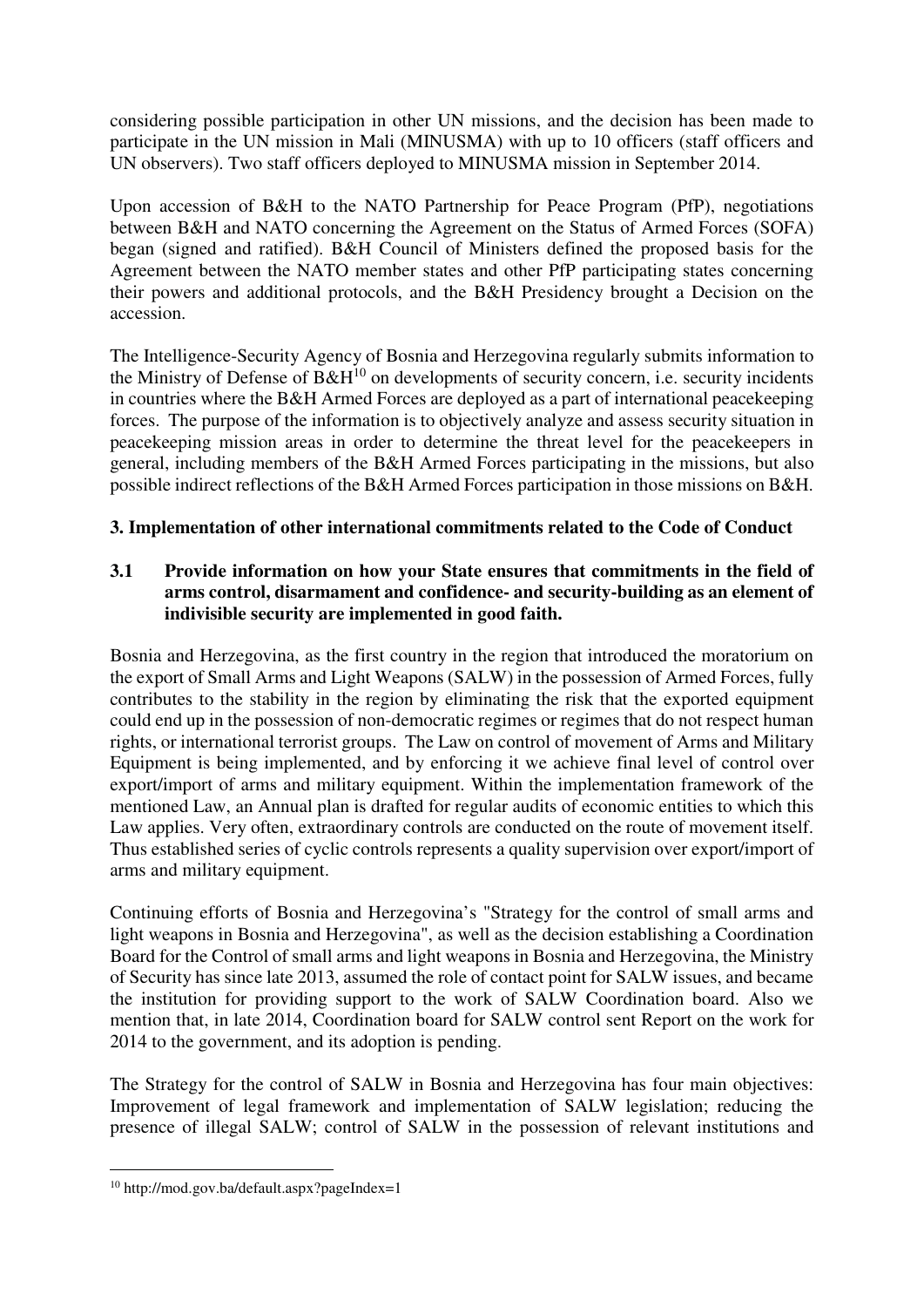considering possible participation in other UN missions, and the decision has been made to participate in the UN mission in Mali (MINUSMA) with up to 10 officers (staff officers and UN observers). Two staff officers deployed to MINUSMA mission in September 2014.

Upon accession of B&H to the NATO Partnership for Peace Program (PfP), negotiations between B&H and NATO concerning the Agreement on the Status of Armed Forces (SOFA) began (signed and ratified). B&H Council of Ministers defined the proposed basis for the Agreement between the NATO member states and other PfP participating states concerning their powers and additional protocols, and the B&H Presidency brought a Decision on the accession.

The Intelligence-Security Agency of Bosnia and Herzegovina regularly submits information to the Ministry of Defense of B&H[10] on developments of security concern, i.e. security incidents in countries where the B&H Armed Forces are deployed as a part of international peacekeeping forces. The purpose of the information is to objectively analyze and assess security situation in peacekeeping mission areas in order to determine the threat level for the peacekeepers in general, including members of the B&H Armed Forces participating in the missions, but also possible indirect reflections of the B&H Armed Forces participation in those missions on B&H.

### 3. Implementation of other international commitments related to the Code of Conduct

**3.1 Provide information on how your State ensures that commitments in the field of arms control, disarmament and confidence- and security-building as an element of indivisible security are implemented in good faith.**

Bosnia and Herzegovina, as the first country in the region that introduced the moratorium on the export of Small Arms and Light Weapons (SALW) in the possession of Armed Forces, fully contributes to the stability in the region by eliminating the risk that the exported equipment could end up in the possession of non-democratic regimes or regimes that do not respect human rights, or international terrorist groups. The Law on control of movement of Arms and Military Equipment is being implemented, and by enforcing it we achieve final level of control over export/import of arms and military equipment. Within the implementation framework of the mentioned Law, an Annual plan is drafted for regular audits of economic entities to which this Law applies. Very often, extraordinary controls are conducted on the route of movement itself. Thus established series of cyclic controls represents a quality supervision over export/import of arms and military equipment.

Continuing efforts of Bosnia and Herzegovina's "Strategy for the control of small arms and light weapons in Bosnia and Herzegovina", as well as the decision establishing a Coordination Board for the Control of small arms and light weapons in Bosnia and Herzegovina, the Ministry of Security has since late 2013, assumed the role of contact point for SALW issues, and became the institution for providing support to the work of SALW Coordination board. Also we mention that, in late 2014, Coordination board for SALW control sent Report on the work for 2014 to the government, and its adoption is pending.

The Strategy for the control of SALW in Bosnia and Herzegovina has four main objectives: Improvement of legal framework and implementation of SALW legislation; reducing the presence of illegal SALW; control of SALW in the possession of relevant institutions and

[10] http://mod.gov.ba/default.aspx?pageIndex=1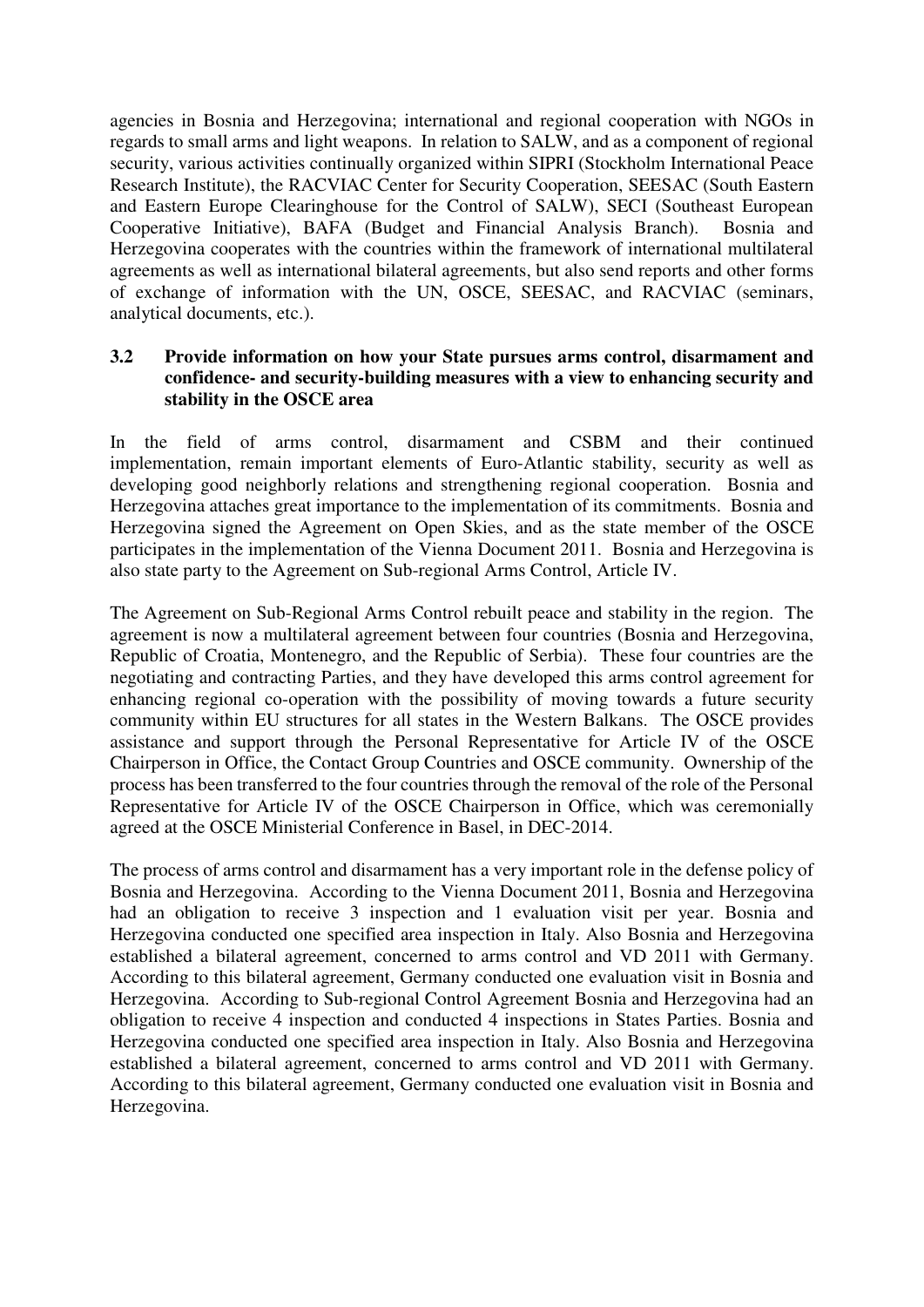agencies in Bosnia and Herzegovina; international and regional cooperation with NGOs in regards to small arms and light weapons. In relation to SALW, and as a component of regional security, various activities continually organized within SIPRI (Stockholm International Peace Research Institute), the RACVIAC Center for Security Cooperation, SEESAC (South Eastern and Eastern Europe Clearinghouse for the Control of SALW), SECI (Southeast European Cooperative Initiative), BAFA (Budget and Financial Analysis Branch). Bosnia and Herzegovina cooperates with the countries within the framework of international multilateral agreements as well as international bilateral agreements, but also send reports and other forms of exchange of information with the UN, OSCE, SEESAC, and RACVIAC (seminars, analytical documents, etc.).

### 3.2 Provide information on how your State pursues arms control, disarmament and confidence- and security-building measures with a view to enhancing security and stability in the OSCE area

In the field of arms control, disarmament and CSBM and their continued implementation, remain important elements of Euro-Atlantic stability, security as well as developing good neighborly relations and strengthening regional cooperation. Bosnia and Herzegovina attaches great importance to the implementation of its commitments. Bosnia and Herzegovina signed the Agreement on Open Skies, and as the state member of the OSCE participates in the implementation of the Vienna Document 2011. Bosnia and Herzegovina is also state party to the Agreement on Sub-regional Arms Control, Article IV.

The Agreement on Sub-Regional Arms Control rebuilt peace and stability in the region. The agreement is now a multilateral agreement between four countries (Bosnia and Herzegovina, Republic of Croatia, Montenegro, and the Republic of Serbia). These four countries are the negotiating and contracting Parties, and they have developed this arms control agreement for enhancing regional co-operation with the possibility of moving towards a future security community within EU structures for all states in the Western Balkans. The OSCE provides assistance and support through the Personal Representative for Article IV of the OSCE Chairperson in Office, the Contact Group Countries and OSCE community. Ownership of the process has been transferred to the four countries through the removal of the role of the Personal Representative for Article IV of the OSCE Chairperson in Office, which was ceremonially agreed at the OSCE Ministerial Conference in Basel, in DEC-2014.

The process of arms control and disarmament has a very important role in the defense policy of Bosnia and Herzegovina. According to the Vienna Document 2011, Bosnia and Herzegovina had an obligation to receive 3 inspection and 1 evaluation visit per year. Bosnia and Herzegovina conducted one specified area inspection in Italy. Also Bosnia and Herzegovina established a bilateral agreement, concerned to arms control and VD 2011 with Germany. According to this bilateral agreement, Germany conducted one evaluation visit in Bosnia and Herzegovina. According to Sub-regional Control Agreement Bosnia and Herzegovina had an obligation to receive 4 inspection and conducted 4 inspections in States Parties. Bosnia and Herzegovina conducted one specified area inspection in Italy. Also Bosnia and Herzegovina established a bilateral agreement, concerned to arms control and VD 2011 with Germany. According to this bilateral agreement, Germany conducted one evaluation visit in Bosnia and Herzegovina.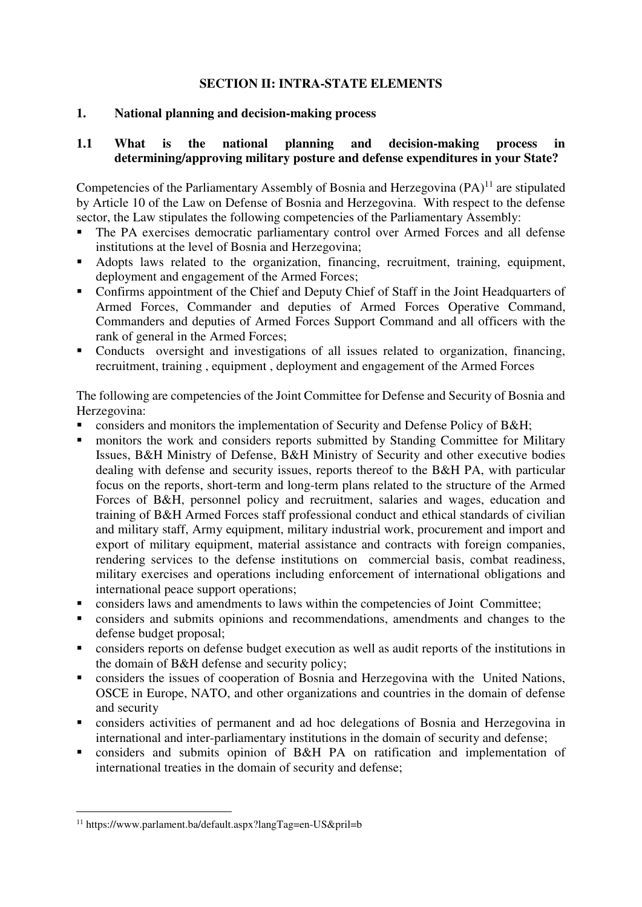# SECTION II: INTRA-STATE ELEMENTS

## 1. National planning and decision-making process

### 1.1 What is the national planning and decision-making process in determining/approving military posture and defense expenditures in your State?

Competencies of the Parliamentary Assembly of Bosnia and Herzegovina (PA)[11] are stipulated by Article 10 of the Law on Defense of Bosnia and Herzegovina. With respect to the defense sector, the Law stipulates the following competencies of the Parliamentary Assembly:

- The PA exercises democratic parliamentary control over Armed Forces and all defense institutions at the level of Bosnia and Herzegovina;
- Adopts laws related to the organization, financing, recruitment, training, equipment, deployment and engagement of the Armed Forces;
- Confirms appointment of the Chief and Deputy Chief of Staff in the Joint Headquarters of Armed Forces, Commander and deputies of Armed Forces Operative Command, Commanders and deputies of Armed Forces Support Command and all officers with the rank of general in the Armed Forces;
- Conducts oversight and investigations of all issues related to organization, financing, recruitment, training , equipment , deployment and engagement of the Armed Forces

The following are competencies of the Joint Committee for Defense and Security of Bosnia and Herzegovina:

- considers and monitors the implementation of Security and Defense Policy of B&H;
- monitors the work and considers reports submitted by Standing Committee for Military Issues, B&H Ministry of Defense, B&H Ministry of Security and other executive bodies dealing with defense and security issues, reports thereof to the B&H PA, with particular focus on the reports, short-term and long-term plans related to the structure of the Armed Forces of B&H, personnel policy and recruitment, salaries and wages, education and training of B&H Armed Forces staff professional conduct and ethical standards of civilian and military staff, Army equipment, military industrial work, procurement and import and export of military equipment, material assistance and contracts with foreign companies, rendering services to the defense institutions on commercial basis, combat readiness, military exercises and operations including enforcement of international obligations and international peace support operations;
- considers laws and amendments to laws within the competencies of Joint Committee;
- considers and submits opinions and recommendations, amendments and changes to the defense budget proposal;
- considers reports on defense budget execution as well as audit reports of the institutions in the domain of B&H defense and security policy;
- considers the issues of cooperation of Bosnia and Herzegovina with the United Nations, OSCE in Europe, NATO, and other organizations and countries in the domain of defense and security
- considers activities of permanent and ad hoc delegations of Bosnia and Herzegovina in international and inter-parliamentary institutions in the domain of security and defense;
- considers and submits opinion of B&H PA on ratification and implementation of international treaties in the domain of security and defense;

[11] https://www.parlament.ba/default.aspx?langTag=en-US&pril=b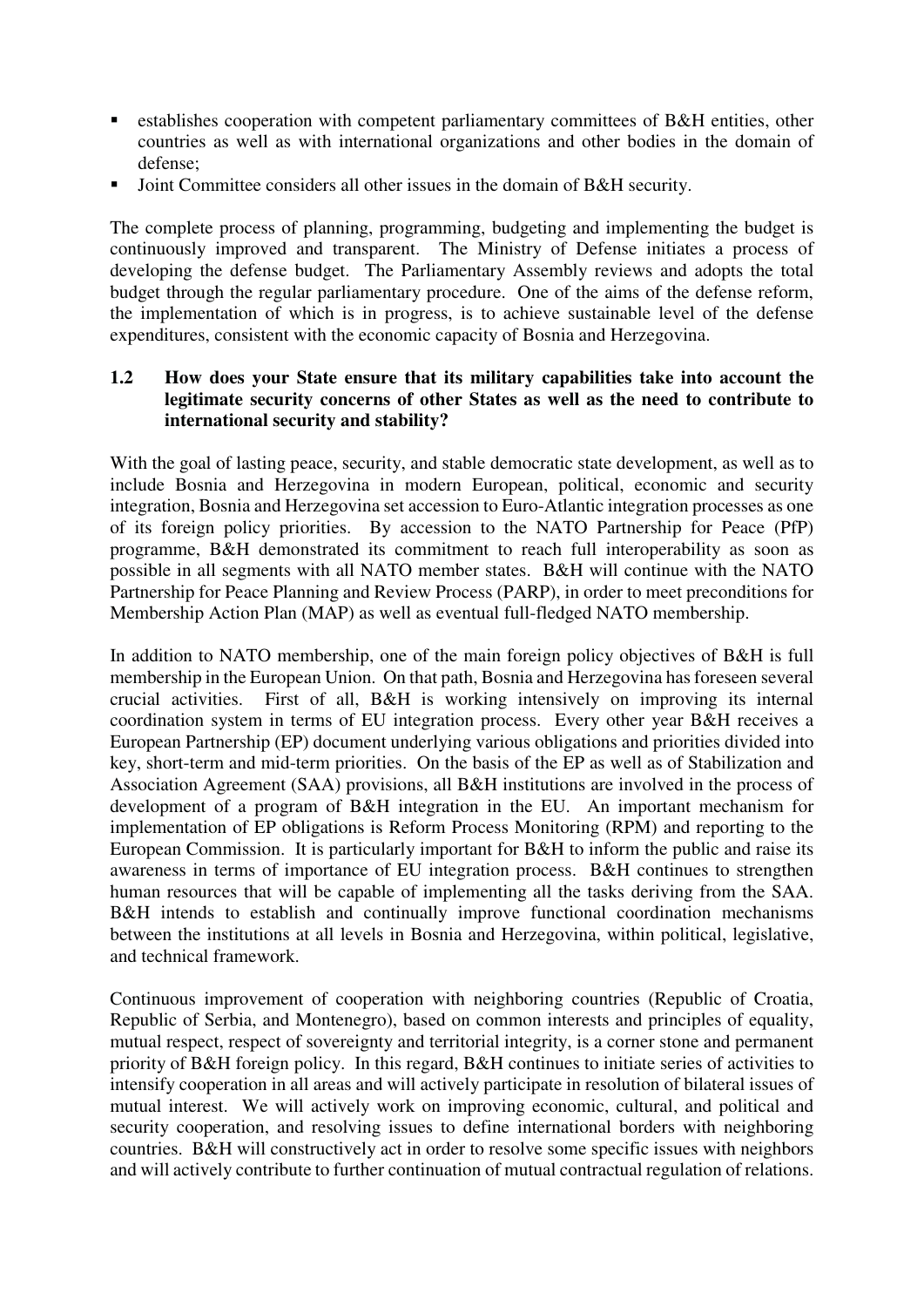- establishes cooperation with competent parliamentary committees of B&H entities, other countries as well as with international organizations and other bodies in the domain of defense;
- Joint Committee considers all other issues in the domain of B&H security.

The complete process of planning, programming, budgeting and implementing the budget is continuously improved and transparent. The Ministry of Defense initiates a process of developing the defense budget. The Parliamentary Assembly reviews and adopts the total budget through the regular parliamentary procedure. One of the aims of the defense reform, the implementation of which is in progress, is to achieve sustainable level of the defense expenditures, consistent with the economic capacity of Bosnia and Herzegovina.

### 1.2 How does your State ensure that its military capabilities take into account the legitimate security concerns of other States as well as the need to contribute to international security and stability?

With the goal of lasting peace, security, and stable democratic state development, as well as to include Bosnia and Herzegovina in modern European, political, economic and security integration, Bosnia and Herzegovina set accession to Euro-Atlantic integration processes as one of its foreign policy priorities. By accession to the NATO Partnership for Peace (PfP) programme, B&H demonstrated its commitment to reach full interoperability as soon as possible in all segments with all NATO member states. B&H will continue with the NATO Partnership for Peace Planning and Review Process (PARP), in order to meet preconditions for Membership Action Plan (MAP) as well as eventual full-fledged NATO membership.

In addition to NATO membership, one of the main foreign policy objectives of B&H is full membership in the European Union. On that path, Bosnia and Herzegovina has foreseen several crucial activities. First of all, B&H is working intensively on improving its internal coordination system in terms of EU integration process. Every other year B&H receives a European Partnership (EP) document underlying various obligations and priorities divided into key, short-term and mid-term priorities. On the basis of the EP as well as of Stabilization and Association Agreement (SAA) provisions, all B&H institutions are involved in the process of development of a program of B&H integration in the EU. An important mechanism for implementation of EP obligations is Reform Process Monitoring (RPM) and reporting to the European Commission. It is particularly important for B&H to inform the public and raise its awareness in terms of importance of EU integration process. B&H continues to strengthen human resources that will be capable of implementing all the tasks deriving from the SAA. B&H intends to establish and continually improve functional coordination mechanisms between the institutions at all levels in Bosnia and Herzegovina, within political, legislative, and technical framework.

Continuous improvement of cooperation with neighboring countries (Republic of Croatia, Republic of Serbia, and Montenegro), based on common interests and principles of equality, mutual respect, respect of sovereignty and territorial integrity, is a corner stone and permanent priority of B&H foreign policy. In this regard, B&H continues to initiate series of activities to intensify cooperation in all areas and will actively participate in resolution of bilateral issues of mutual interest. We will actively work on improving economic, cultural, and political and security cooperation, and resolving issues to define international borders with neighboring countries. B&H will constructively act in order to resolve some specific issues with neighbors and will actively contribute to further continuation of mutual contractual regulation of relations.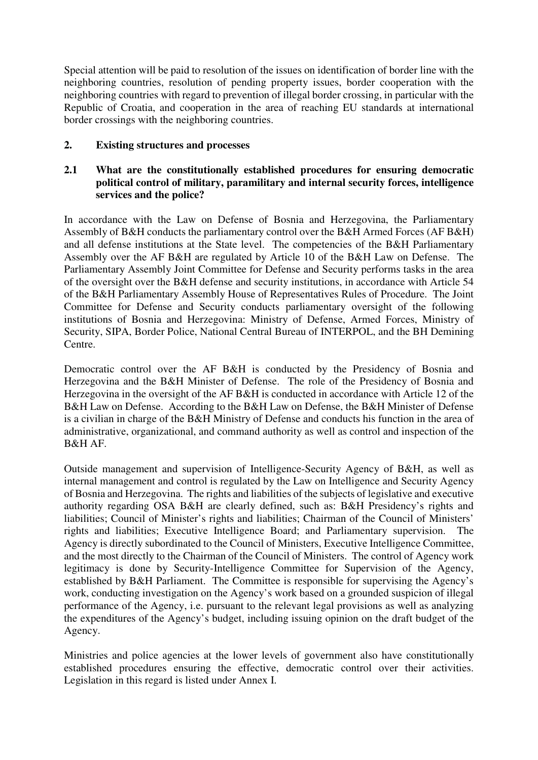Special attention will be paid to resolution of the issues on identification of border line with the neighboring countries, resolution of pending property issues, border cooperation with the neighboring countries with regard to prevention of illegal border crossing, in particular with the Republic of Croatia, and cooperation in the area of reaching EU standards at international border crossings with the neighboring countries.

## 2. Existing structures and processes

### 2.1 What are the constitutionally established procedures for ensuring democratic political control of military, paramilitary and internal security forces, intelligence services and the police?

In accordance with the Law on Defense of Bosnia and Herzegovina, the Parliamentary Assembly of B&H conducts the parliamentary control over the B&H Armed Forces (AF B&H) and all defense institutions at the State level. The competencies of the B&H Parliamentary Assembly over the AF B&H are regulated by Article 10 of the B&H Law on Defense. The Parliamentary Assembly Joint Committee for Defense and Security performs tasks in the area of the oversight over the B&H defense and security institutions, in accordance with Article 54 of the B&H Parliamentary Assembly House of Representatives Rules of Procedure. The Joint Committee for Defense and Security conducts parliamentary oversight of the following institutions of Bosnia and Herzegovina: Ministry of Defense, Armed Forces, Ministry of Security, SIPA, Border Police, National Central Bureau of INTERPOL, and the BH Demining Centre.

Democratic control over the AF B&H is conducted by the Presidency of Bosnia and Herzegovina and the B&H Minister of Defense. The role of the Presidency of Bosnia and Herzegovina in the oversight of the AF B&H is conducted in accordance with Article 12 of the B&H Law on Defense. According to the B&H Law on Defense, the B&H Minister of Defense is a civilian in charge of the B&H Ministry of Defense and conducts his function in the area of administrative, organizational, and command authority as well as control and inspection of the B&H AF.

Outside management and supervision of Intelligence-Security Agency of B&H, as well as internal management and control is regulated by the Law on Intelligence and Security Agency of Bosnia and Herzegovina. The rights and liabilities of the subjects of legislative and executive authority regarding OSA B&H are clearly defined, such as: B&H Presidency's rights and liabilities; Council of Minister's rights and liabilities; Chairman of the Council of Ministers' rights and liabilities; Executive Intelligence Board; and Parliamentary supervision. The Agency is directly subordinated to the Council of Ministers, Executive Intelligence Committee, and the most directly to the Chairman of the Council of Ministers. The control of Agency work legitimacy is done by Security-Intelligence Committee for Supervision of the Agency, established by B&H Parliament. The Committee is responsible for supervising the Agency's work, conducting investigation on the Agency's work based on a grounded suspicion of illegal performance of the Agency, i.e. pursuant to the relevant legal provisions as well as analyzing the expenditures of the Agency's budget, including issuing opinion on the draft budget of the Agency.

Ministries and police agencies at the lower levels of government also have constitutionally established procedures ensuring the effective, democratic control over their activities. Legislation in this regard is listed under Annex I.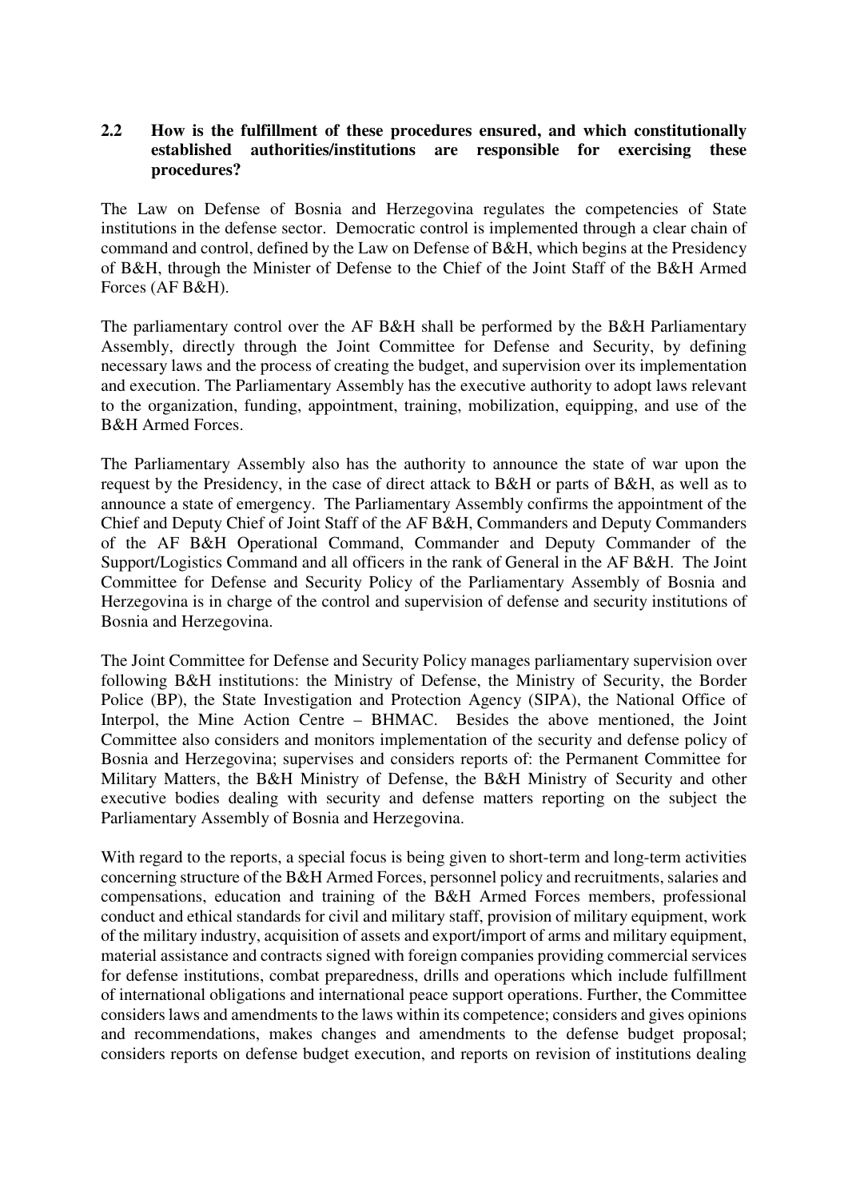### 2.2 How is the fulfillment of these procedures ensured, and which constitutionally established authorities/institutions are responsible for exercising these procedures?

The Law on Defense of Bosnia and Herzegovina regulates the competencies of State institutions in the defense sector. Democratic control is implemented through a clear chain of command and control, defined by the Law on Defense of B&H, which begins at the Presidency of B&H, through the Minister of Defense to the Chief of the Joint Staff of the B&H Armed Forces (AF B&H).

The parliamentary control over the AF B&H shall be performed by the B&H Parliamentary Assembly, directly through the Joint Committee for Defense and Security, by defining necessary laws and the process of creating the budget, and supervision over its implementation and execution. The Parliamentary Assembly has the executive authority to adopt laws relevant to the organization, funding, appointment, training, mobilization, equipping, and use of the B&H Armed Forces.

The Parliamentary Assembly also has the authority to announce the state of war upon the request by the Presidency, in the case of direct attack to B&H or parts of B&H, as well as to announce a state of emergency. The Parliamentary Assembly confirms the appointment of the Chief and Deputy Chief of Joint Staff of the AF B&H, Commanders and Deputy Commanders of the AF B&H Operational Command, Commander and Deputy Commander of the Support/Logistics Command and all officers in the rank of General in the AF B&H. The Joint Committee for Defense and Security Policy of the Parliamentary Assembly of Bosnia and Herzegovina is in charge of the control and supervision of defense and security institutions of Bosnia and Herzegovina.

The Joint Committee for Defense and Security Policy manages parliamentary supervision over following B&H institutions: the Ministry of Defense, the Ministry of Security, the Border Police (BP), the State Investigation and Protection Agency (SIPA), the National Office of Interpol, the Mine Action Centre – BHMAC. Besides the above mentioned, the Joint Committee also considers and monitors implementation of the security and defense policy of Bosnia and Herzegovina; supervises and considers reports of: the Permanent Committee for Military Matters, the B&H Ministry of Defense, the B&H Ministry of Security and other executive bodies dealing with security and defense matters reporting on the subject the Parliamentary Assembly of Bosnia and Herzegovina.

With regard to the reports, a special focus is being given to short-term and long-term activities concerning structure of the B&H Armed Forces, personnel policy and recruitments, salaries and compensations, education and training of the B&H Armed Forces members, professional conduct and ethical standards for civil and military staff, provision of military equipment, work of the military industry, acquisition of assets and export/import of arms and military equipment, material assistance and contracts signed with foreign companies providing commercial services for defense institutions, combat preparedness, drills and operations which include fulfillment of international obligations and international peace support operations. Further, the Committee considers laws and amendments to the laws within its competence; considers and gives opinions and recommendations, makes changes and amendments to the defense budget proposal; considers reports on defense budget execution, and reports on revision of institutions dealing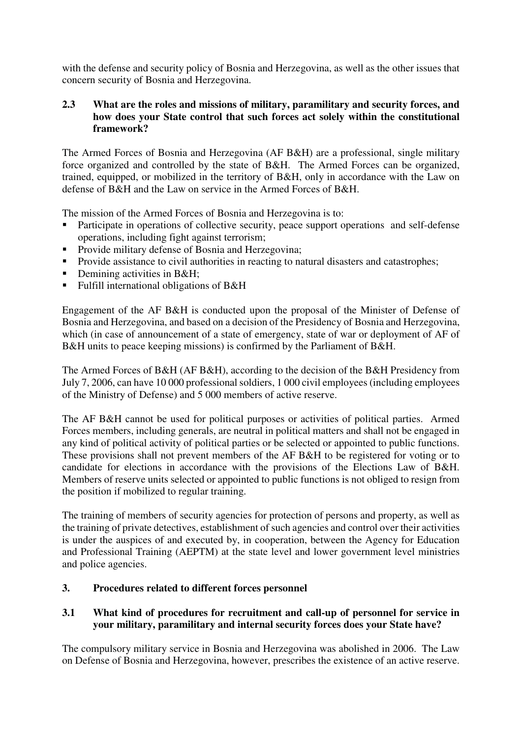with the defense and security policy of Bosnia and Herzegovina, as well as the other issues that concern security of Bosnia and Herzegovina.

### 2.3 What are the roles and missions of military, paramilitary and security forces, and how does your State control that such forces act solely within the constitutional framework?

The Armed Forces of Bosnia and Herzegovina (AF B&H) are a professional, single military force organized and controlled by the state of B&H. The Armed Forces can be organized, trained, equipped, or mobilized in the territory of B&H, only in accordance with the Law on defense of B&H and the Law on service in the Armed Forces of B&H.

The mission of the Armed Forces of Bosnia and Herzegovina is to:

- Participate in operations of collective security, peace support operations and self-defense operations, including fight against terrorism;
- Provide military defense of Bosnia and Herzegovina;
- Provide assistance to civil authorities in reacting to natural disasters and catastrophes;
- Demining activities in B&H;
- Fulfill international obligations of B&H

Engagement of the AF B&H is conducted upon the proposal of the Minister of Defense of Bosnia and Herzegovina, and based on a decision of the Presidency of Bosnia and Herzegovina, which (in case of announcement of a state of emergency, state of war or deployment of AF of B&H units to peace keeping missions) is confirmed by the Parliament of B&H.

The Armed Forces of B&H (AF B&H), according to the decision of the B&H Presidency from July 7, 2006, can have 10 000 professional soldiers, 1 000 civil employees (including employees of the Ministry of Defense) and 5 000 members of active reserve.

The AF B&H cannot be used for political purposes or activities of political parties. Armed Forces members, including generals, are neutral in political matters and shall not be engaged in any kind of political activity of political parties or be selected or appointed to public functions. These provisions shall not prevent members of the AF B&H to be registered for voting or to candidate for elections in accordance with the provisions of the Elections Law of B&H. Members of reserve units selected or appointed to public functions is not obliged to resign from the position if mobilized to regular training.

The training of members of security agencies for protection of persons and property, as well as the training of private detectives, establishment of such agencies and control over their activities is under the auspices of and executed by, in cooperation, between the Agency for Education and Professional Training (AEPTM) at the state level and lower government level ministries and police agencies.

## 3. Procedures related to different forces personnel

### 3.1 What kind of procedures for recruitment and call-up of personnel for service in your military, paramilitary and internal security forces does your State have?

The compulsory military service in Bosnia and Herzegovina was abolished in 2006. The Law on Defense of Bosnia and Herzegovina, however, prescribes the existence of an active reserve.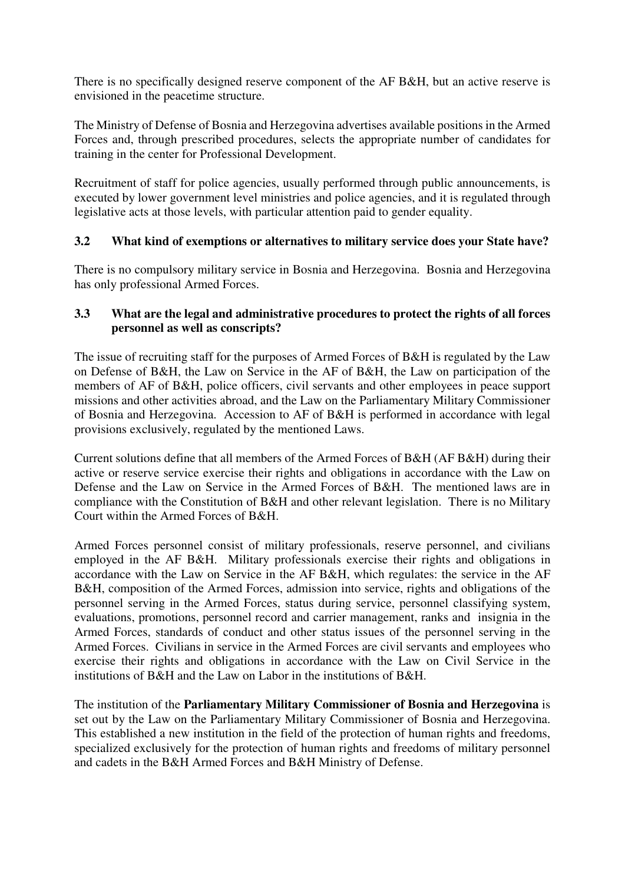There is no specifically designed reserve component of the AF B&H, but an active reserve is envisioned in the peacetime structure.

The Ministry of Defense of Bosnia and Herzegovina advertises available positions in the Armed Forces and, through prescribed procedures, selects the appropriate number of candidates for training in the center for Professional Development.

Recruitment of staff for police agencies, usually performed through public announcements, is executed by lower government level ministries and police agencies, and it is regulated through legislative acts at those levels, with particular attention paid to gender equality.

### 3.2 What kind of exemptions or alternatives to military service does your State have?

There is no compulsory military service in Bosnia and Herzegovina. Bosnia and Herzegovina has only professional Armed Forces.

### 3.3 What are the legal and administrative procedures to protect the rights of all forces personnel as well as conscripts?

The issue of recruiting staff for the purposes of Armed Forces of B&H is regulated by the Law on Defense of B&H, the Law on Service in the AF of B&H, the Law on participation of the members of AF of B&H, police officers, civil servants and other employees in peace support missions and other activities abroad, and the Law on the Parliamentary Military Commissioner of Bosnia and Herzegovina. Accession to AF of B&H is performed in accordance with legal provisions exclusively, regulated by the mentioned Laws.

Current solutions define that all members of the Armed Forces of B&H (AF B&H) during their active or reserve service exercise their rights and obligations in accordance with the Law on Defense and the Law on Service in the Armed Forces of B&H. The mentioned laws are in compliance with the Constitution of B&H and other relevant legislation. There is no Military Court within the Armed Forces of B&H.

Armed Forces personnel consist of military professionals, reserve personnel, and civilians employed in the AF B&H. Military professionals exercise their rights and obligations in accordance with the Law on Service in the AF B&H, which regulates: the service in the AF B&H, composition of the Armed Forces, admission into service, rights and obligations of the personnel serving in the Armed Forces, status during service, personnel classifying system, evaluations, promotions, personnel record and carrier management, ranks and insignia in the Armed Forces, standards of conduct and other status issues of the personnel serving in the Armed Forces. Civilians in service in the Armed Forces are civil servants and employees who exercise their rights and obligations in accordance with the Law on Civil Service in the institutions of B&H and the Law on Labor in the institutions of B&H.

The institution of the **Parliamentary Military Commissioner of Bosnia and Herzegovina** is set out by the Law on the Parliamentary Military Commissioner of Bosnia and Herzegovina. This established a new institution in the field of the protection of human rights and freedoms, specialized exclusively for the protection of human rights and freedoms of military personnel and cadets in the B&H Armed Forces and B&H Ministry of Defense.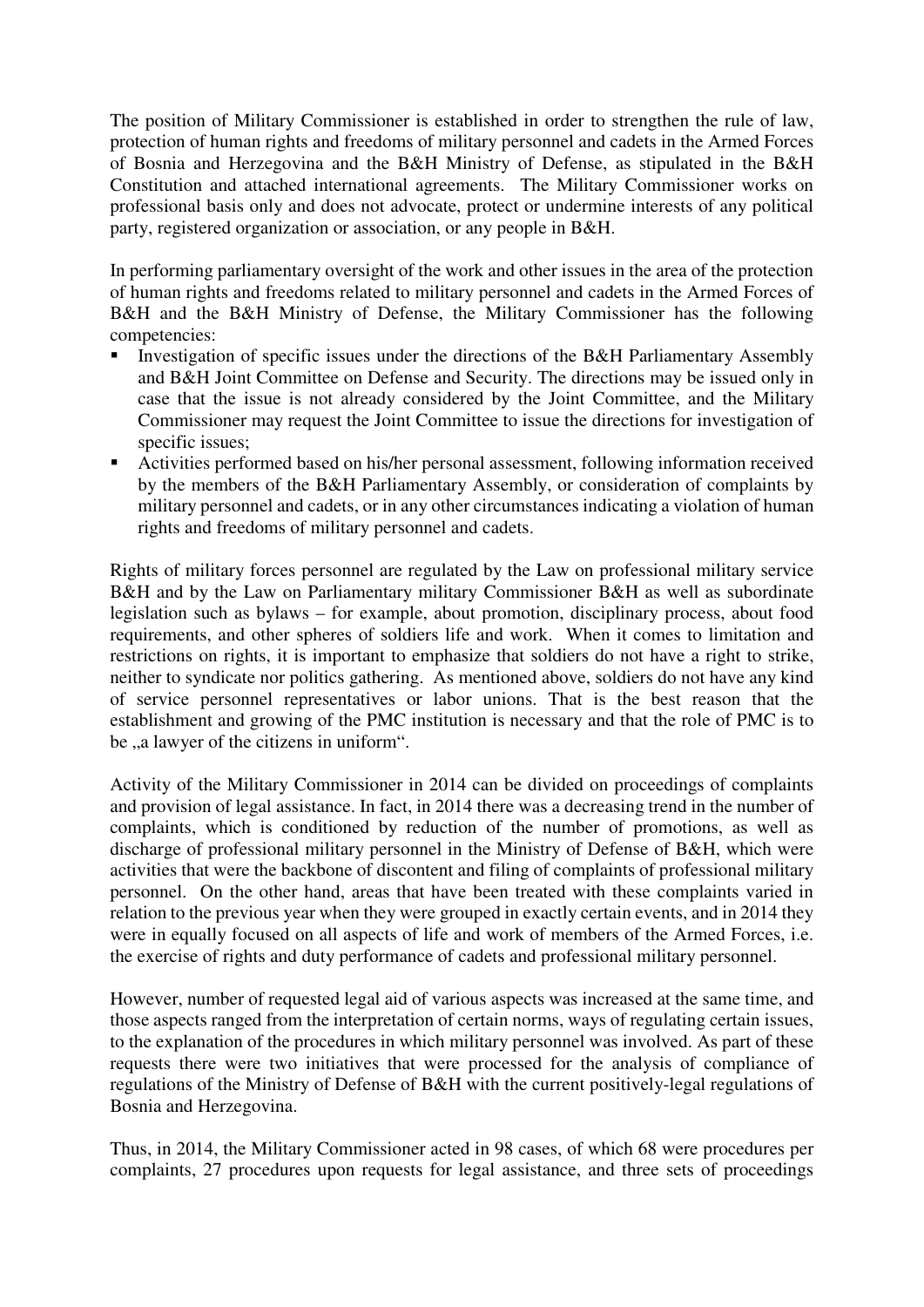The position of Military Commissioner is established in order to strengthen the rule of law, protection of human rights and freedoms of military personnel and cadets in the Armed Forces of Bosnia and Herzegovina and the B&H Ministry of Defense, as stipulated in the B&H Constitution and attached international agreements. The Military Commissioner works on professional basis only and does not advocate, protect or undermine interests of any political party, registered organization or association, or any people in B&H.

In performing parliamentary oversight of the work and other issues in the area of the protection of human rights and freedoms related to military personnel and cadets in the Armed Forces of B&H and the B&H Ministry of Defense, the Military Commissioner has the following competencies:

- Investigation of specific issues under the directions of the B&H Parliamentary Assembly and B&H Joint Committee on Defense and Security. The directions may be issued only in case that the issue is not already considered by the Joint Committee, and the Military Commissioner may request the Joint Committee to issue the directions for investigation of specific issues;
- Activities performed based on his/her personal assessment, following information received by the members of the B&H Parliamentary Assembly, or consideration of complaints by military personnel and cadets, or in any other circumstances indicating a violation of human rights and freedoms of military personnel and cadets.

Rights of military forces personnel are regulated by the Law on professional military service B&H and by the Law on Parliamentary military Commissioner B&H as well as subordinate legislation such as bylaws – for example, about promotion, disciplinary process, about food requirements, and other spheres of soldiers life and work. When it comes to limitation and restrictions on rights, it is important to emphasize that soldiers do not have a right to strike, neither to syndicate nor politics gathering. As mentioned above, soldiers do not have any kind of service personnel representatives or labor unions. That is the best reason that the establishment and growing of the PMC institution is necessary and that the role of PMC is to be „a lawyer of the citizens in uniform".

Activity of the Military Commissioner in 2014 can be divided on proceedings of complaints and provision of legal assistance. In fact, in 2014 there was a decreasing trend in the number of complaints, which is conditioned by reduction of the number of promotions, as well as discharge of professional military personnel in the Ministry of Defense of B&H, which were activities that were the backbone of discontent and filing of complaints of professional military personnel. On the other hand, areas that have been treated with these complaints varied in relation to the previous year when they were grouped in exactly certain events, and in 2014 they were in equally focused on all aspects of life and work of members of the Armed Forces, i.e. the exercise of rights and duty performance of cadets and professional military personnel.

However, number of requested legal aid of various aspects was increased at the same time, and those aspects ranged from the interpretation of certain norms, ways of regulating certain issues, to the explanation of the procedures in which military personnel was involved. As part of these requests there were two initiatives that were processed for the analysis of compliance of regulations of the Ministry of Defense of B&H with the current positively-legal regulations of Bosnia and Herzegovina.

Thus, in 2014, the Military Commissioner acted in 98 cases, of which 68 were procedures per complaints, 27 procedures upon requests for legal assistance, and three sets of proceedings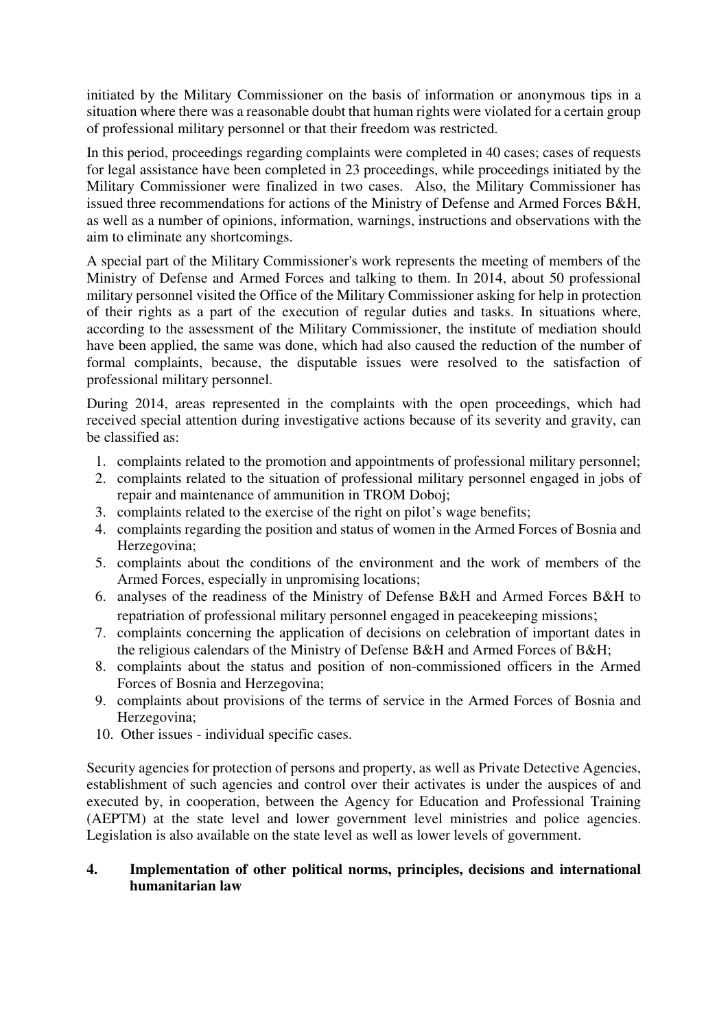initiated by the Military Commissioner on the basis of information or anonymous tips in a situation where there was a reasonable doubt that human rights were violated for a certain group of professional military personnel or that their freedom was restricted.

In this period, proceedings regarding complaints were completed in 40 cases; cases of requests for legal assistance have been completed in 23 proceedings, while proceedings initiated by the Military Commissioner were finalized in two cases. Also, the Military Commissioner has issued three recommendations for actions of the Ministry of Defense and Armed Forces B&H, as well as a number of opinions, information, warnings, instructions and observations with the aim to eliminate any shortcomings.

A special part of the Military Commissioner's work represents the meeting of members of the Ministry of Defense and Armed Forces and talking to them. In 2014, about 50 professional military personnel visited the Office of the Military Commissioner asking for help in protection of their rights as a part of the execution of regular duties and tasks. In situations where, according to the assessment of the Military Commissioner, the institute of mediation should have been applied, the same was done, which had also caused the reduction of the number of formal complaints, because, the disputable issues were resolved to the satisfaction of professional military personnel.

During 2014, areas represented in the complaints with the open proceedings, which had received special attention during investigative actions because of its severity and gravity, can be classified as:

1. complaints related to the promotion and appointments of professional military personnel;
2. complaints related to the situation of professional military personnel engaged in jobs of repair and maintenance of ammunition in TROM Doboj;
3. complaints related to the exercise of the right on pilot's wage benefits;
4. complaints regarding the position and status of women in the Armed Forces of Bosnia and Herzegovina;
5. complaints about the conditions of the environment and the work of members of the Armed Forces, especially in unpromising locations;
6. analyses of the readiness of the Ministry of Defense B&H and Armed Forces B&H to repatriation of professional military personnel engaged in peacekeeping missions;
7. complaints concerning the application of decisions on celebration of important dates in the religious calendars of the Ministry of Defense B&H and Armed Forces of B&H;
8. complaints about the status and position of non-commissioned officers in the Armed Forces of Bosnia and Herzegovina;
9. complaints about provisions of the terms of service in the Armed Forces of Bosnia and Herzegovina;
10. Other issues - individual specific cases.

Security agencies for protection of persons and property, as well as Private Detective Agencies, establishment of such agencies and control over their activates is under the auspices of and executed by, in cooperation, between the Agency for Education and Professional Training (AEPTM) at the state level and lower government level ministries and police agencies. Legislation is also available on the state level as well as lower levels of government.

## 4. Implementation of other political norms, principles, decisions and international humanitarian law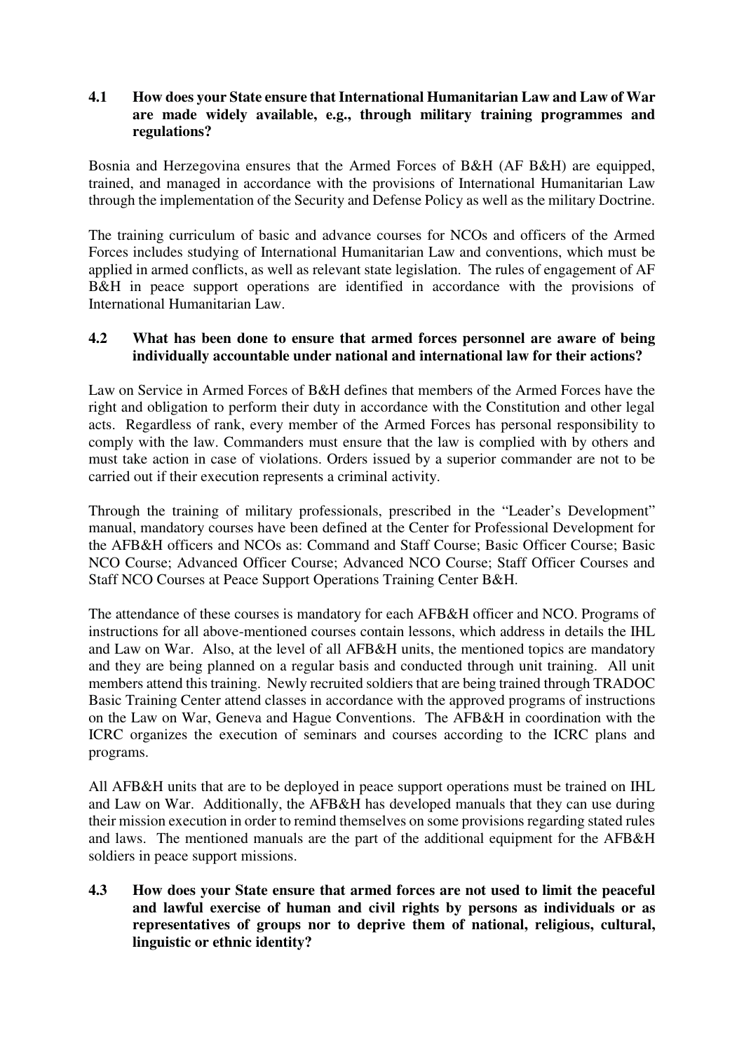### 4.1 How does your State ensure that International Humanitarian Law and Law of War are made widely available, e.g., through military training programmes and regulations?

Bosnia and Herzegovina ensures that the Armed Forces of B&H (AF B&H) are equipped, trained, and managed in accordance with the provisions of International Humanitarian Law through the implementation of the Security and Defense Policy as well as the military Doctrine.

The training curriculum of basic and advance courses for NCOs and officers of the Armed Forces includes studying of International Humanitarian Law and conventions, which must be applied in armed conflicts, as well as relevant state legislation. The rules of engagement of AF B&H in peace support operations are identified in accordance with the provisions of International Humanitarian Law.

### 4.2 What has been done to ensure that armed forces personnel are aware of being individually accountable under national and international law for their actions?

Law on Service in Armed Forces of B&H defines that members of the Armed Forces have the right and obligation to perform their duty in accordance with the Constitution and other legal acts. Regardless of rank, every member of the Armed Forces has personal responsibility to comply with the law. Commanders must ensure that the law is complied with by others and must take action in case of violations. Orders issued by a superior commander are not to be carried out if their execution represents a criminal activity.

Through the training of military professionals, prescribed in the "Leader's Development" manual, mandatory courses have been defined at the Center for Professional Development for the AFB&H officers and NCOs as: Command and Staff Course; Basic Officer Course; Basic NCO Course; Advanced Officer Course; Advanced NCO Course; Staff Officer Courses and Staff NCO Courses at Peace Support Operations Training Center B&H.

The attendance of these courses is mandatory for each AFB&H officer and NCO. Programs of instructions for all above-mentioned courses contain lessons, which address in details the IHL and Law on War. Also, at the level of all AFB&H units, the mentioned topics are mandatory and they are being planned on a regular basis and conducted through unit training. All unit members attend this training. Newly recruited soldiers that are being trained through TRADOC Basic Training Center attend classes in accordance with the approved programs of instructions on the Law on War, Geneva and Hague Conventions. The AFB&H in coordination with the ICRC organizes the execution of seminars and courses according to the ICRC plans and programs.

All AFB&H units that are to be deployed in peace support operations must be trained on IHL and Law on War. Additionally, the AFB&H has developed manuals that they can use during their mission execution in order to remind themselves on some provisions regarding stated rules and laws. The mentioned manuals are the part of the additional equipment for the AFB&H soldiers in peace support missions.

### 4.3 How does your State ensure that armed forces are not used to limit the peaceful and lawful exercise of human and civil rights by persons as individuals or as representatives of groups nor to deprive them of national, religious, cultural, linguistic or ethnic identity?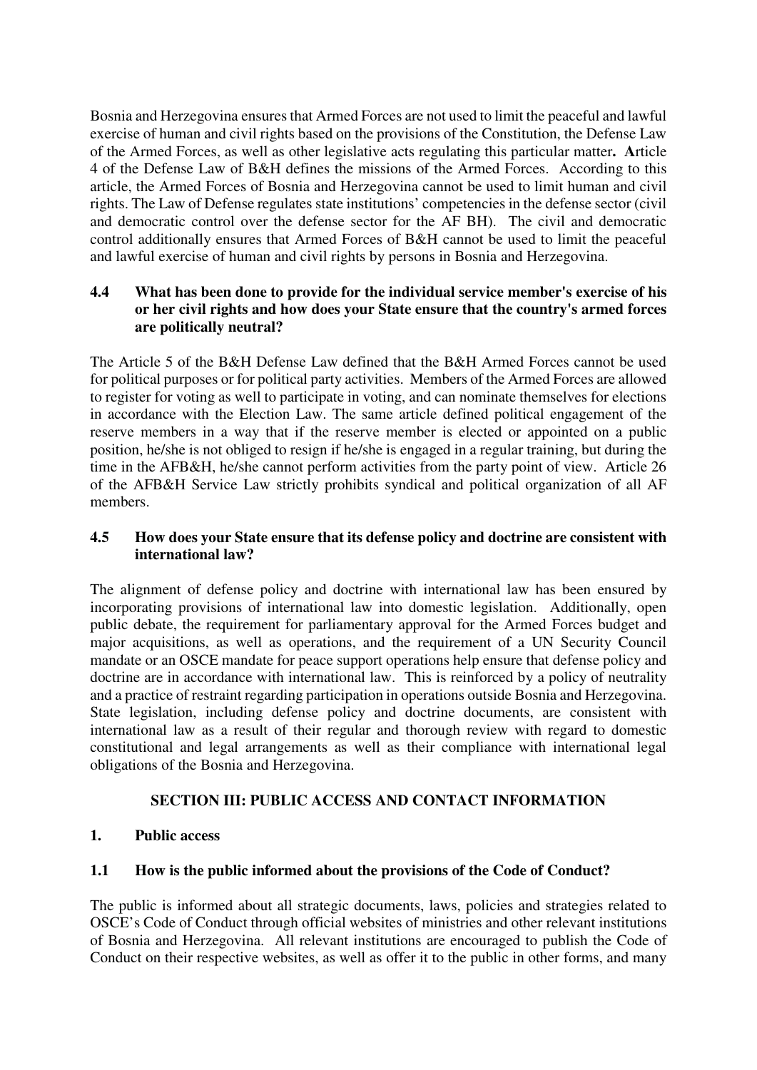Bosnia and Herzegovina ensures that Armed Forces are not used to limit the peaceful and lawful exercise of human and civil rights based on the provisions of the Constitution, the Defense Law of the Armed Forces, as well as other legislative acts regulating this particular matter**.** **A**rticle 4 of the Defense Law of B&H defines the missions of the Armed Forces. According to this article, the Armed Forces of Bosnia and Herzegovina cannot be used to limit human and civil rights. The Law of Defense regulates state institutions' competencies in the defense sector (civil and democratic control over the defense sector for the AF BH). The civil and democratic control additionally ensures that Armed Forces of B&H cannot be used to limit the peaceful and lawful exercise of human and civil rights by persons in Bosnia and Herzegovina.

### 4.4 What has been done to provide for the individual service member's exercise of his or her civil rights and how does your State ensure that the country's armed forces are politically neutral?

The Article 5 of the B&H Defense Law defined that the B&H Armed Forces cannot be used for political purposes or for political party activities. Members of the Armed Forces are allowed to register for voting as well to participate in voting, and can nominate themselves for elections in accordance with the Election Law. The same article defined political engagement of the reserve members in a way that if the reserve member is elected or appointed on a public position, he/she is not obliged to resign if he/she is engaged in a regular training, but during the time in the AFB&H, he/she cannot perform activities from the party point of view. Article 26 of the AFB&H Service Law strictly prohibits syndical and political organization of all AF members.

### 4.5 How does your State ensure that its defense policy and doctrine are consistent with international law?

The alignment of defense policy and doctrine with international law has been ensured by incorporating provisions of international law into domestic legislation. Additionally, open public debate, the requirement for parliamentary approval for the Armed Forces budget and major acquisitions, as well as operations, and the requirement of a UN Security Council mandate or an OSCE mandate for peace support operations help ensure that defense policy and doctrine are in accordance with international law. This is reinforced by a policy of neutrality and a practice of restraint regarding participation in operations outside Bosnia and Herzegovina. State legislation, including defense policy and doctrine documents, are consistent with international law as a result of their regular and thorough review with regard to domestic constitutional and legal arrangements as well as their compliance with international legal obligations of the Bosnia and Herzegovina.

## SECTION III: PUBLIC ACCESS AND CONTACT INFORMATION

### 1. Public access

### 1.1 How is the public informed about the provisions of the Code of Conduct?

The public is informed about all strategic documents, laws, policies and strategies related to OSCE's Code of Conduct through official websites of ministries and other relevant institutions of Bosnia and Herzegovina. All relevant institutions are encouraged to publish the Code of Conduct on their respective websites, as well as offer it to the public in other forms, and many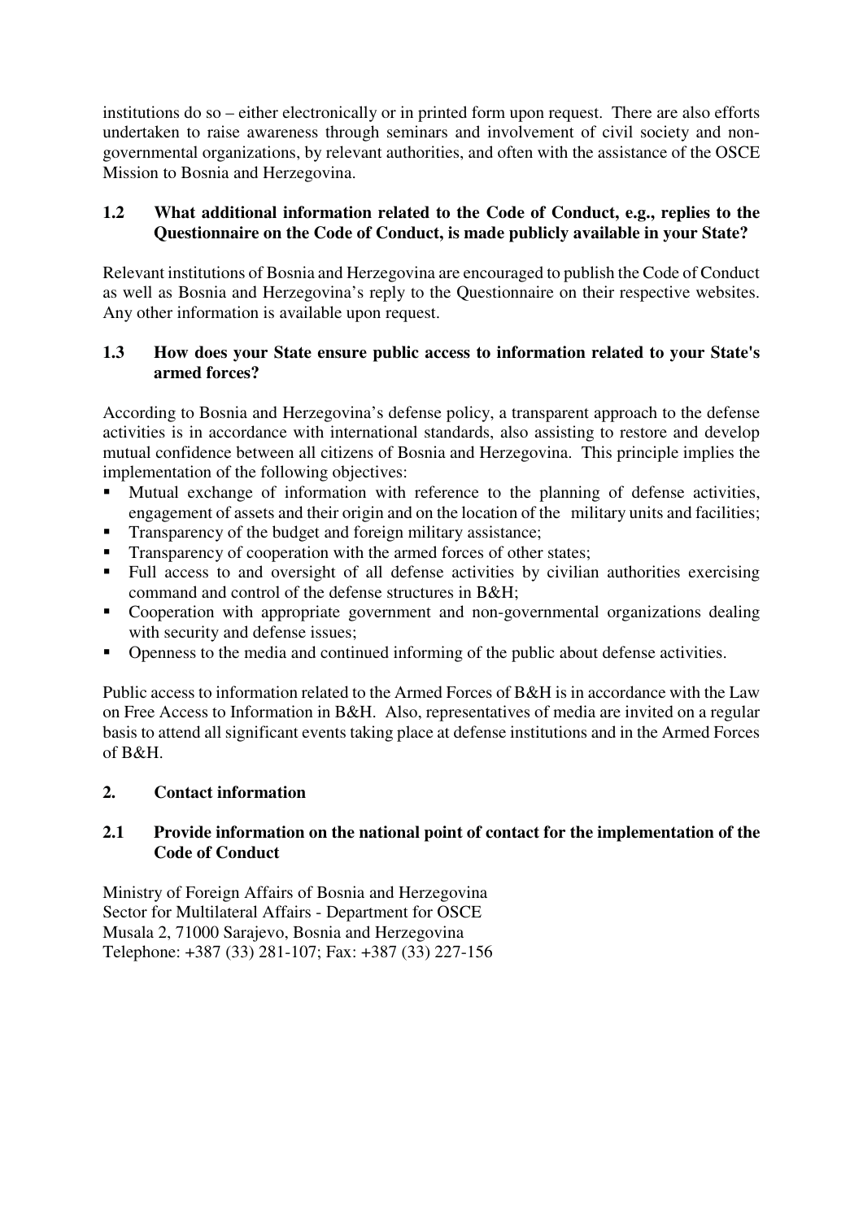institutions do so – either electronically or in printed form upon request. There are also efforts undertaken to raise awareness through seminars and involvement of civil society and non-governmental organizations, by relevant authorities, and often with the assistance of the OSCE Mission to Bosnia and Herzegovina.

### 1.2 What additional information related to the Code of Conduct, e.g., replies to the Questionnaire on the Code of Conduct, is made publicly available in your State?

Relevant institutions of Bosnia and Herzegovina are encouraged to publish the Code of Conduct as well as Bosnia and Herzegovina's reply to the Questionnaire on their respective websites. Any other information is available upon request.

### 1.3 How does your State ensure public access to information related to your State's armed forces?

According to Bosnia and Herzegovina's defense policy, a transparent approach to the defense activities is in accordance with international standards, also assisting to restore and develop mutual confidence between all citizens of Bosnia and Herzegovina. This principle implies the implementation of the following objectives:

- Mutual exchange of information with reference to the planning of defense activities, engagement of assets and their origin and on the location of the military units and facilities;
- Transparency of the budget and foreign military assistance;
- Transparency of cooperation with the armed forces of other states;
- Full access to and oversight of all defense activities by civilian authorities exercising command and control of the defense structures in B&H;
- Cooperation with appropriate government and non-governmental organizations dealing with security and defense issues;
- Openness to the media and continued informing of the public about defense activities.

Public access to information related to the Armed Forces of B&H is in accordance with the Law on Free Access to Information in B&H. Also, representatives of media are invited on a regular basis to attend all significant events taking place at defense institutions and in the Armed Forces of B&H.

## 2. Contact information

### 2.1 Provide information on the national point of contact for the implementation of the Code of Conduct

Ministry of Foreign Affairs of Bosnia and Herzegovina
Sector for Multilateral Affairs - Department for OSCE
Musala 2, 71000 Sarajevo, Bosnia and Herzegovina
Telephone: +387 (33) 281-107; Fax: +387 (33) 227-156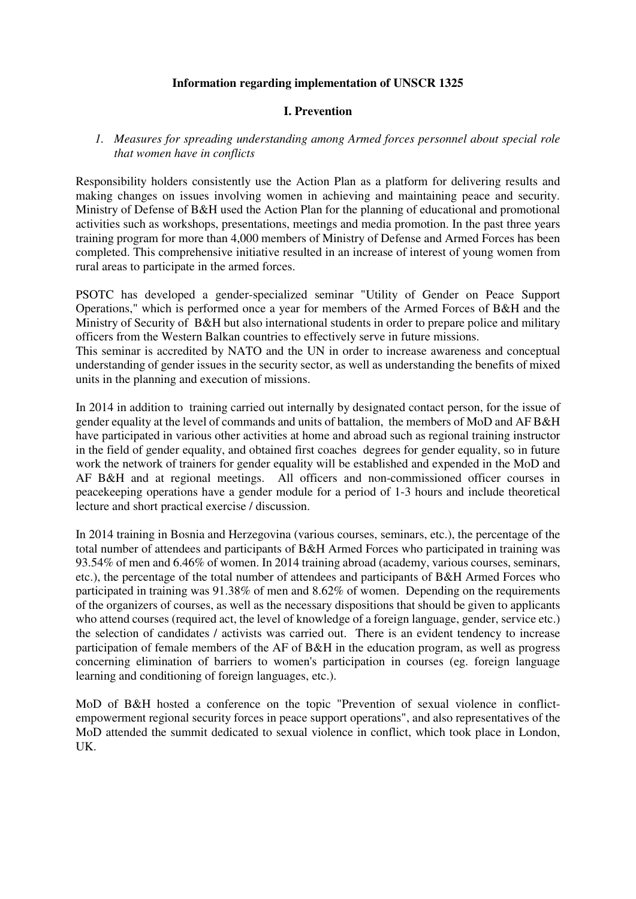**Information regarding implementation of UNSCR 1325**

**I. Prevention**

1. *Measures for spreading understanding among Armed forces personnel about special role that women have in conflicts*

Responsibility holders consistently use the Action Plan as a platform for delivering results and making changes on issues involving women in achieving and maintaining peace and security. Ministry of Defense of B&H used the Action Plan for the planning of educational and promotional activities such as workshops, presentations, meetings and media promotion. In the past three years training program for more than 4,000 members of Ministry of Defense and Armed Forces has been completed. This comprehensive initiative resulted in an increase of interest of young women from rural areas to participate in the armed forces.

PSOTC has developed a gender-specialized seminar "Utility of Gender on Peace Support Operations," which is performed once a year for members of the Armed Forces of B&H and the Ministry of Security of B&H but also international students in order to prepare police and military officers from the Western Balkan countries to effectively serve in future missions.
This seminar is accredited by NATO and the UN in order to increase awareness and conceptual understanding of gender issues in the security sector, as well as understanding the benefits of mixed units in the planning and execution of missions.

In 2014 in addition to training carried out internally by designated contact person, for the issue of gender equality at the level of commands and units of battalion, the members of MoD and AF B&H have participated in various other activities at home and abroad such as regional training instructor in the field of gender equality, and obtained first coaches degrees for gender equality, so in future work the network of trainers for gender equality will be established and expended in the MoD and AF B&H and at regional meetings. All officers and non-commissioned officer courses in peacekeeping operations have a gender module for a period of 1-3 hours and include theoretical lecture and short practical exercise / discussion.

In 2014 training in Bosnia and Herzegovina (various courses, seminars, etc.), the percentage of the total number of attendees and participants of B&H Armed Forces who participated in training was 93.54% of men and 6.46% of women. In 2014 training abroad (academy, various courses, seminars, etc.), the percentage of the total number of attendees and participants of B&H Armed Forces who participated in training was 91.38% of men and 8.62% of women. Depending on the requirements of the organizers of courses, as well as the necessary dispositions that should be given to applicants who attend courses (required act, the level of knowledge of a foreign language, gender, service etc.) the selection of candidates / activists was carried out. There is an evident tendency to increase participation of female members of the AF of B&H in the education program, as well as progress concerning elimination of barriers to women's participation in courses (eg. foreign language learning and conditioning of foreign languages, etc.).

MoD of B&H hosted a conference on the topic "Prevention of sexual violence in conflict-empowerment regional security forces in peace support operations", and also representatives of the MoD attended the summit dedicated to sexual violence in conflict, which took place in London, UK.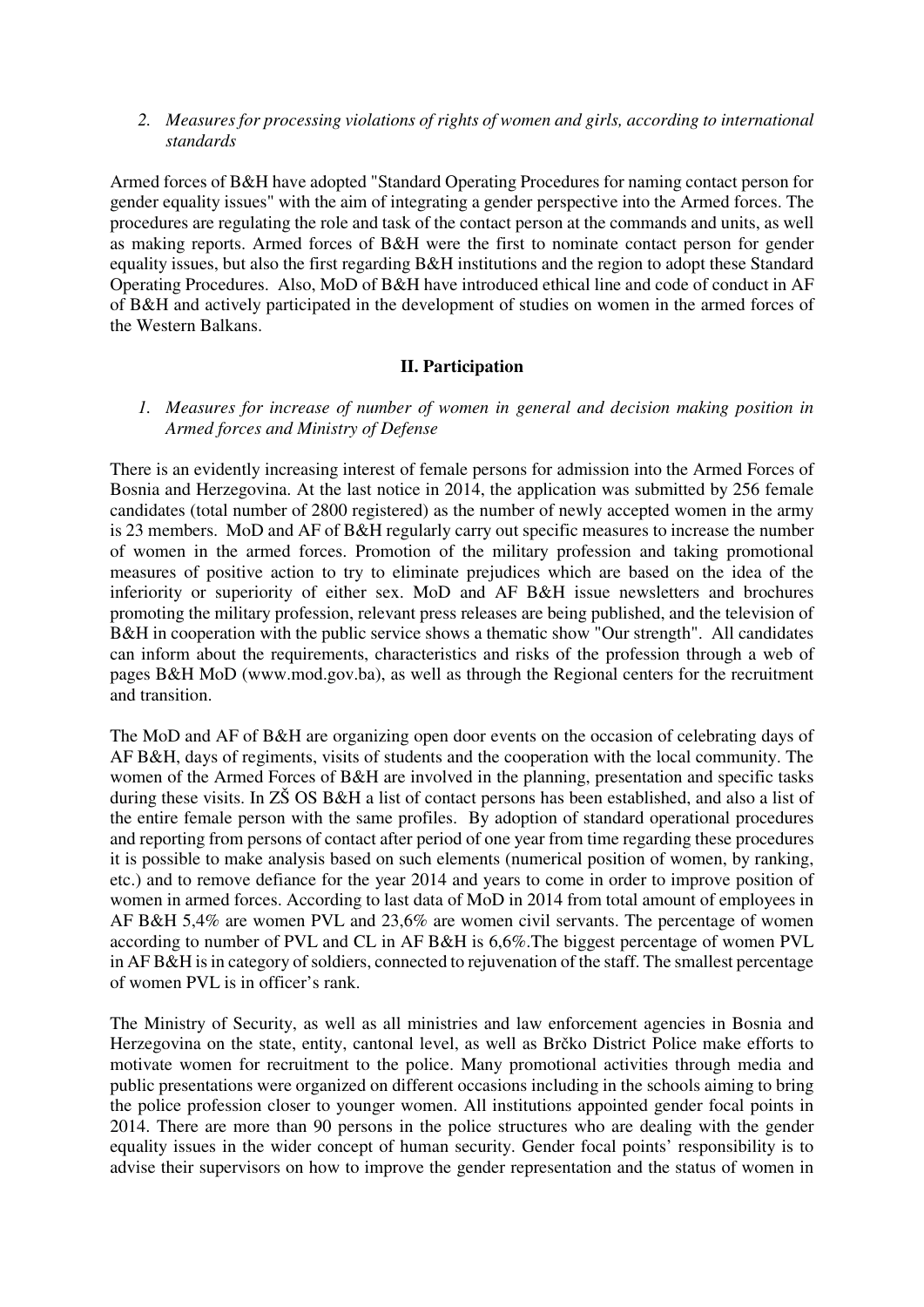*2. Measures for processing violations of rights of women and girls, according to international standards*

Armed forces of B&H have adopted "Standard Operating Procedures for naming contact person for gender equality issues" with the aim of integrating a gender perspective into the Armed forces. The procedures are regulating the role and task of the contact person at the commands and units, as well as making reports. Armed forces of B&H were the first to nominate contact person for gender equality issues, but also the first regarding B&H institutions and the region to adopt these Standard Operating Procedures. Also, MoD of B&H have introduced ethical line and code of conduct in AF of B&H and actively participated in the development of studies on women in the armed forces of the Western Balkans.

## II. Participation

*1. Measures for increase of number of women in general and decision making position in Armed forces and Ministry of Defense*

There is an evidently increasing interest of female persons for admission into the Armed Forces of Bosnia and Herzegovina. At the last notice in 2014, the application was submitted by 256 female candidates (total number of 2800 registered) as the number of newly accepted women in the army is 23 members. MoD and AF of B&H regularly carry out specific measures to increase the number of women in the armed forces. Promotion of the military profession and taking promotional measures of positive action to try to eliminate prejudices which are based on the idea of the inferiority or superiority of either sex. MoD and AF B&H issue newsletters and brochures promoting the military profession, relevant press releases are being published, and the television of B&H in cooperation with the public service shows a thematic show "Our strength". All candidates can inform about the requirements, characteristics and risks of the profession through a web of pages B&H MoD (www.mod.gov.ba), as well as through the Regional centers for the recruitment and transition.

The MoD and AF of B&H are organizing open door events on the occasion of celebrating days of AF B&H, days of regiments, visits of students and the cooperation with the local community. The women of the Armed Forces of B&H are involved in the planning, presentation and specific tasks during these visits. In ZŠ OS B&H a list of contact persons has been established, and also a list of the entire female person with the same profiles. By adoption of standard operational procedures and reporting from persons of contact after period of one year from time regarding these procedures it is possible to make analysis based on such elements (numerical position of women, by ranking, etc.) and to remove defiance for the year 2014 and years to come in order to improve position of women in armed forces. According to last data of MoD in 2014 from total amount of employees in AF B&H 5,4% are women PVL and 23,6% are women civil servants. The percentage of women according to number of PVL and CL in AF B&H is 6,6%.The biggest percentage of women PVL in AF B&H is in category of soldiers, connected to rejuvenation of the staff. The smallest percentage of women PVL is in officer's rank.

The Ministry of Security, as well as all ministries and law enforcement agencies in Bosnia and Herzegovina on the state, entity, cantonal level, as well as Brčko District Police make efforts to motivate women for recruitment to the police. Many promotional activities through media and public presentations were organized on different occasions including in the schools aiming to bring the police profession closer to younger women. All institutions appointed gender focal points in 2014. There are more than 90 persons in the police structures who are dealing with the gender equality issues in the wider concept of human security. Gender focal points' responsibility is to advise their supervisors on how to improve the gender representation and the status of women in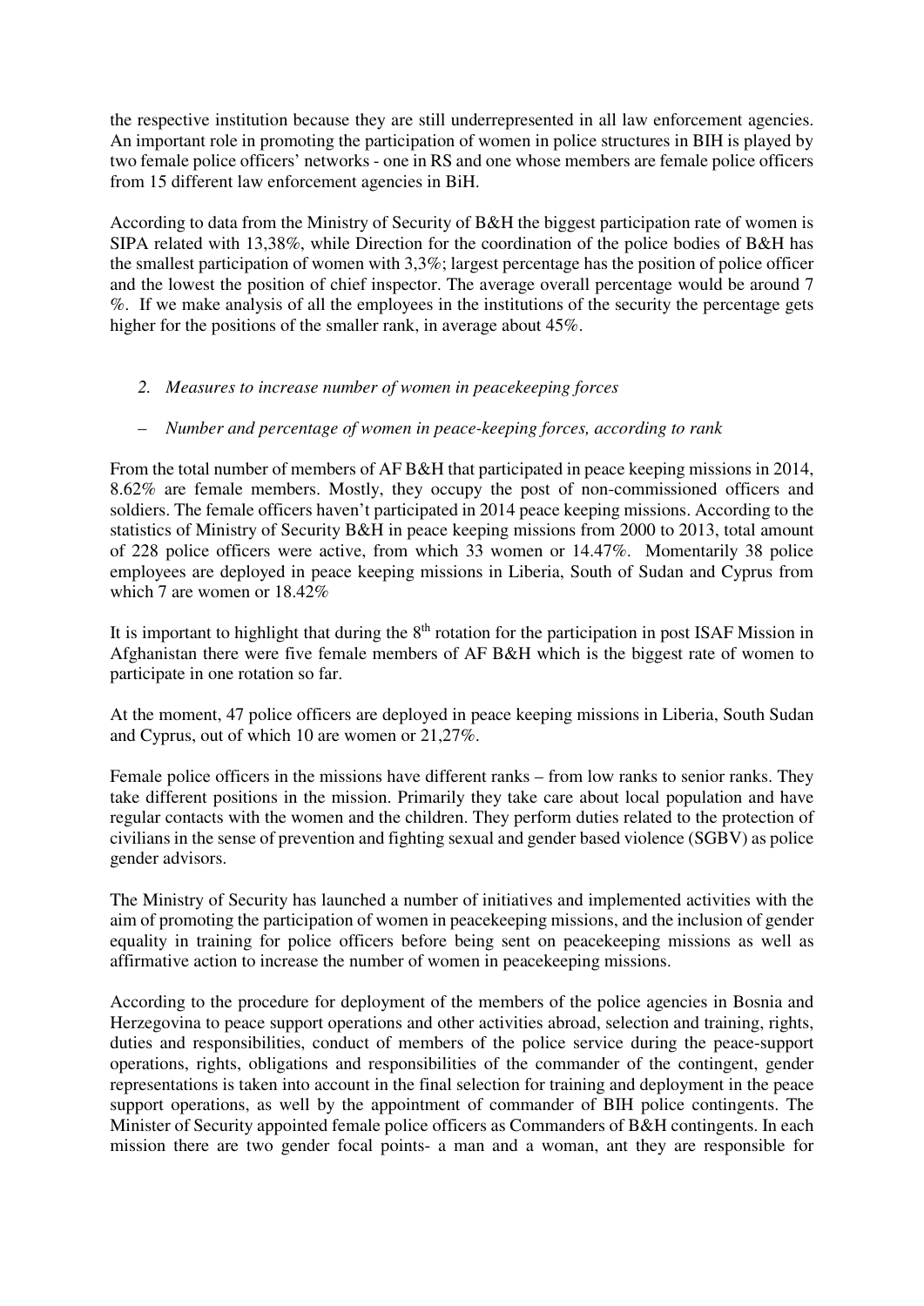the respective institution because they are still underrepresented in all law enforcement agencies. An important role in promoting the participation of women in police structures in BIH is played by two female police officers' networks - one in RS and one whose members are female police officers from 15 different law enforcement agencies in BiH.

According to data from the Ministry of Security of B&H the biggest participation rate of women is SIPA related with 13,38%, while Direction for the coordination of the police bodies of B&H has the smallest participation of women with 3,3%; largest percentage has the position of police officer and the lowest the position of chief inspector. The average overall percentage would be around 7 %. If we make analysis of all the employees in the institutions of the security the percentage gets higher for the positions of the smaller rank, in average about 45%.

2. *Measures to increase number of women in peacekeeping forces*

– *Number and percentage of women in peace-keeping forces, according to rank*

From the total number of members of AF B&H that participated in peace keeping missions in 2014, 8.62% are female members. Mostly, they occupy the post of non-commissioned officers and soldiers. The female officers haven't participated in 2014 peace keeping missions. According to the statistics of Ministry of Security B&H in peace keeping missions from 2000 to 2013, total amount of 228 police officers were active, from which 33 women or 14.47%. Momentarily 38 police employees are deployed in peace keeping missions in Liberia, South of Sudan and Cyprus from which 7 are women or 18.42%

It is important to highlight that during the 8th rotation for the participation in post ISAF Mission in Afghanistan there were five female members of AF B&H which is the biggest rate of women to participate in one rotation so far.

At the moment, 47 police officers are deployed in peace keeping missions in Liberia, South Sudan and Cyprus, out of which 10 are women or 21,27%.

Female police officers in the missions have different ranks – from low ranks to senior ranks. They take different positions in the mission. Primarily they take care about local population and have regular contacts with the women and the children. They perform duties related to the protection of civilians in the sense of prevention and fighting sexual and gender based violence (SGBV) as police gender advisors.

The Ministry of Security has launched a number of initiatives and implemented activities with the aim of promoting the participation of women in peacekeeping missions, and the inclusion of gender equality in training for police officers before being sent on peacekeeping missions as well as affirmative action to increase the number of women in peacekeeping missions.

According to the procedure for deployment of the members of the police agencies in Bosnia and Herzegovina to peace support operations and other activities abroad, selection and training, rights, duties and responsibilities, conduct of members of the police service during the peace-support operations, rights, obligations and responsibilities of the commander of the contingent, gender representations is taken into account in the final selection for training and deployment in the peace support operations, as well by the appointment of commander of BIH police contingents. The Minister of Security appointed female police officers as Commanders of B&H contingents. In each mission there are two gender focal points- a man and a woman, ant they are responsible for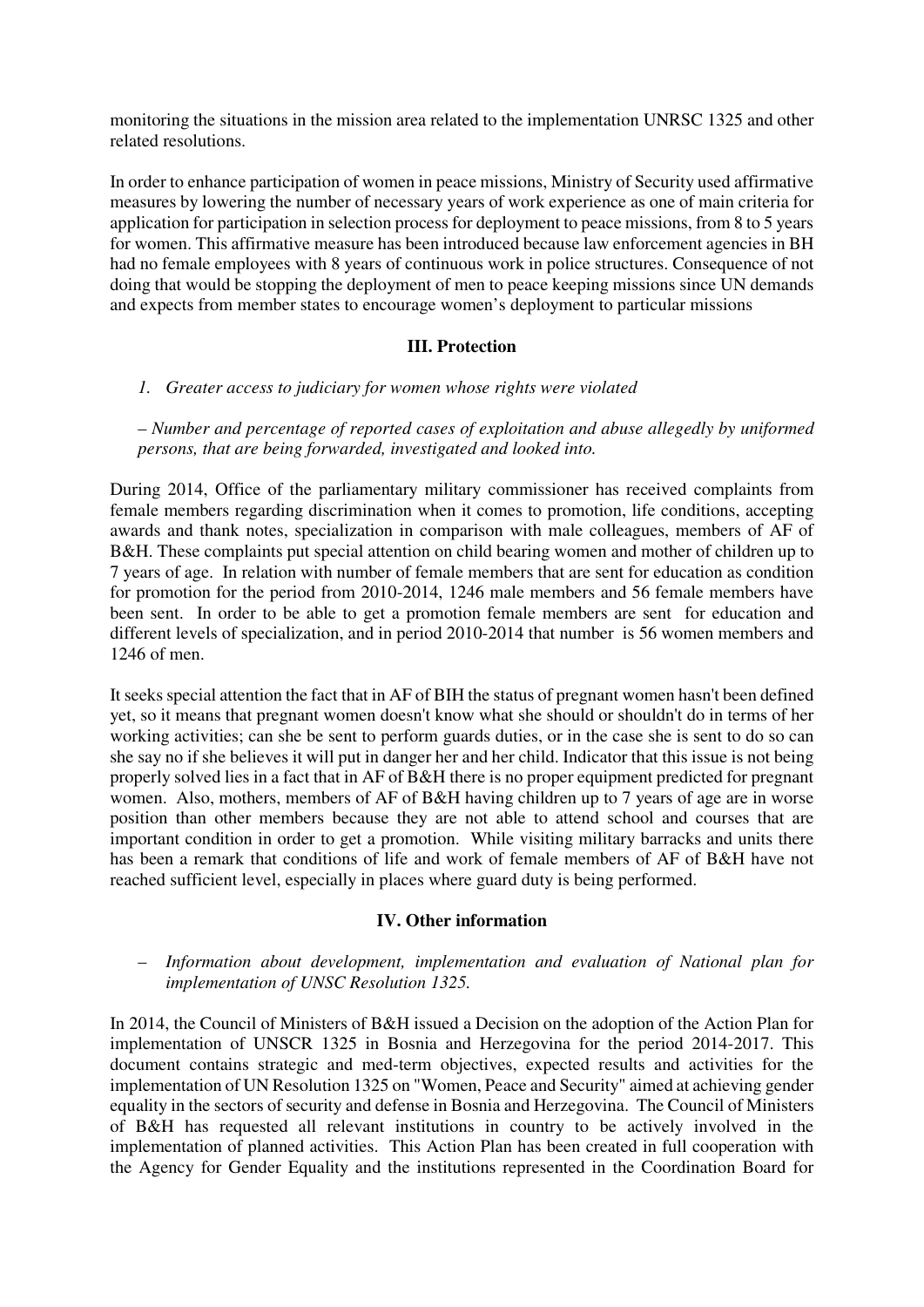monitoring the situations in the mission area related to the implementation UNRSC 1325 and other related resolutions.

In order to enhance participation of women in peace missions, Ministry of Security used affirmative measures by lowering the number of necessary years of work experience as one of main criteria for application for participation in selection process for deployment to peace missions, from 8 to 5 years for women. This affirmative measure has been introduced because law enforcement agencies in BH had no female employees with 8 years of continuous work in police structures. Consequence of not doing that would be stopping the deployment of men to peace keeping missions since UN demands and expects from member states to encourage women's deployment to particular missions

### III. Protection

*1. Greater access to judiciary for women whose rights were violated*

*– Number and percentage of reported cases of exploitation and abuse allegedly by uniformed persons, that are being forwarded, investigated and looked into.*

During 2014, Office of the parliamentary military commissioner has received complaints from female members regarding discrimination when it comes to promotion, life conditions, accepting awards and thank notes, specialization in comparison with male colleagues, members of AF of B&H. These complaints put special attention on child bearing women and mother of children up to 7 years of age. In relation with number of female members that are sent for education as condition for promotion for the period from 2010-2014, 1246 male members and 56 female members have been sent. In order to be able to get a promotion female members are sent for education and different levels of specialization, and in period 2010-2014 that number is 56 women members and 1246 of men.

It seeks special attention the fact that in AF of BIH the status of pregnant women hasn't been defined yet, so it means that pregnant women doesn't know what she should or shouldn't do in terms of her working activities; can she be sent to perform guards duties, or in the case she is sent to do so can she say no if she believes it will put in danger her and her child. Indicator that this issue is not being properly solved lies in a fact that in AF of B&H there is no proper equipment predicted for pregnant women. Also, mothers, members of AF of B&H having children up to 7 years of age are in worse position than other members because they are not able to attend school and courses that are important condition in order to get a promotion. While visiting military barracks and units there has been a remark that conditions of life and work of female members of AF of B&H have not reached sufficient level, especially in places where guard duty is being performed.

### IV. Other information

- *Information about development, implementation and evaluation of National plan for implementation of UNSC Resolution 1325.*

In 2014, the Council of Ministers of B&H issued a Decision on the adoption of the Action Plan for implementation of UNSCR 1325 in Bosnia and Herzegovina for the period 2014-2017. This document contains strategic and med-term objectives, expected results and activities for the implementation of UN Resolution 1325 on "Women, Peace and Security" aimed at achieving gender equality in the sectors of security and defense in Bosnia and Herzegovina. The Council of Ministers of B&H has requested all relevant institutions in country to be actively involved in the implementation of planned activities. This Action Plan has been created in full cooperation with the Agency for Gender Equality and the institutions represented in the Coordination Board for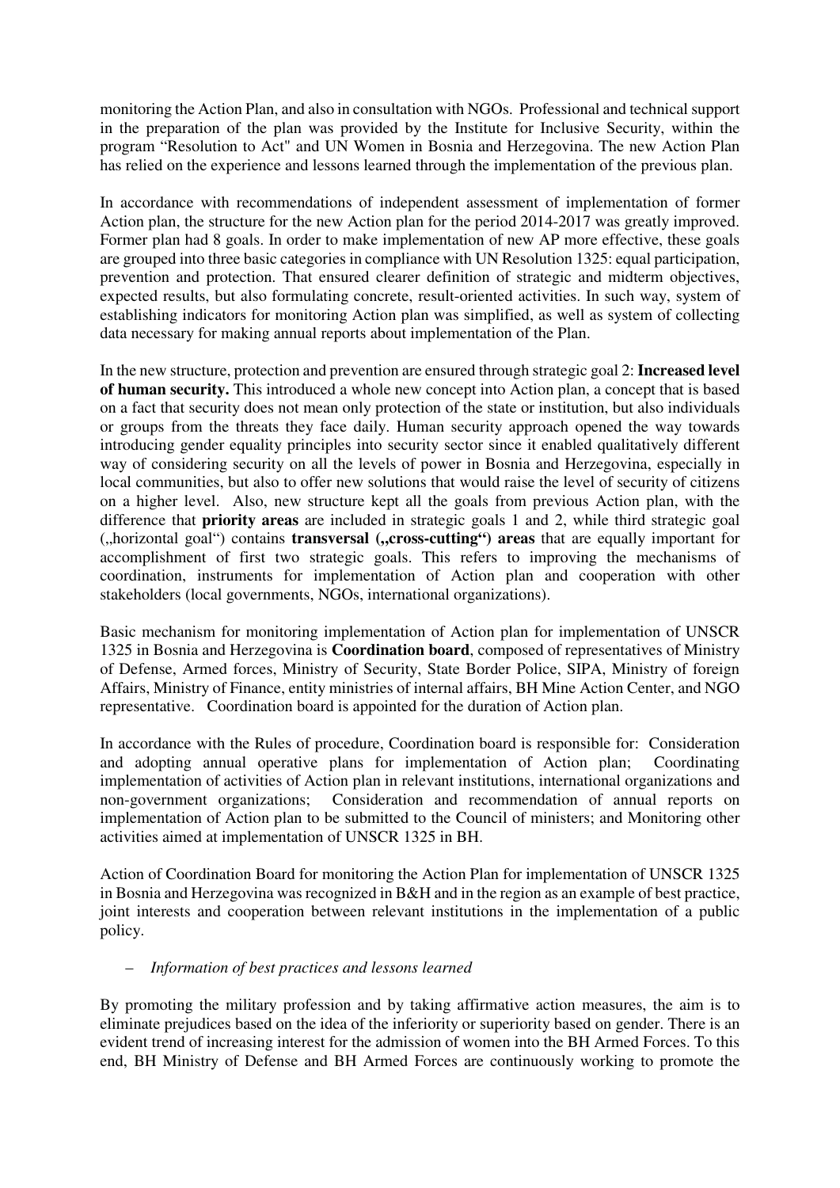monitoring the Action Plan, and also in consultation with NGOs. Professional and technical support in the preparation of the plan was provided by the Institute for Inclusive Security, within the program "Resolution to Act" and UN Women in Bosnia and Herzegovina. The new Action Plan has relied on the experience and lessons learned through the implementation of the previous plan.

In accordance with recommendations of independent assessment of implementation of former Action plan, the structure for the new Action plan for the period 2014-2017 was greatly improved. Former plan had 8 goals. In order to make implementation of new AP more effective, these goals are grouped into three basic categories in compliance with UN Resolution 1325: equal participation, prevention and protection. That ensured clearer definition of strategic and midterm objectives, expected results, but also formulating concrete, result-oriented activities. In such way, system of establishing indicators for monitoring Action plan was simplified, as well as system of collecting data necessary for making annual reports about implementation of the Plan.

In the new structure, protection and prevention are ensured through strategic goal 2: **Increased level of human security.** This introduced a whole new concept into Action plan, a concept that is based on a fact that security does not mean only protection of the state or institution, but also individuals or groups from the threats they face daily. Human security approach opened the way towards introducing gender equality principles into security sector since it enabled qualitatively different way of considering security on all the levels of power in Bosnia and Herzegovina, especially in local communities, but also to offer new solutions that would raise the level of security of citizens on a higher level. Also, new structure kept all the goals from previous Action plan, with the difference that **priority areas** are included in strategic goals 1 and 2, while third strategic goal („horizontal goal") contains **transversal („cross-cutting") areas** that are equally important for accomplishment of first two strategic goals. This refers to improving the mechanisms of coordination, instruments for implementation of Action plan and cooperation with other stakeholders (local governments, NGOs, international organizations).

Basic mechanism for monitoring implementation of Action plan for implementation of UNSCR 1325 in Bosnia and Herzegovina is **Coordination board**, composed of representatives of Ministry of Defense, Armed forces, Ministry of Security, State Border Police, SIPA, Ministry of foreign Affairs, Ministry of Finance, entity ministries of internal affairs, BH Mine Action Center, and NGO representative. Coordination board is appointed for the duration of Action plan.

In accordance with the Rules of procedure, Coordination board is responsible for: Consideration and adopting annual operative plans for implementation of Action plan; Coordinating implementation of activities of Action plan in relevant institutions, international organizations and non-government organizations; Consideration and recommendation of annual reports on implementation of Action plan to be submitted to the Council of ministers; and Monitoring other activities aimed at implementation of UNSCR 1325 in BH.

Action of Coordination Board for monitoring the Action Plan for implementation of UNSCR 1325 in Bosnia and Herzegovina was recognized in B&H and in the region as an example of best practice, joint interests and cooperation between relevant institutions in the implementation of a public policy.

– *Information of best practices and lessons learned*

By promoting the military profession and by taking affirmative action measures, the aim is to eliminate prejudices based on the idea of the inferiority or superiority based on gender. There is an evident trend of increasing interest for the admission of women into the BH Armed Forces. To this end, BH Ministry of Defense and BH Armed Forces are continuously working to promote the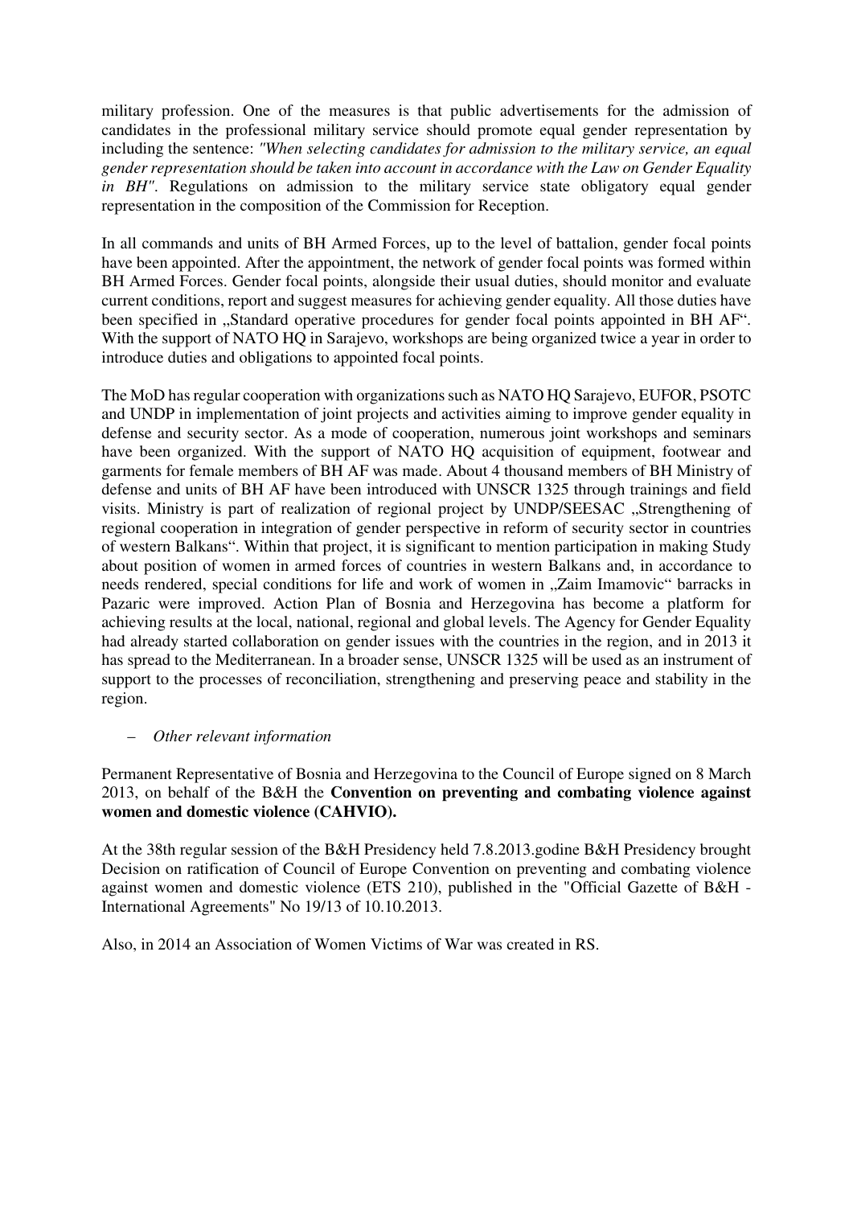military profession. One of the measures is that public advertisements for the admission of candidates in the professional military service should promote equal gender representation by including the sentence: *"When selecting candidates for admission to the military service, an equal gender representation should be taken into account in accordance with the Law on Gender Equality in BH"*. Regulations on admission to the military service state obligatory equal gender representation in the composition of the Commission for Reception.

In all commands and units of BH Armed Forces, up to the level of battalion, gender focal points have been appointed. After the appointment, the network of gender focal points was formed within BH Armed Forces. Gender focal points, alongside their usual duties, should monitor and evaluate current conditions, report and suggest measures for achieving gender equality. All those duties have been specified in „Standard operative procedures for gender focal points appointed in BH AF". With the support of NATO HQ in Sarajevo, workshops are being organized twice a year in order to introduce duties and obligations to appointed focal points.

The MoD has regular cooperation with organizations such as NATO HQ Sarajevo, EUFOR, PSOTC and UNDP in implementation of joint projects and activities aiming to improve gender equality in defense and security sector. As a mode of cooperation, numerous joint workshops and seminars have been organized. With the support of NATO HQ acquisition of equipment, footwear and garments for female members of BH AF was made. About 4 thousand members of BH Ministry of defense and units of BH AF have been introduced with UNSCR 1325 through trainings and field visits. Ministry is part of realization of regional project by UNDP/SEESAC „Strengthening of regional cooperation in integration of gender perspective in reform of security sector in countries of western Balkans". Within that project, it is significant to mention participation in making Study about position of women in armed forces of countries in western Balkans and, in accordance to needs rendered, special conditions for life and work of women in „Zaim Imamovic" barracks in Pazaric were improved. Action Plan of Bosnia and Herzegovina has become a platform for achieving results at the local, national, regional and global levels. The Agency for Gender Equality had already started collaboration on gender issues with the countries in the region, and in 2013 it has spread to the Mediterranean. In a broader sense, UNSCR 1325 will be used as an instrument of support to the processes of reconciliation, strengthening and preserving peace and stability in the region.

– *Other relevant information*

Permanent Representative of Bosnia and Herzegovina to the Council of Europe signed on 8 March 2013, on behalf of the B&H the **Convention on preventing and combating violence against women and domestic violence (CAHVIO).**

At the 38th regular session of the B&H Presidency held 7.8.2013.godine B&H Presidency brought Decision on ratification of Council of Europe Convention on preventing and combating violence against women and domestic violence (ETS 210), published in the "Official Gazette of B&H - International Agreements" No 19/13 of 10.10.2013.

Also, in 2014 an Association of Women Victims of War was created in RS.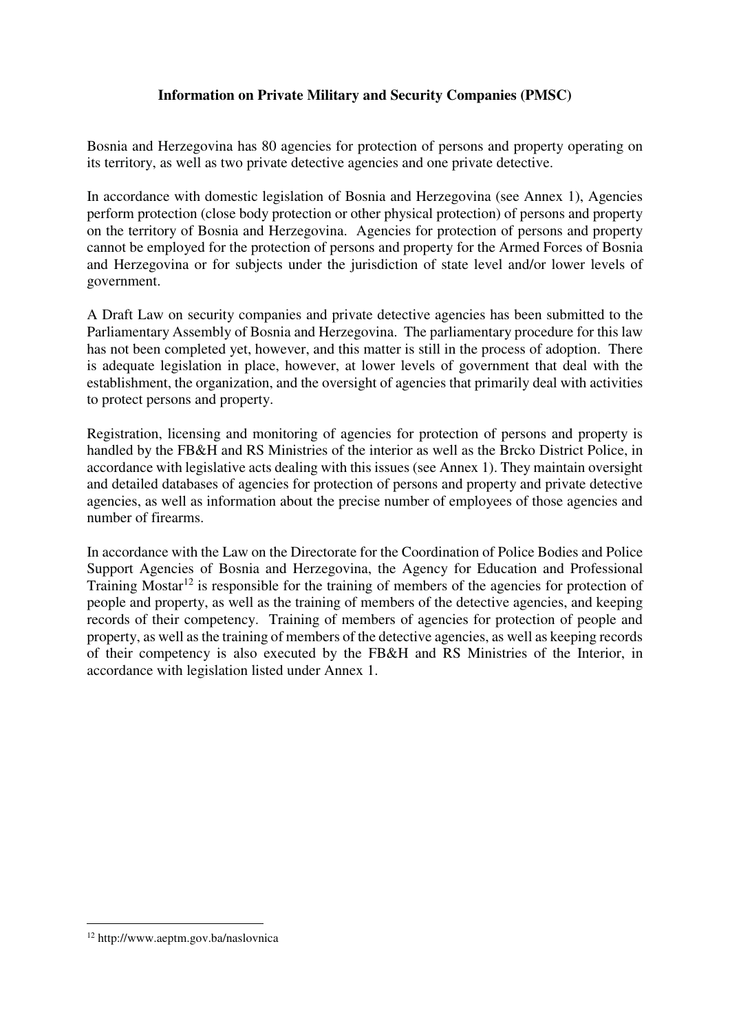**Information on Private Military and Security Companies (PMSC)**

Bosnia and Herzegovina has 80 agencies for protection of persons and property operating on its territory, as well as two private detective agencies and one private detective.

In accordance with domestic legislation of Bosnia and Herzegovina (see Annex 1), Agencies perform protection (close body protection or other physical protection) of persons and property on the territory of Bosnia and Herzegovina. Agencies for protection of persons and property cannot be employed for the protection of persons and property for the Armed Forces of Bosnia and Herzegovina or for subjects under the jurisdiction of state level and/or lower levels of government.

A Draft Law on security companies and private detective agencies has been submitted to the Parliamentary Assembly of Bosnia and Herzegovina. The parliamentary procedure for this law has not been completed yet, however, and this matter is still in the process of adoption. There is adequate legislation in place, however, at lower levels of government that deal with the establishment, the organization, and the oversight of agencies that primarily deal with activities to protect persons and property.

Registration, licensing and monitoring of agencies for protection of persons and property is handled by the FB&H and RS Ministries of the interior as well as the Brcko District Police, in accordance with legislative acts dealing with this issues (see Annex 1). They maintain oversight and detailed databases of agencies for protection of persons and property and private detective agencies, as well as information about the precise number of employees of those agencies and number of firearms.

In accordance with the Law on the Directorate for the Coordination of Police Bodies and Police Support Agencies of Bosnia and Herzegovina, the Agency for Education and Professional Training Mostar[12] is responsible for the training of members of the agencies for protection of people and property, as well as the training of members of the detective agencies, and keeping records of their competency. Training of members of agencies for protection of people and property, as well as the training of members of the detective agencies, as well as keeping records of their competency is also executed by the FB&H and RS Ministries of the Interior, in accordance with legislation listed under Annex 1.

---

[12] http://www.aeptm.gov.ba/naslovnica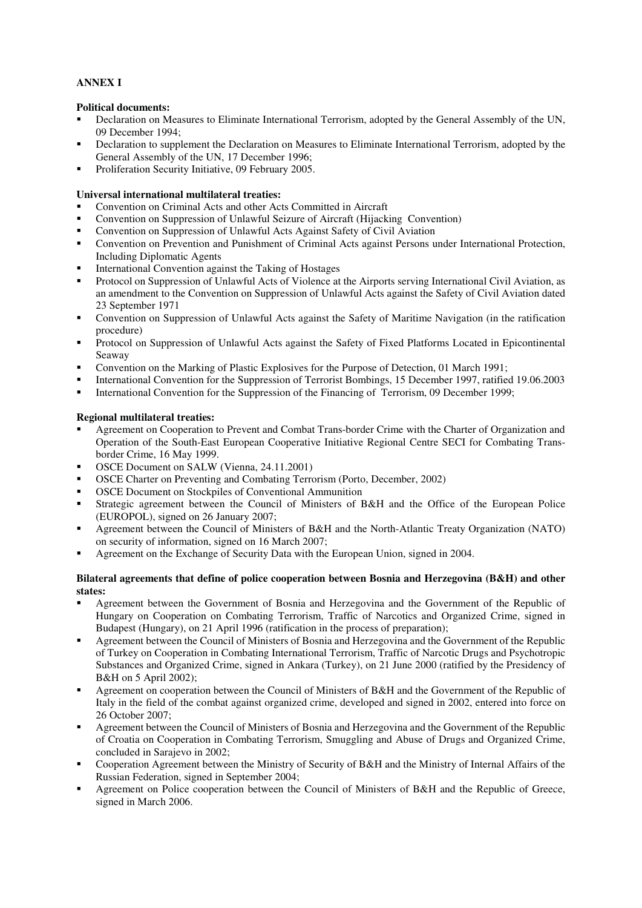**ANNEX I**

**Political documents:**

- Declaration on Measures to Eliminate International Terrorism, adopted by the General Assembly of the UN, 09 December 1994;
- Declaration to supplement the Declaration on Measures to Eliminate International Terrorism, adopted by the General Assembly of the UN, 17 December 1996;
- Proliferation Security Initiative, 09 February 2005.

**Universal international multilateral treaties:**

- Convention on Criminal Acts and other Acts Committed in Aircraft
- Convention on Suppression of Unlawful Seizure of Aircraft (Hijacking Convention)
- Convention on Suppression of Unlawful Acts Against Safety of Civil Aviation
- Convention on Prevention and Punishment of Criminal Acts against Persons under International Protection, Including Diplomatic Agents
- International Convention against the Taking of Hostages
- Protocol on Suppression of Unlawful Acts of Violence at the Airports serving International Civil Aviation, as an amendment to the Convention on Suppression of Unlawful Acts against the Safety of Civil Aviation dated 23 September 1971
- Convention on Suppression of Unlawful Acts against the Safety of Maritime Navigation (in the ratification procedure)
- Protocol on Suppression of Unlawful Acts against the Safety of Fixed Platforms Located in Epicontinental Seaway
- Convention on the Marking of Plastic Explosives for the Purpose of Detection, 01 March 1991;
- International Convention for the Suppression of Terrorist Bombings, 15 December 1997, ratified 19.06.2003
- International Convention for the Suppression of the Financing of Terrorism, 09 December 1999;

**Regional multilateral treaties:**

- Agreement on Cooperation to Prevent and Combat Trans-border Crime with the Charter of Organization and Operation of the South-East European Cooperative Initiative Regional Centre SECI for Combating Trans-border Crime, 16 May 1999.
- OSCE Document on SALW (Vienna, 24.11.2001)
- OSCE Charter on Preventing and Combating Terrorism (Porto, December, 2002)
- OSCE Document on Stockpiles of Conventional Ammunition
- Strategic agreement between the Council of Ministers of B&H and the Office of the European Police (EUROPOL), signed on 26 January 2007;
- Agreement between the Council of Ministers of B&H and the North-Atlantic Treaty Organization (NATO) on security of information, signed on 16 March 2007;
- Agreement on the Exchange of Security Data with the European Union, signed in 2004.

**Bilateral agreements that define of police cooperation between Bosnia and Herzegovina (B&H) and other states:**

- Agreement between the Government of Bosnia and Herzegovina and the Government of the Republic of Hungary on Cooperation on Combating Terrorism, Traffic of Narcotics and Organized Crime, signed in Budapest (Hungary), on 21 April 1996 (ratification in the process of preparation);
- Agreement between the Council of Ministers of Bosnia and Herzegovina and the Government of the Republic of Turkey on Cooperation in Combating International Terrorism, Traffic of Narcotic Drugs and Psychotropic Substances and Organized Crime, signed in Ankara (Turkey), on 21 June 2000 (ratified by the Presidency of B&H on 5 April 2002);
- Agreement on cooperation between the Council of Ministers of B&H and the Government of the Republic of Italy in the field of the combat against organized crime, developed and signed in 2002, entered into force on 26 October 2007;
- Agreement between the Council of Ministers of Bosnia and Herzegovina and the Government of the Republic of Croatia on Cooperation in Combating Terrorism, Smuggling and Abuse of Drugs and Organized Crime, concluded in Sarajevo in 2002;
- Cooperation Agreement between the Ministry of Security of B&H and the Ministry of Internal Affairs of the Russian Federation, signed in September 2004;
- Agreement on Police cooperation between the Council of Ministers of B&H and the Republic of Greece, signed in March 2006.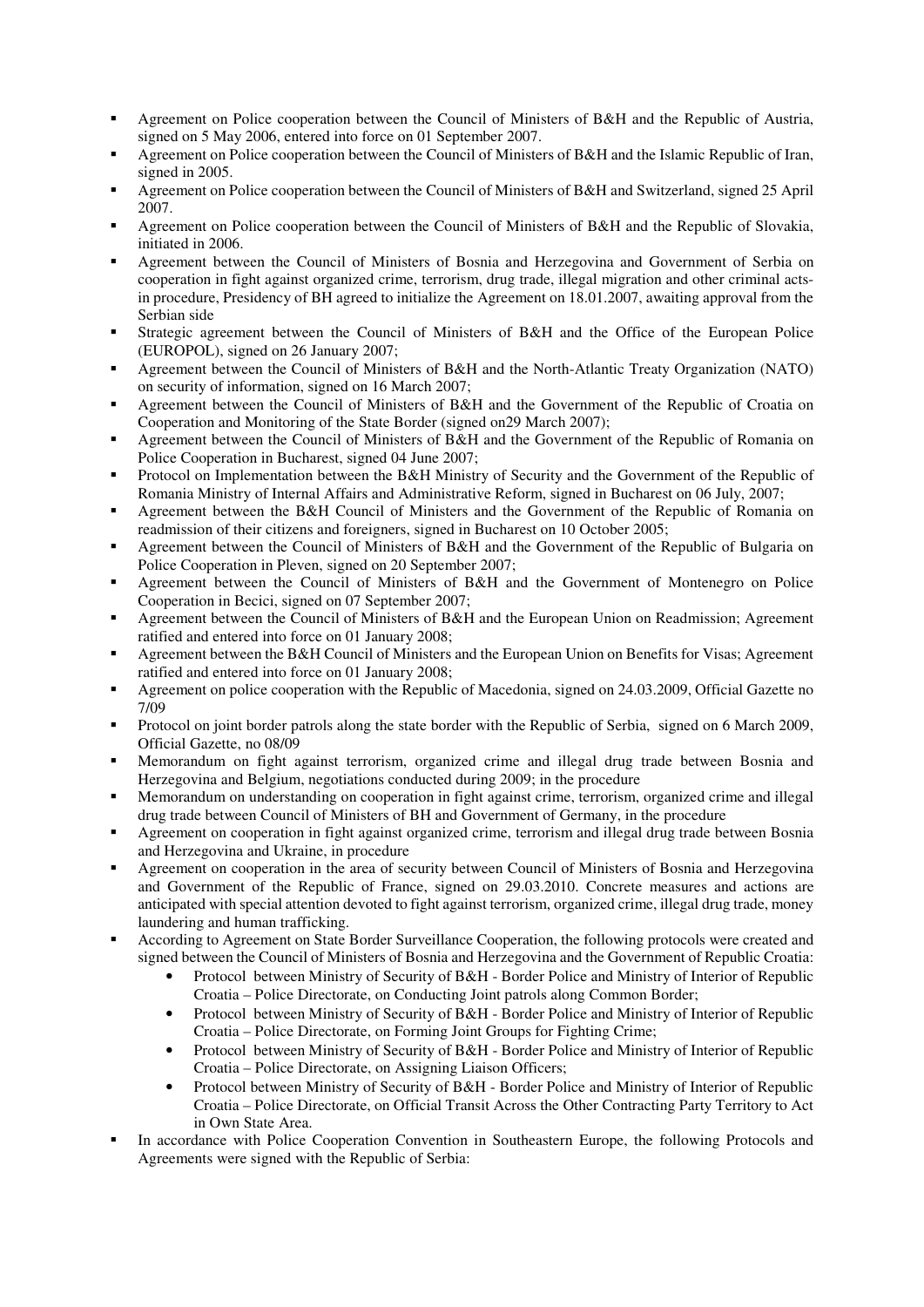- Agreement on Police cooperation between the Council of Ministers of B&H and the Republic of Austria, signed on 5 May 2006, entered into force on 01 September 2007.
- Agreement on Police cooperation between the Council of Ministers of B&H and the Islamic Republic of Iran, signed in 2005.
- Agreement on Police cooperation between the Council of Ministers of B&H and Switzerland, signed 25 April 2007.
- Agreement on Police cooperation between the Council of Ministers of B&H and the Republic of Slovakia, initiated in 2006.
- Agreement between the Council of Ministers of Bosnia and Herzegovina and Government of Serbia on cooperation in fight against organized crime, terrorism, drug trade, illegal migration and other criminal acts-in procedure, Presidency of BH agreed to initialize the Agreement on 18.01.2007, awaiting approval from the Serbian side
- Strategic agreement between the Council of Ministers of B&H and the Office of the European Police (EUROPOL), signed on 26 January 2007;
- Agreement between the Council of Ministers of B&H and the North-Atlantic Treaty Organization (NATO) on security of information, signed on 16 March 2007;
- Agreement between the Council of Ministers of B&H and the Government of the Republic of Croatia on Cooperation and Monitoring of the State Border (signed on29 March 2007);
- Agreement between the Council of Ministers of B&H and the Government of the Republic of Romania on Police Cooperation in Bucharest, signed 04 June 2007;
- Protocol on Implementation between the B&H Ministry of Security and the Government of the Republic of Romania Ministry of Internal Affairs and Administrative Reform, signed in Bucharest on 06 July, 2007;
- Agreement between the B&H Council of Ministers and the Government of the Republic of Romania on readmission of their citizens and foreigners, signed in Bucharest on 10 October 2005;
- Agreement between the Council of Ministers of B&H and the Government of the Republic of Bulgaria on Police Cooperation in Pleven, signed on 20 September 2007;
- Agreement between the Council of Ministers of B&H and the Government of Montenegro on Police Cooperation in Becici, signed on 07 September 2007;
- Agreement between the Council of Ministers of B&H and the European Union on Readmission; Agreement ratified and entered into force on 01 January 2008;
- Agreement between the B&H Council of Ministers and the European Union on Benefits for Visas; Agreement ratified and entered into force on 01 January 2008;
- Agreement on police cooperation with the Republic of Macedonia, signed on 24.03.2009, Official Gazette no 7/09
- Protocol on joint border patrols along the state border with the Republic of Serbia, signed on 6 March 2009, Official Gazette, no 08/09
- Memorandum on fight against terrorism, organized crime and illegal drug trade between Bosnia and Herzegovina and Belgium, negotiations conducted during 2009; in the procedure
- Memorandum on understanding on cooperation in fight against crime, terrorism, organized crime and illegal drug trade between Council of Ministers of BH and Government of Germany, in the procedure
- Agreement on cooperation in fight against organized crime, terrorism and illegal drug trade between Bosnia and Herzegovina and Ukraine, in procedure
- Agreement on cooperation in the area of security between Council of Ministers of Bosnia and Herzegovina and Government of the Republic of France, signed on 29.03.2010. Concrete measures and actions are anticipated with special attention devoted to fight against terrorism, organized crime, illegal drug trade, money laundering and human trafficking.
- According to Agreement on State Border Surveillance Cooperation, the following protocols were created and signed between the Council of Ministers of Bosnia and Herzegovina and the Government of Republic Croatia:
  - Protocol between Ministry of Security of B&H - Border Police and Ministry of Interior of Republic Croatia – Police Directorate, on Conducting Joint patrols along Common Border;
  - Protocol between Ministry of Security of B&H - Border Police and Ministry of Interior of Republic Croatia – Police Directorate, on Forming Joint Groups for Fighting Crime;
  - Protocol between Ministry of Security of B&H - Border Police and Ministry of Interior of Republic Croatia – Police Directorate, on Assigning Liaison Officers;
  - Protocol between Ministry of Security of B&H - Border Police and Ministry of Interior of Republic Croatia – Police Directorate, on Official Transit Across the Other Contracting Party Territory to Act in Own State Area.
- In accordance with Police Cooperation Convention in Southeastern Europe, the following Protocols and Agreements were signed with the Republic of Serbia: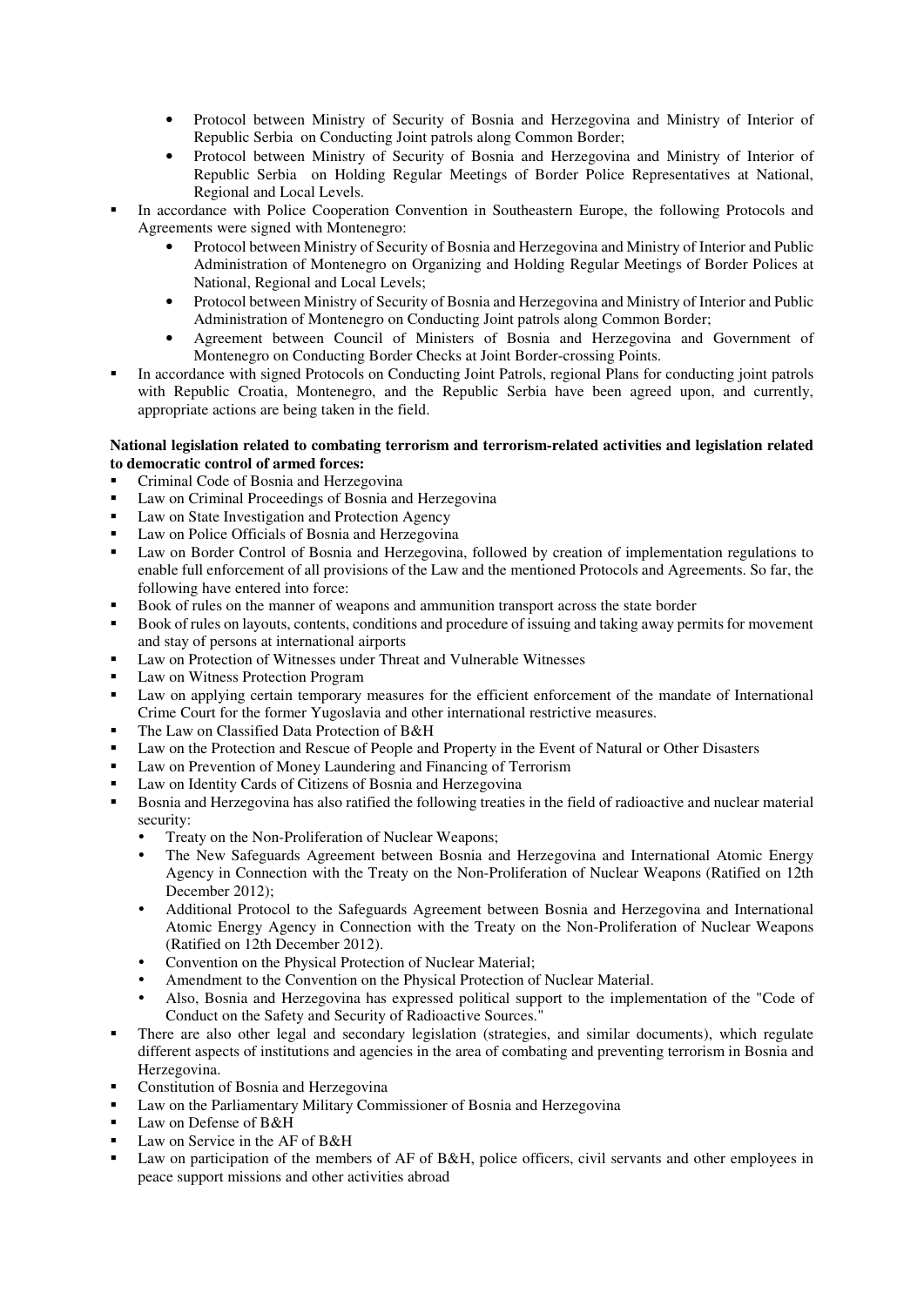- Protocol between Ministry of Security of Bosnia and Herzegovina and Ministry of Interior of Republic Serbia on Conducting Joint patrols along Common Border;
    - Protocol between Ministry of Security of Bosnia and Herzegovina and Ministry of Interior of Republic Serbia on Holding Regular Meetings of Border Police Representatives at National, Regional and Local Levels.
- In accordance with Police Cooperation Convention in Southeastern Europe, the following Protocols and Agreements were signed with Montenegro:
    - Protocol between Ministry of Security of Bosnia and Herzegovina and Ministry of Interior and Public Administration of Montenegro on Organizing and Holding Regular Meetings of Border Polices at National, Regional and Local Levels;
    - Protocol between Ministry of Security of Bosnia and Herzegovina and Ministry of Interior and Public Administration of Montenegro on Conducting Joint patrols along Common Border;
    - Agreement between Council of Ministers of Bosnia and Herzegovina and Government of Montenegro on Conducting Border Checks at Joint Border-crossing Points.
- In accordance with signed Protocols on Conducting Joint Patrols, regional Plans for conducting joint patrols with Republic Croatia, Montenegro, and the Republic Serbia have been agreed upon, and currently, appropriate actions are being taken in the field.

**National legislation related to combating terrorism and terrorism-related activities and legislation related to democratic control of armed forces:**

- Criminal Code of Bosnia and Herzegovina
- Law on Criminal Proceedings of Bosnia and Herzegovina
- Law on State Investigation and Protection Agency
- Law on Police Officials of Bosnia and Herzegovina
- Law on Border Control of Bosnia and Herzegovina, followed by creation of implementation regulations to enable full enforcement of all provisions of the Law and the mentioned Protocols and Agreements. So far, the following have entered into force:
- Book of rules on the manner of weapons and ammunition transport across the state border
- Book of rules on layouts, contents, conditions and procedure of issuing and taking away permits for movement and stay of persons at international airports
- Law on Protection of Witnesses under Threat and Vulnerable Witnesses
- Law on Witness Protection Program
- Law on applying certain temporary measures for the efficient enforcement of the mandate of International Crime Court for the former Yugoslavia and other international restrictive measures.
- The Law on Classified Data Protection of B&H
- Law on the Protection and Rescue of People and Property in the Event of Natural or Other Disasters
- Law on Prevention of Money Laundering and Financing of Terrorism
- Law on Identity Cards of Citizens of Bosnia and Herzegovina
- Bosnia and Herzegovina has also ratified the following treaties in the field of radioactive and nuclear material security:
    - Treaty on the Non-Proliferation of Nuclear Weapons;
    - The New Safeguards Agreement between Bosnia and Herzegovina and International Atomic Energy Agency in Connection with the Treaty on the Non-Proliferation of Nuclear Weapons (Ratified on 12th December 2012);
    - Additional Protocol to the Safeguards Agreement between Bosnia and Herzegovina and International Atomic Energy Agency in Connection with the Treaty on the Non-Proliferation of Nuclear Weapons (Ratified on 12th December 2012).
    - Convention on the Physical Protection of Nuclear Material;
    - Amendment to the Convention on the Physical Protection of Nuclear Material.
    - Also, Bosnia and Herzegovina has expressed political support to the implementation of the "Code of Conduct on the Safety and Security of Radioactive Sources."
- There are also other legal and secondary legislation (strategies, and similar documents), which regulate different aspects of institutions and agencies in the area of combating and preventing terrorism in Bosnia and Herzegovina.
- Constitution of Bosnia and Herzegovina
- Law on the Parliamentary Military Commissioner of Bosnia and Herzegovina
- Law on Defense of B&H
- Law on Service in the AF of B&H
- Law on participation of the members of AF of B&H, police officers, civil servants and other employees in peace support missions and other activities abroad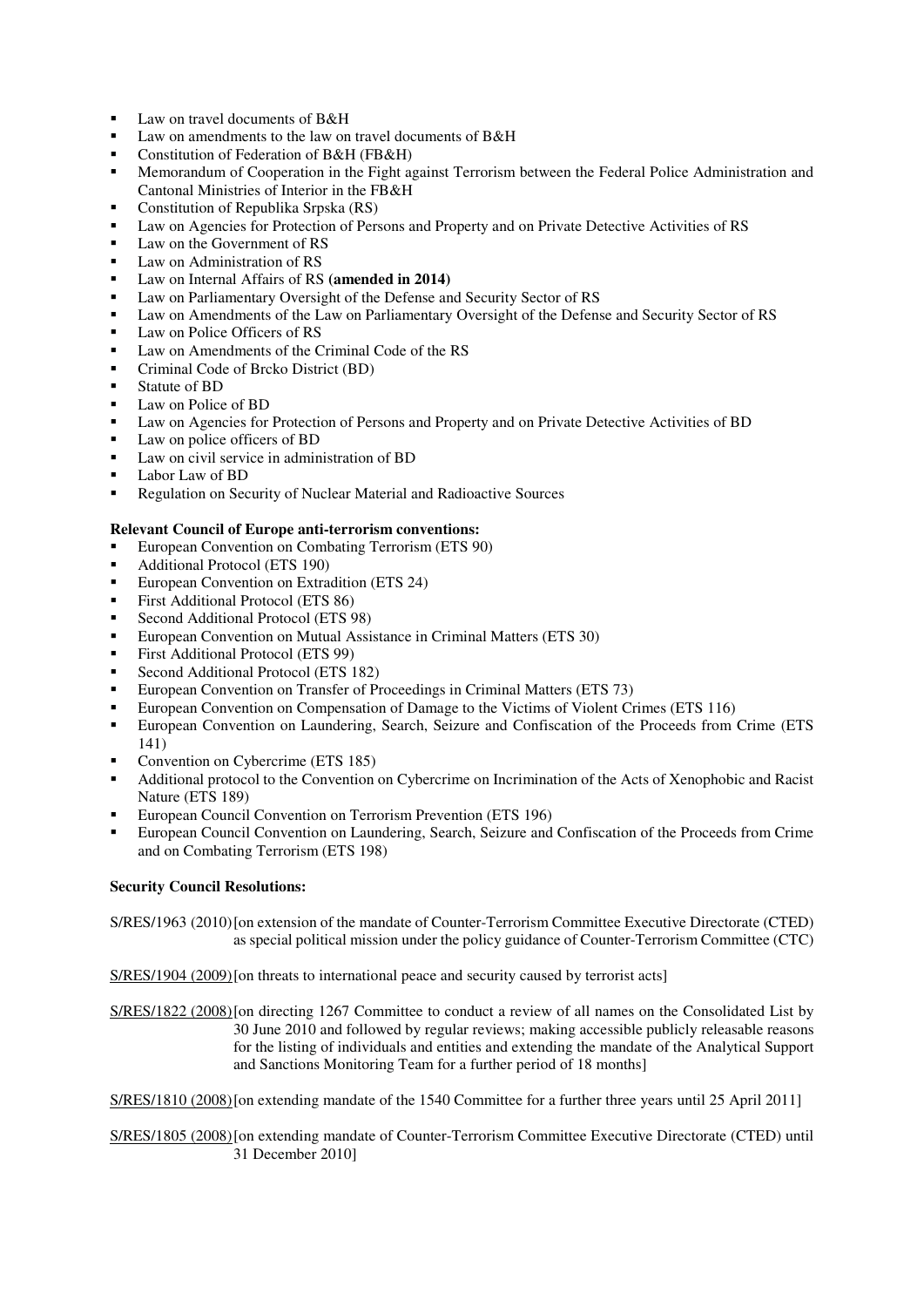- Law on travel documents of B&H
- Law on amendments to the law on travel documents of B&H
- Constitution of Federation of B&H (FB&H)
- Memorandum of Cooperation in the Fight against Terrorism between the Federal Police Administration and Cantonal Ministries of Interior in the FB&H
- Constitution of Republika Srpska (RS)
- Law on Agencies for Protection of Persons and Property and on Private Detective Activities of RS
- Law on the Government of RS
- Law on Administration of RS
- Law on Internal Affairs of RS **(amended in 2014)**
- Law on Parliamentary Oversight of the Defense and Security Sector of RS
- Law on Amendments of the Law on Parliamentary Oversight of the Defense and Security Sector of RS
- Law on Police Officers of RS
- Law on Amendments of the Criminal Code of the RS
- Criminal Code of Brcko District (BD)
- Statute of BD
- Law on Police of BD
- Law on Agencies for Protection of Persons and Property and on Private Detective Activities of BD
- Law on police officers of BD
- Law on civil service in administration of BD
- Labor Law of BD
- Regulation on Security of Nuclear Material and Radioactive Sources

**Relevant Council of Europe anti-terrorism conventions:**

- European Convention on Combating Terrorism (ETS 90)
- Additional Protocol (ETS 190)
- European Convention on Extradition (ETS 24)
- First Additional Protocol (ETS 86)
- Second Additional Protocol (ETS 98)
- European Convention on Mutual Assistance in Criminal Matters (ETS 30)
- First Additional Protocol (ETS 99)
- Second Additional Protocol (ETS 182)
- European Convention on Transfer of Proceedings in Criminal Matters (ETS 73)
- European Convention on Compensation of Damage to the Victims of Violent Crimes (ETS 116)
- European Convention on Laundering, Search, Seizure and Confiscation of the Proceeds from Crime (ETS 141)
- Convention on Cybercrime (ETS 185)
- Additional protocol to the Convention on Cybercrime on Incrimination of the Acts of Xenophobic and Racist Nature (ETS 189)
- European Council Convention on Terrorism Prevention (ETS 196)
- European Council Convention on Laundering, Search, Seizure and Confiscation of the Proceeds from Crime and on Combating Terrorism (ETS 198)

**Security Council Resolutions:**

S/RES/1963 (2010) [on extension of the mandate of Counter-Terrorism Committee Executive Directorate (CTED) as special political mission under the policy guidance of Counter-Terrorism Committee (CTC)

S/RES/1904 (2009) [on threats to international peace and security caused by terrorist acts]

S/RES/1822 (2008) [on directing 1267 Committee to conduct a review of all names on the Consolidated List by 30 June 2010 and followed by regular reviews; making accessible publicly releasable reasons for the listing of individuals and entities and extending the mandate of the Analytical Support and Sanctions Monitoring Team for a further period of 18 months]

S/RES/1810 (2008) [on extending mandate of the 1540 Committee for a further three years until 25 April 2011]

S/RES/1805 (2008) [on extending mandate of Counter-Terrorism Committee Executive Directorate (CTED) until 31 December 2010]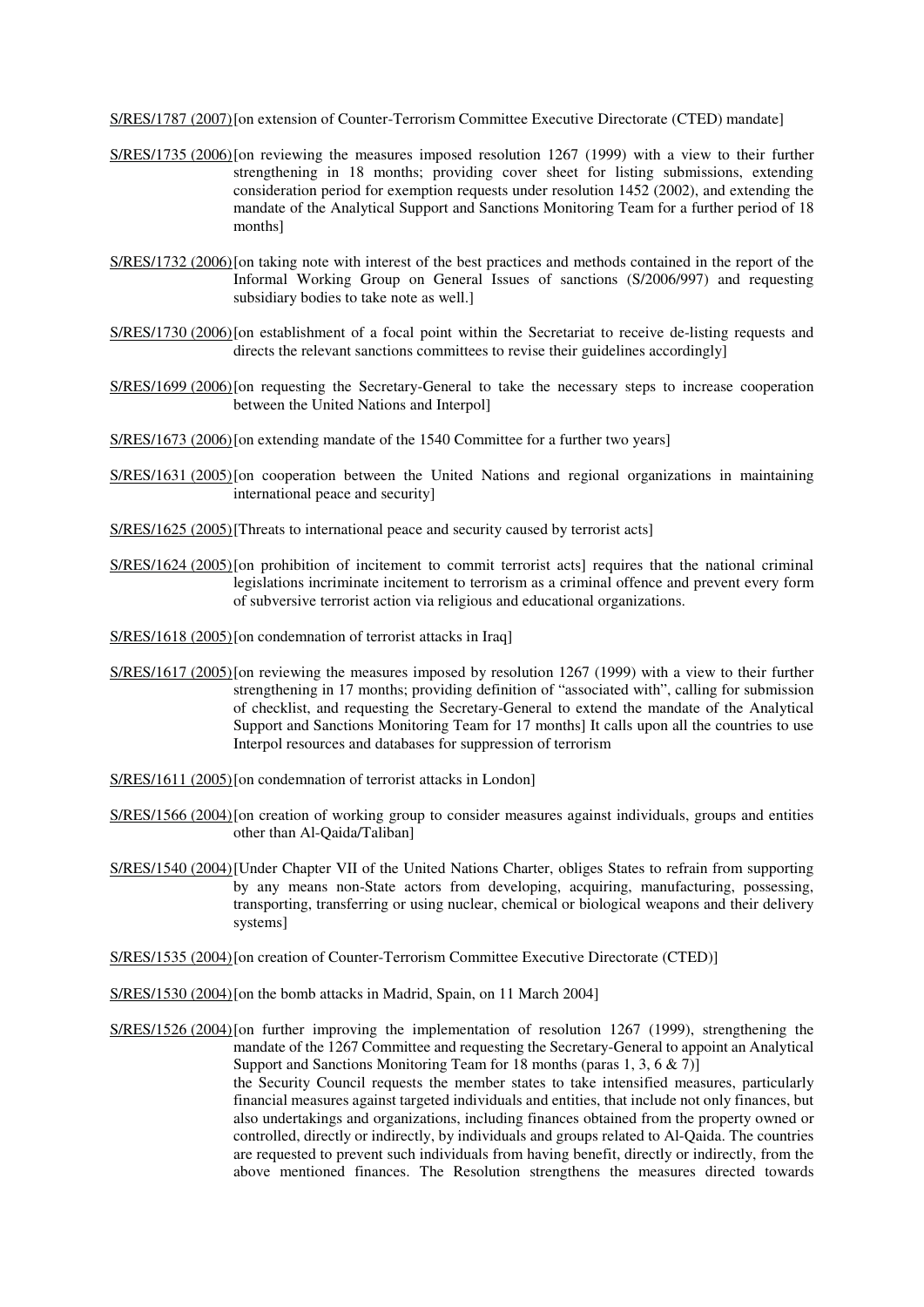S/RES/1787 (2007) [on extension of Counter-Terrorism Committee Executive Directorate (CTED) mandate]

S/RES/1735 (2006) [on reviewing the measures imposed resolution 1267 (1999) with a view to their further strengthening in 18 months; providing cover sheet for listing submissions, extending consideration period for exemption requests under resolution 1452 (2002), and extending the mandate of the Analytical Support and Sanctions Monitoring Team for a further period of 18 months]

S/RES/1732 (2006) [on taking note with interest of the best practices and methods contained in the report of the Informal Working Group on General Issues of sanctions (S/2006/997) and requesting subsidiary bodies to take note as well.]

S/RES/1730 (2006) [on establishment of a focal point within the Secretariat to receive de-listing requests and directs the relevant sanctions committees to revise their guidelines accordingly]

S/RES/1699 (2006) [on requesting the Secretary-General to take the necessary steps to increase cooperation between the United Nations and Interpol]

S/RES/1673 (2006) [on extending mandate of the 1540 Committee for a further two years]

S/RES/1631 (2005) [on cooperation between the United Nations and regional organizations in maintaining international peace and security]

S/RES/1625 (2005) [Threats to international peace and security caused by terrorist acts]

S/RES/1624 (2005) [on prohibition of incitement to commit terrorist acts] requires that the national criminal legislations incriminate incitement to terrorism as a criminal offence and prevent every form of subversive terrorist action via religious and educational organizations.

S/RES/1618 (2005) [on condemnation of terrorist attacks in Iraq]

S/RES/1617 (2005) [on reviewing the measures imposed by resolution 1267 (1999) with a view to their further strengthening in 17 months; providing definition of "associated with", calling for submission of checklist, and requesting the Secretary-General to extend the mandate of the Analytical Support and Sanctions Monitoring Team for 17 months] It calls upon all the countries to use Interpol resources and databases for suppression of terrorism

S/RES/1611 (2005) [on condemnation of terrorist attacks in London]

S/RES/1566 (2004) [on creation of working group to consider measures against individuals, groups and entities other than Al-Qaida/Taliban]

S/RES/1540 (2004) [Under Chapter VII of the United Nations Charter, obliges States to refrain from supporting by any means non-State actors from developing, acquiring, manufacturing, possessing, transporting, transferring or using nuclear, chemical or biological weapons and their delivery systems]

S/RES/1535 (2004) [on creation of Counter-Terrorism Committee Executive Directorate (CTED)]

S/RES/1530 (2004) [on the bomb attacks in Madrid, Spain, on 11 March 2004]

S/RES/1526 (2004) [on further improving the implementation of resolution 1267 (1999), strengthening the mandate of the 1267 Committee and requesting the Secretary-General to appoint an Analytical Support and Sanctions Monitoring Team for 18 months (paras 1, 3, 6 & 7)]
the Security Council requests the member states to take intensified measures, particularly financial measures against targeted individuals and entities, that include not only finances, but also undertakings and organizations, including finances obtained from the property owned or controlled, directly or indirectly, by individuals and groups related to Al-Qaida. The countries are requested to prevent such individuals from having benefit, directly or indirectly, from the above mentioned finances. The Resolution strengthens the measures directed towards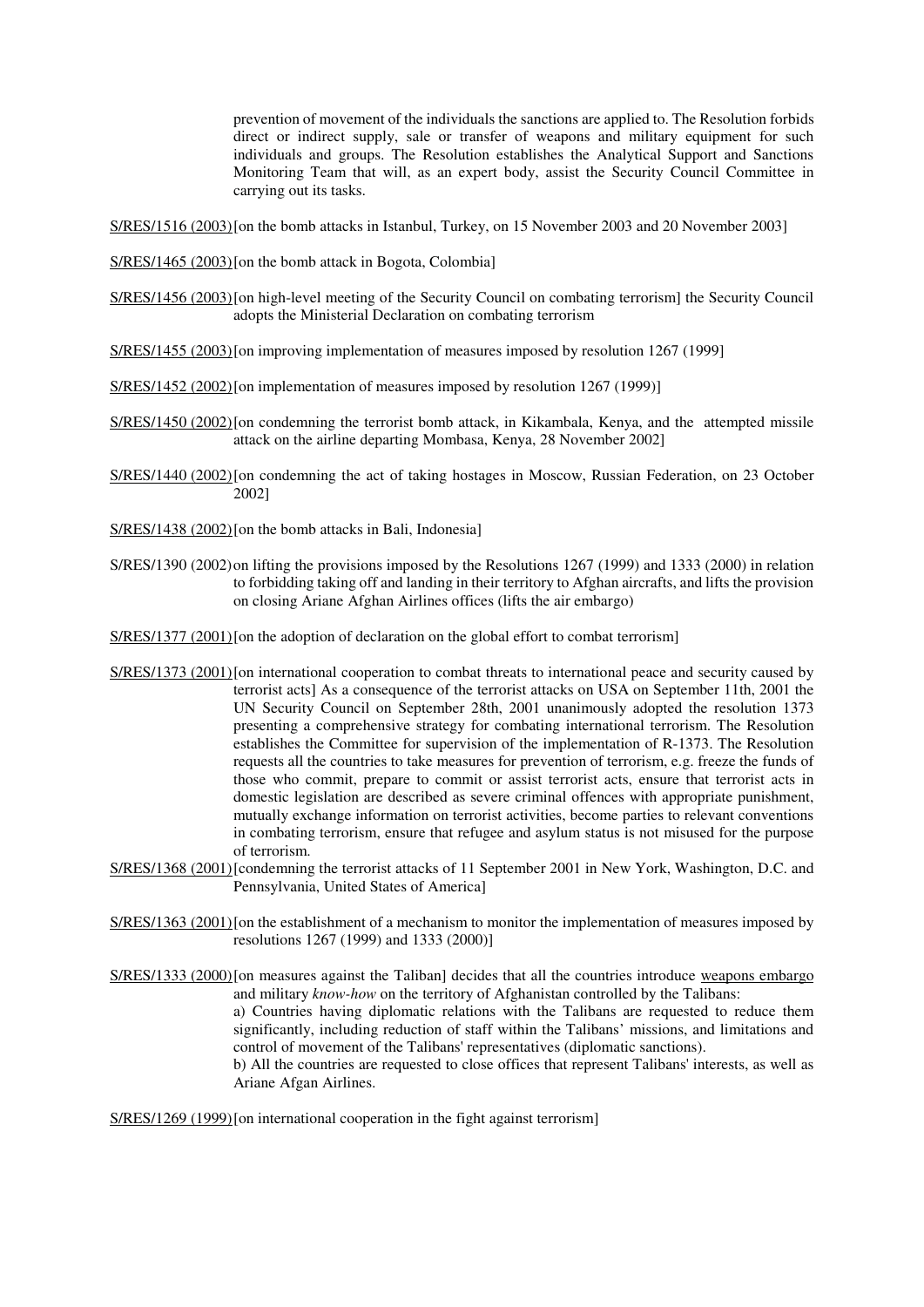prevention of movement of the individuals the sanctions are applied to. The Resolution forbids direct or indirect supply, sale or transfer of weapons and military equipment for such individuals and groups. The Resolution establishes the Analytical Support and Sanctions Monitoring Team that will, as an expert body, assist the Security Council Committee in carrying out its tasks.

S/RES/1516 (2003) [on the bomb attacks in Istanbul, Turkey, on 15 November 2003 and 20 November 2003]

S/RES/1465 (2003) [on the bomb attack in Bogota, Colombia]

S/RES/1456 (2003) [on high-level meeting of the Security Council on combating terrorism] the Security Council adopts the Ministerial Declaration on combating terrorism

S/RES/1455 (2003) [on improving implementation of measures imposed by resolution 1267 (1999)]

S/RES/1452 (2002) [on implementation of measures imposed by resolution 1267 (1999)]

S/RES/1450 (2002) [on condemning the terrorist bomb attack, in Kikambala, Kenya, and the attempted missile attack on the airline departing Mombasa, Kenya, 28 November 2002]

S/RES/1440 (2002) [on condemning the act of taking hostages in Moscow, Russian Federation, on 23 October 2002]

S/RES/1438 (2002) [on the bomb attacks in Bali, Indonesia]

S/RES/1390 (2002) on lifting the provisions imposed by the Resolutions 1267 (1999) and 1333 (2000) in relation to forbidding taking off and landing in their territory to Afghan aircrafts, and lifts the provision on closing Ariane Afghan Airlines offices (lifts the air embargo)

S/RES/1377 (2001) [on the adoption of declaration on the global effort to combat terrorism]

S/RES/1373 (2001) [on international cooperation to combat threats to international peace and security caused by terrorist acts] As a consequence of the terrorist attacks on USA on September 11th, 2001 the UN Security Council on September 28th, 2001 unanimously adopted the resolution 1373 presenting a comprehensive strategy for combating international terrorism. The Resolution establishes the Committee for supervision of the implementation of R-1373. The Resolution requests all the countries to take measures for prevention of terrorism, e.g. freeze the funds of those who commit, prepare to commit or assist terrorist acts, ensure that terrorist acts in domestic legislation are described as severe criminal offences with appropriate punishment, mutually exchange information on terrorist activities, become parties to relevant conventions in combating terrorism, ensure that refugee and asylum status is not misused for the purpose of terrorism.

S/RES/1368 (2001) [condemning the terrorist attacks of 11 September 2001 in New York, Washington, D.C. and Pennsylvania, United States of America]

S/RES/1363 (2001) [on the establishment of a mechanism to monitor the implementation of measures imposed by resolutions 1267 (1999) and 1333 (2000)]

S/RES/1333 (2000) [on measures against the Taliban] decides that all the countries introduce weapons embargo and military *know-how* on the territory of Afghanistan controlled by the Talibans:
a) Countries having diplomatic relations with the Talibans are requested to reduce them significantly, including reduction of staff within the Talibans' missions, and limitations and control of movement of the Talibans' representatives (diplomatic sanctions).
b) All the countries are requested to close offices that represent Talibans' interests, as well as Ariane Afgan Airlines.

S/RES/1269 (1999) [on international cooperation in the fight against terrorism]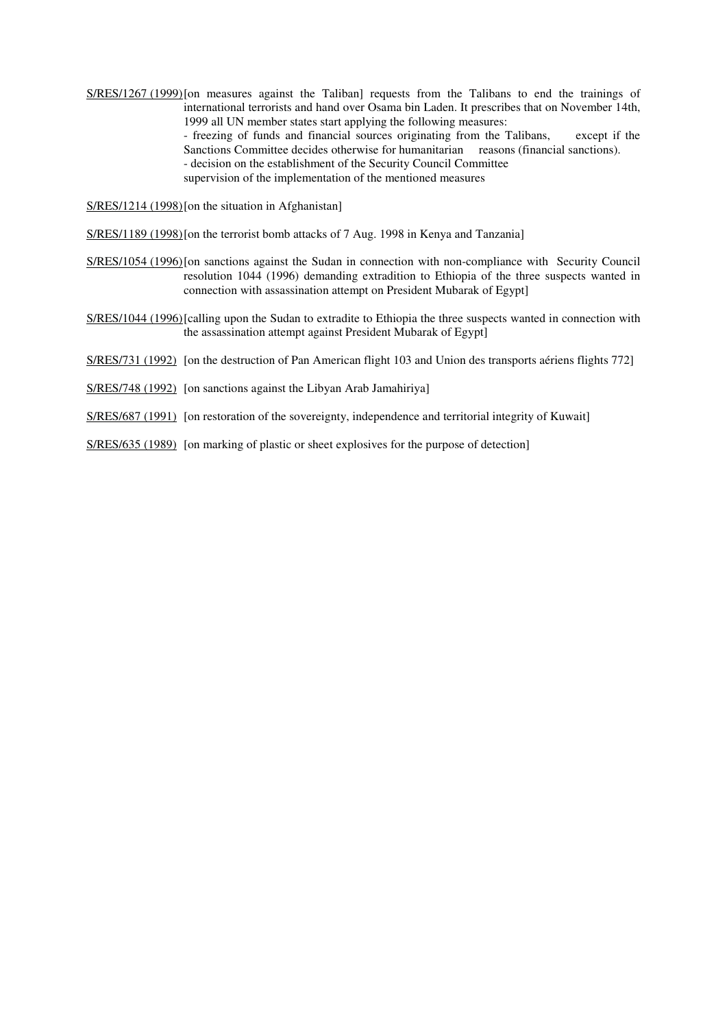S/RES/1267 (1999) [on measures against the Taliban] requests from the Talibans to end the trainings of international terrorists and hand over Osama bin Laden. It prescribes that on November 14th, 1999 all UN member states start applying the following measures:
- freezing of funds and financial sources originating from the Talibans, except if the Sanctions Committee decides otherwise for humanitarian reasons (financial sanctions).
- decision on the establishment of the Security Council Committee supervision of the implementation of the mentioned measures

S/RES/1214 (1998) [on the situation in Afghanistan]

S/RES/1189 (1998) [on the terrorist bomb attacks of 7 Aug. 1998 in Kenya and Tanzania]

S/RES/1054 (1996) [on sanctions against the Sudan in connection with non-compliance with Security Council resolution 1044 (1996) demanding extradition to Ethiopia of the three suspects wanted in connection with assassination attempt on President Mubarak of Egypt]

S/RES/1044 (1996) [calling upon the Sudan to extradite to Ethiopia the three suspects wanted in connection with the assassination attempt against President Mubarak of Egypt]

S/RES/731 (1992) [on the destruction of Pan American flight 103 and Union des transports aériens flights 772]

S/RES/748 (1992) [on sanctions against the Libyan Arab Jamahiriya]

S/RES/687 (1991) [on restoration of the sovereignty, independence and territorial integrity of Kuwait]

S/RES/635 (1989) [on marking of plastic or sheet explosives for the purpose of detection]